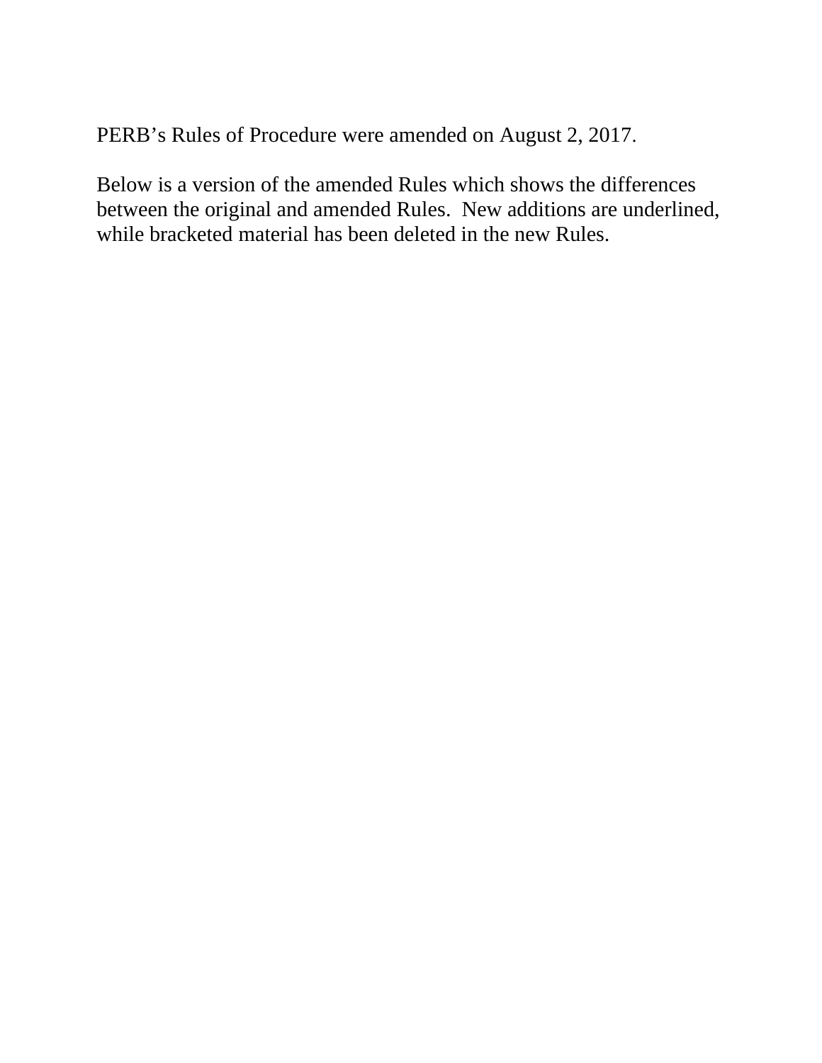PERB's Rules of Procedure were amended on August 2, 2017.

Below is a version of the amended Rules which shows the differences between the original and amended Rules. New additions are underlined, while bracketed material has been deleted in the new Rules.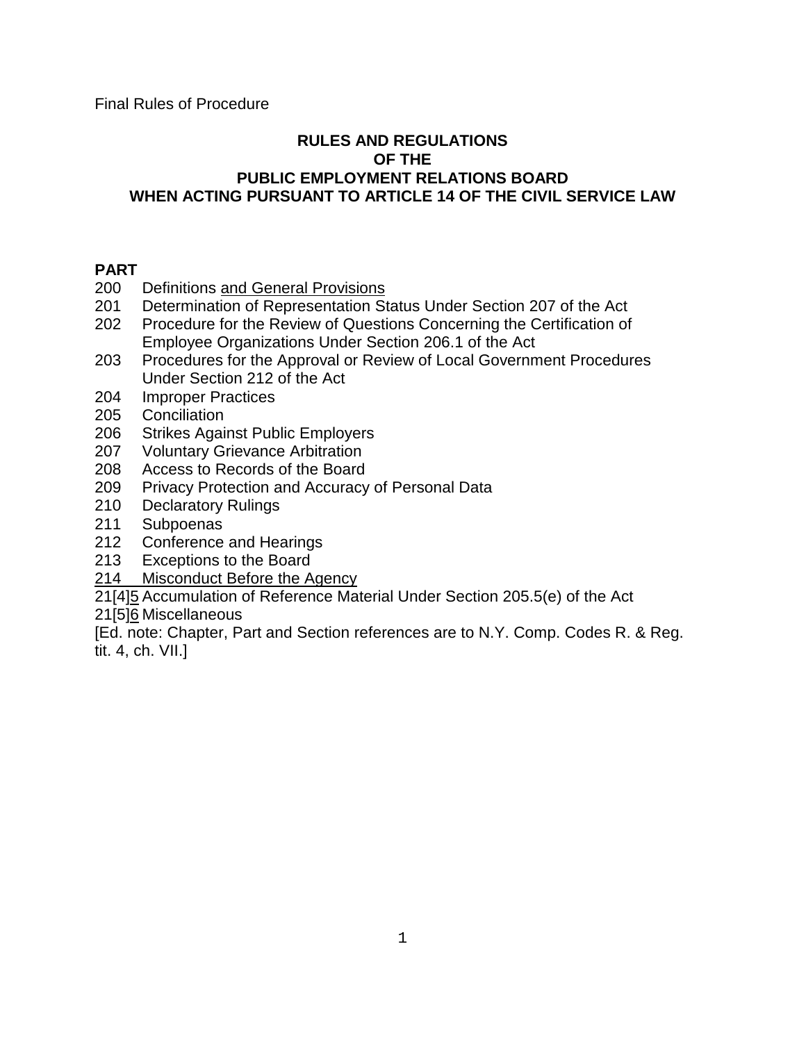Final Rules of Procedure

**RULES AND REGULATIONS**
**OF THE**
**PUBLIC EMPLOYMENT RELATIONS BOARD**
**WHEN ACTING PURSUANT TO ARTICLE 14 OF THE CIVIL SERVICE LAW**

**PART**

200 Definitions <u>and General Provisions</u>
201 Determination of Representation Status Under Section 207 of the Act
202 Procedure for the Review of Questions Concerning the Certification of Employee Organizations Under Section 206.1 of the Act
203 Procedures for the Approval or Review of Local Government Procedures Under Section 212 of the Act
204 Improper Practices
205 Conciliation
206 Strikes Against Public Employers
207 Voluntary Grievance Arbitration
208 Access to Records of the Board
209 Privacy Protection and Accuracy of Personal Data
210 Declaratory Rulings
211 Subpoenas
212 Conference and Hearings
213 Exceptions to the Board
<u>214 Misconduct Before the Agency</u>
21[4]<u>5</u> Accumulation of Reference Material Under Section 205.5(e) of the Act
21[5]<u>6</u> Miscellaneous

[Ed. note: Chapter, Part and Section references are to N.Y. Comp. Codes R. & Reg. tit. 4, ch. VII.]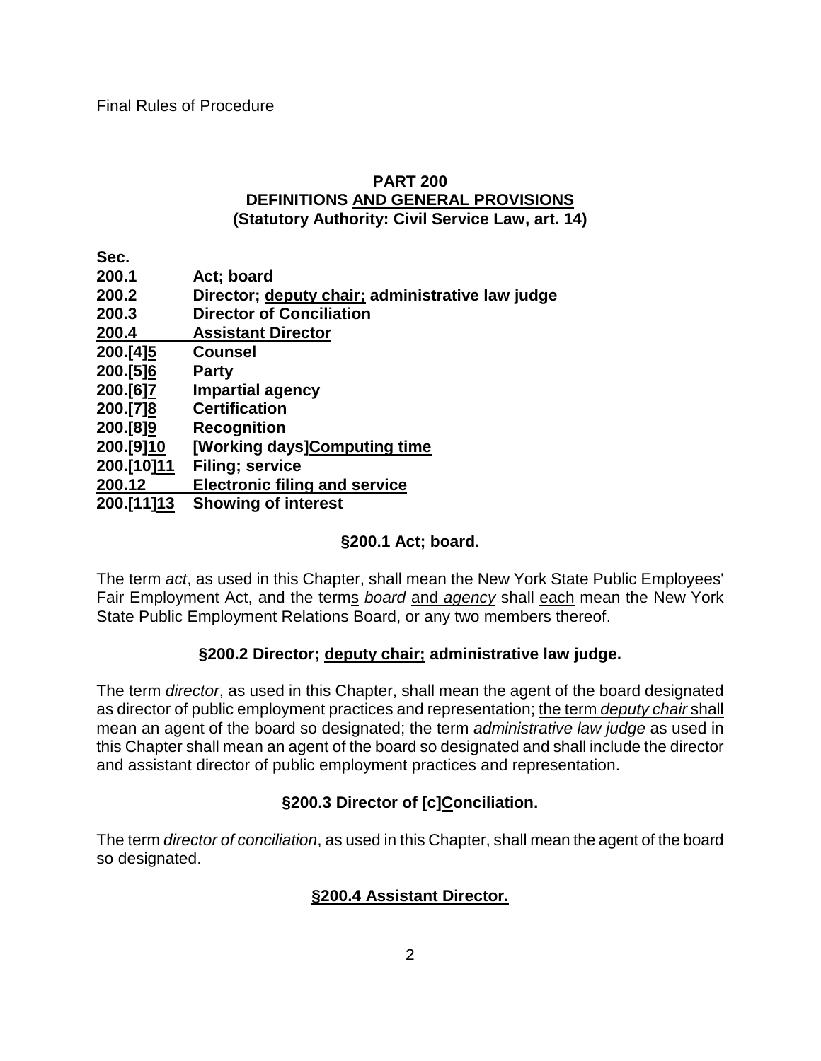Final Rules of Procedure

# PART 200
# DEFINITIONS <u>AND GENERAL PROVISIONS</u>
## (Statutory Authority: Civil Service Law, art. 14)

| **Sec.** | |
|---|---|
| **200.1** | **Act; board** |
| **200.2** | **Director; <u>deputy chair;</u> administrative law judge** |
| **200.3** | **Director of Conciliation** |
| **<u>200.4</u>** | **<u>Assistant Director</u>** |
| **200.[4]<u>5</u>** | **Counsel** |
| **200.[5]<u>6</u>** | **Party** |
| **200.[6]<u>7</u>** | **Impartial agency** |
| **200.[7]<u>8</u>** | **Certification** |
| **200.[8]<u>9</u>** | **Recognition** |
| **200.[9]<u>10</u>** | **[Working days]<u>Computing time</u>** |
| **200.[10]<u>11</u>** | **Filing; service** |
| **<u>200.12</u>** | **<u>Electronic filing and service</u>** |
| **200.[11]<u>13</u>** | **Showing of interest** |

### §200.1 Act; board.

The term *act*, as used in this Chapter, shall mean the New York State Public Employees' Fair Employment Act, and the term<u>s</u> *board* <u>and *agency*</u> shall <u>each</u> mean the New York State Public Employment Relations Board, or any two members thereof.

### §200.2 Director; <u>deputy chair;</u> administrative law judge.

The term *director*, as used in this Chapter, shall mean the agent of the board designated as director of public employment practices and representation; <u>the term *deputy chair* shall mean an agent of the board so designated;</u> the term *administrative law judge* as used in this Chapter shall mean an agent of the board so designated and shall include the director and assistant director of public employment practices and representation.

### §200.3 Director of [c]<u>C</u>onciliation.

The term *director of conciliation*, as used in this Chapter, shall mean the agent of the board so designated.

### <u>§200.4 Assistant Director.</u>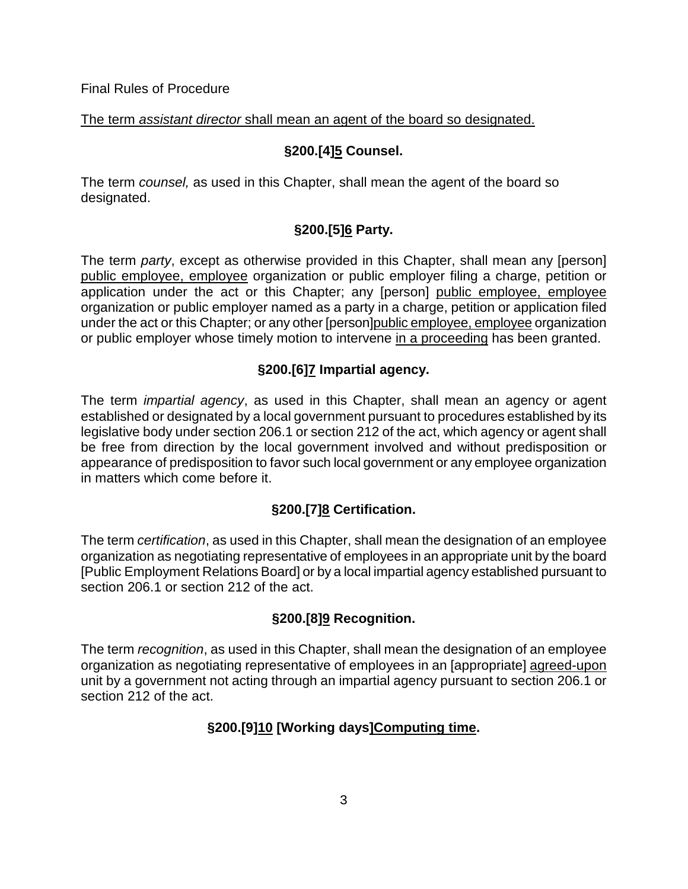Final Rules of Procedure

<u>The term *assistant director* shall mean an agent of the board so designated.</u>

### §200.[4]<u>5</u> Counsel.

The term *counsel,* as used in this Chapter, shall mean the agent of the board so designated.

### §200.[5]<u>6</u> Party.

The term *party*, except as otherwise provided in this Chapter, shall mean any [person] <u>public employee, employee</u> organization or public employer filing a charge, petition or application under the act or this Chapter; any [person] <u>public employee, employee</u> organization or public employer named as a party in a charge, petition or application filed under the act or this Chapter; or any other [person]<u>public employee, employee</u> organization or public employer whose timely motion to intervene <u>in a proceeding</u> has been granted.

### §200.[6]<u>7</u> Impartial agency.

The term *impartial agency*, as used in this Chapter, shall mean an agency or agent established or designated by a local government pursuant to procedures established by its legislative body under section 206.1 or section 212 of the act, which agency or agent shall be free from direction by the local government involved and without predisposition or appearance of predisposition to favor such local government or any employee organization in matters which come before it.

### §200.[7]<u>8</u> Certification.

The term *certification*, as used in this Chapter, shall mean the designation of an employee organization as negotiating representative of employees in an appropriate unit by the board [Public Employment Relations Board] or by a local impartial agency established pursuant to section 206.1 or section 212 of the act.

### §200.[8]<u>9</u> Recognition.

The term *recognition*, as used in this Chapter, shall mean the designation of an employee organization as negotiating representative of employees in an [appropriate] <u>agreed-upon</u> unit by a government not acting through an impartial agency pursuant to section 206.1 or section 212 of the act.

### §200.[9]<u>10</u> [Working days]<u>Computing time</u>.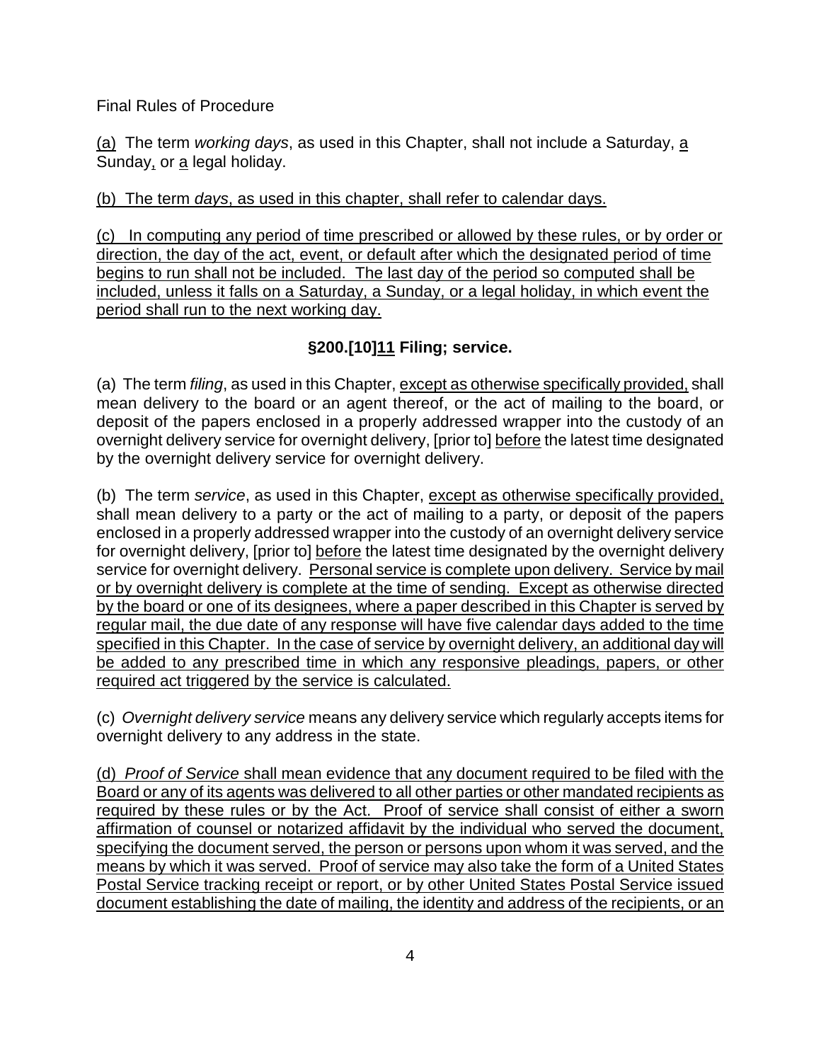Final Rules of Procedure

(a) The term *working days*, as used in this Chapter, shall not include a Saturday, a Sunday, or a legal holiday.

(b) The term *days*, as used in this chapter, shall refer to calendar days.

(c) In computing any period of time prescribed or allowed by these rules, or by order or direction, the day of the act, event, or default after which the designated period of time begins to run shall not be included. The last day of the period so computed shall be included, unless it falls on a Saturday, a Sunday, or a legal holiday, in which event the period shall run to the next working day.

### §200.[10]11 Filing; service.

(a) The term *filing*, as used in this Chapter, except as otherwise specifically provided, shall mean delivery to the board or an agent thereof, or the act of mailing to the board, or deposit of the papers enclosed in a properly addressed wrapper into the custody of an overnight delivery service for overnight delivery, [prior to] before the latest time designated by the overnight delivery service for overnight delivery.

(b) The term *service*, as used in this Chapter, except as otherwise specifically provided, shall mean delivery to a party or the act of mailing to a party, or deposit of the papers enclosed in a properly addressed wrapper into the custody of an overnight delivery service for overnight delivery, [prior to] before the latest time designated by the overnight delivery service for overnight delivery. Personal service is complete upon delivery. Service by mail or by overnight delivery is complete at the time of sending. Except as otherwise directed by the board or one of its designees, where a paper described in this Chapter is served by regular mail, the due date of any response will have five calendar days added to the time specified in this Chapter. In the case of service by overnight delivery, an additional day will be added to any prescribed time in which any responsive pleadings, papers, or other required act triggered by the service is calculated.

(c) *Overnight delivery service* means any delivery service which regularly accepts items for overnight delivery to any address in the state.

(d) *Proof of Service* shall mean evidence that any document required to be filed with the Board or any of its agents was delivered to all other parties or other mandated recipients as required by these rules or by the Act. Proof of service shall consist of either a sworn affirmation of counsel or notarized affidavit by the individual who served the document, specifying the document served, the person or persons upon whom it was served, and the means by which it was served. Proof of service may also take the form of a United States Postal Service tracking receipt or report, or by other United States Postal Service issued document establishing the date of mailing, the identity and address of the recipients, or an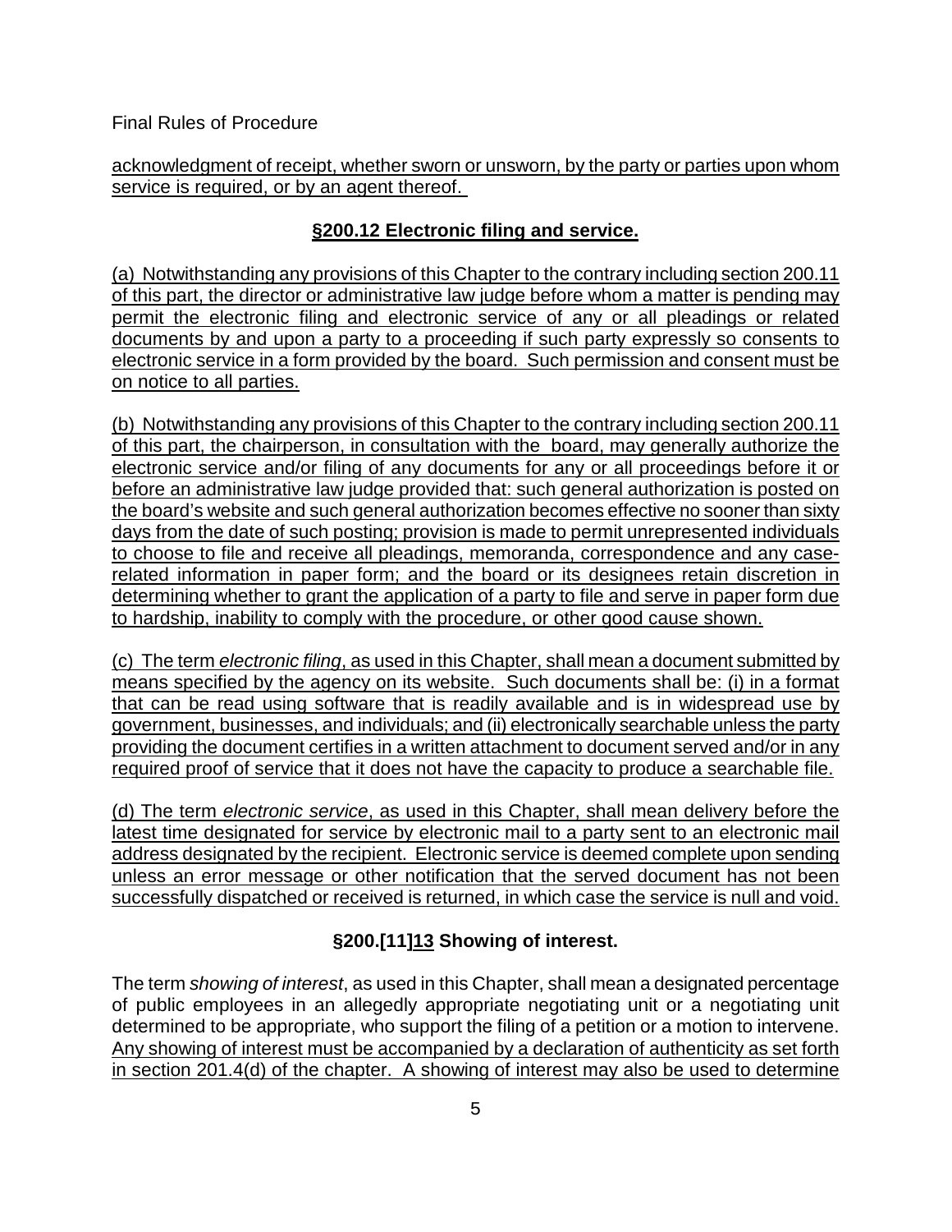acknowledgment of receipt, whether sworn or unsworn, by the party or parties upon whom service is required, or by an agent thereof.

## §200.12 Electronic filing and service.

(a) Notwithstanding any provisions of this Chapter to the contrary including section 200.11 of this part, the director or administrative law judge before whom a matter is pending may permit the electronic filing and electronic service of any or all pleadings or related documents by and upon a party to a proceeding if such party expressly so consents to electronic service in a form provided by the board. Such permission and consent must be on notice to all parties.

(b) Notwithstanding any provisions of this Chapter to the contrary including section 200.11 of this part, the chairperson, in consultation with the board, may generally authorize the electronic service and/or filing of any documents for any or all proceedings before it or before an administrative law judge provided that: such general authorization is posted on the board's website and such general authorization becomes effective no sooner than sixty days from the date of such posting; provision is made to permit unrepresented individuals to choose to file and receive all pleadings, memoranda, correspondence and any case-related information in paper form; and the board or its designees retain discretion in determining whether to grant the application of a party to file and serve in paper form due to hardship, inability to comply with the procedure, or other good cause shown.

(c) The term *electronic filing*, as used in this Chapter, shall mean a document submitted by means specified by the agency on its website. Such documents shall be: (i) in a format that can be read using software that is readily available and is in widespread use by government, businesses, and individuals; and (ii) electronically searchable unless the party providing the document certifies in a written attachment to document served and/or in any required proof of service that it does not have the capacity to produce a searchable file.

(d) The term *electronic service*, as used in this Chapter, shall mean delivery before the latest time designated for service by electronic mail to a party sent to an electronic mail address designated by the recipient. Electronic service is deemed complete upon sending unless an error message or other notification that the served document has not been successfully dispatched or received is returned, in which case the service is null and void.

## §200.[11]13 Showing of interest.

The term *showing of interest*, as used in this Chapter, shall mean a designated percentage of public employees in an allegedly appropriate negotiating unit or a negotiating unit determined to be appropriate, who support the filing of a petition or a motion to intervene. Any showing of interest must be accompanied by a declaration of authenticity as set forth in section 201.4(d) of the chapter. A showing of interest may also be used to determine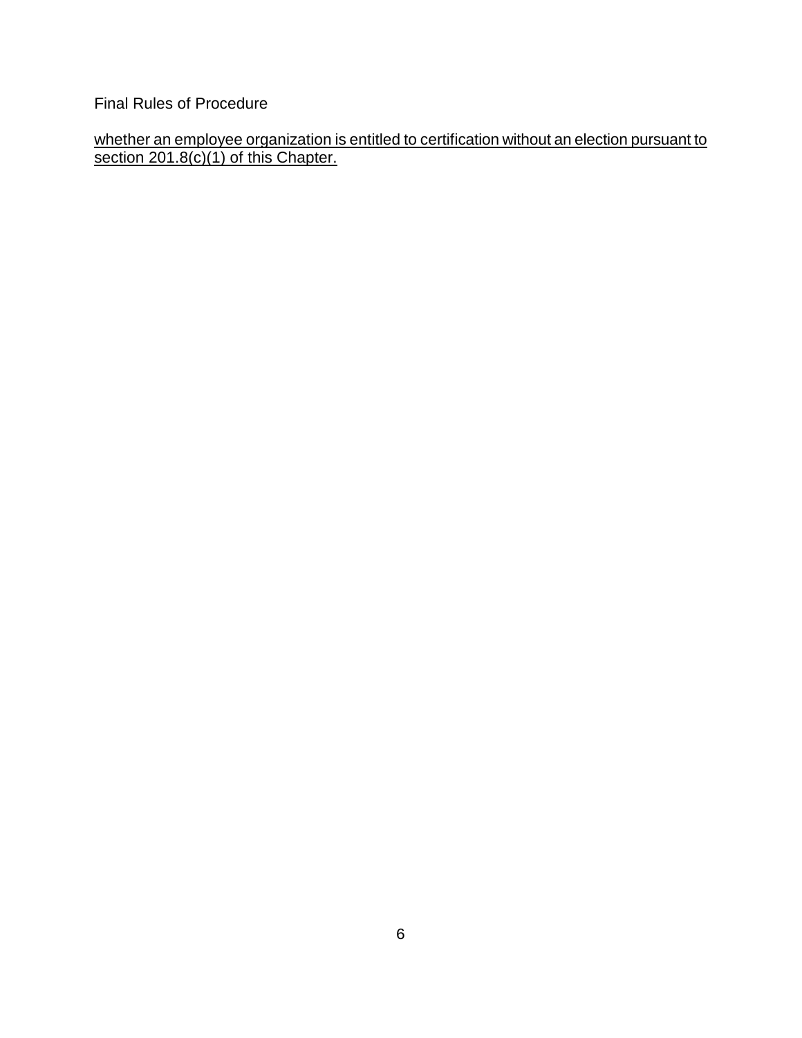<u>whether an employee organization is entitled to certification without an election pursuant to section 201.8(c)(1) of this Chapter.</u>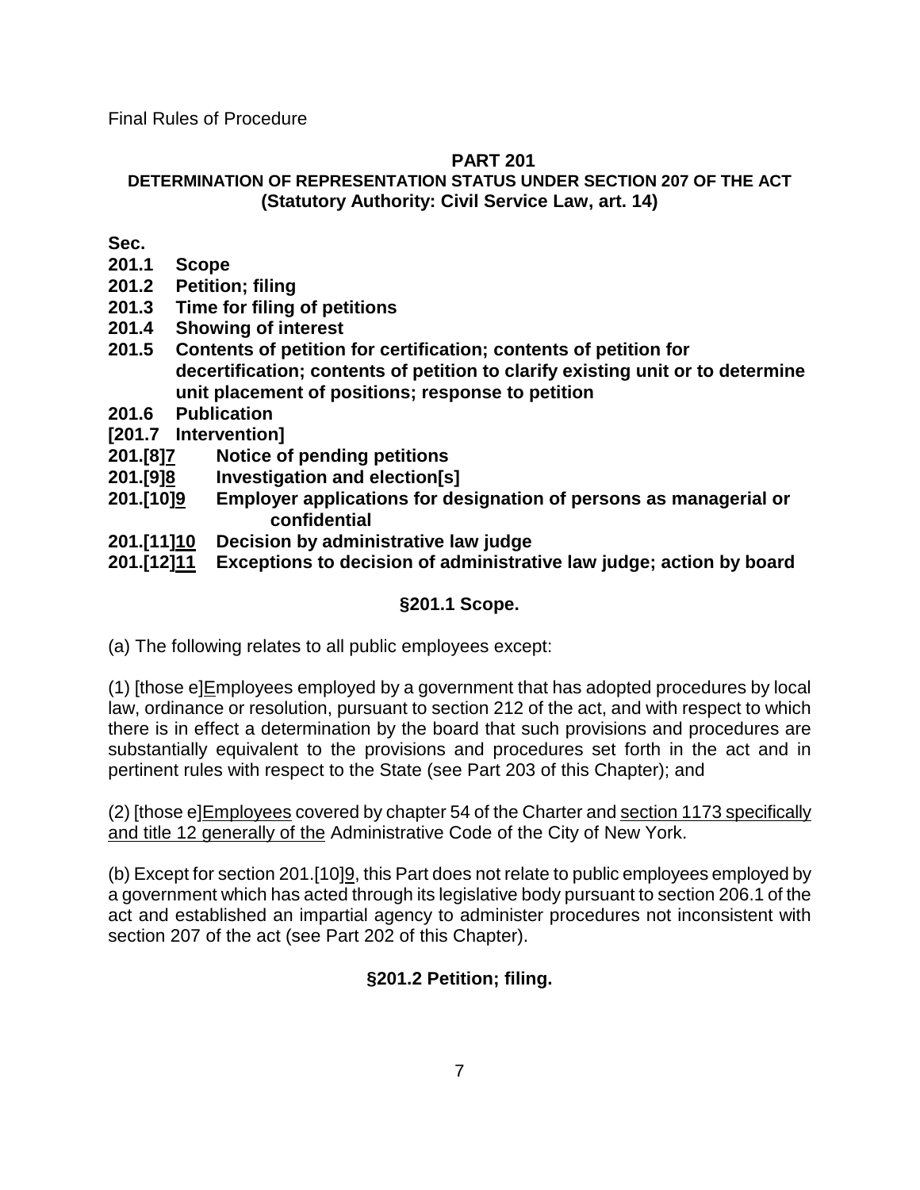Final Rules of Procedure

**PART 201**

**DETERMINATION OF REPRESENTATION STATUS UNDER SECTION 207 OF THE ACT (Statutory Authority: Civil Service Law, art. 14)**

**Sec.**

**201.1 Scope**
**201.2 Petition; filing**
**201.3 Time for filing of petitions**
**201.4 Showing of interest**
**201.5 Contents of petition for certification; contents of petition for decertification; contents of petition to clarify existing unit or to determine unit placement of positions; response to petition**
**201.6 Publication**
**[201.7 Intervention]**
**201.[8]7 Notice of pending petitions**
**201.[9]8 Investigation and election[s]**
**201.[10]9 Employer applications for designation of persons as managerial or confidential**
**201.[11]10 Decision by administrative law judge**
**201.[12]11 Exceptions to decision of administrative law judge; action by board**

### §201.1 Scope.

(a) The following relates to all public employees except:

(1) [those e]Employees employed by a government that has adopted procedures by local law, ordinance or resolution, pursuant to section 212 of the act, and with respect to which there is in effect a determination by the board that such provisions and procedures are substantially equivalent to the provisions and procedures set forth in the act and in pertinent rules with respect to the State (see Part 203 of this Chapter); and

(2) [those e]Employees covered by chapter 54 of the Charter and section 1173 specifically and title 12 generally of the Administrative Code of the City of New York.

(b) Except for section 201.[10]9, this Part does not relate to public employees employed by a government which has acted through its legislative body pursuant to section 206.1 of the act and established an impartial agency to administer procedures not inconsistent with section 207 of the act (see Part 202 of this Chapter).

### §201.2 Petition; filing.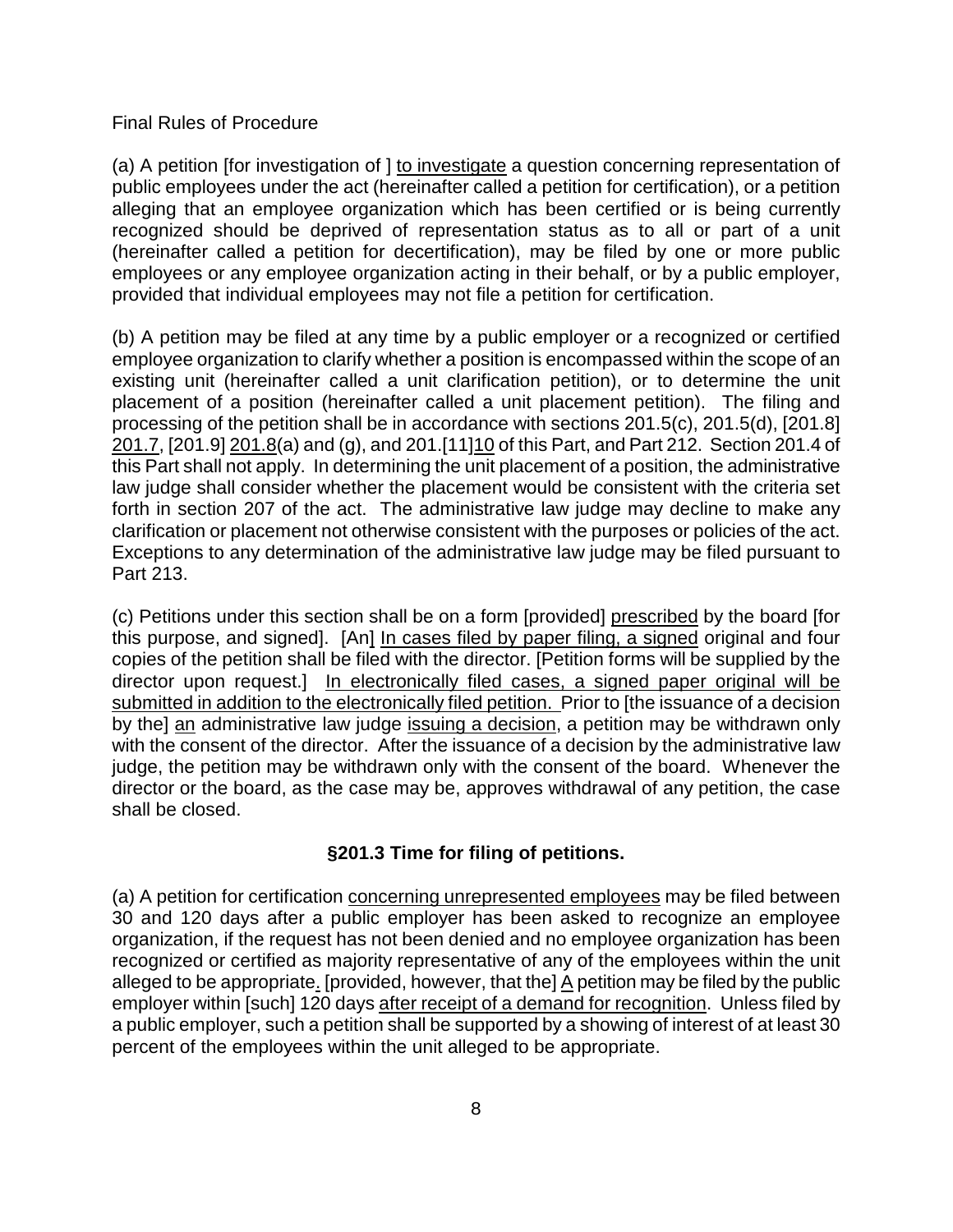Final Rules of Procedure

(a) A petition [for investigation of ] to investigate a question concerning representation of public employees under the act (hereinafter called a petition for certification), or a petition alleging that an employee organization which has been certified or is being currently recognized should be deprived of representation status as to all or part of a unit (hereinafter called a petition for decertification), may be filed by one or more public employees or any employee organization acting in their behalf, or by a public employer, provided that individual employees may not file a petition for certification.

(b) A petition may be filed at any time by a public employer or a recognized or certified employee organization to clarify whether a position is encompassed within the scope of an existing unit (hereinafter called a unit clarification petition), or to determine the unit placement of a position (hereinafter called a unit placement petition). The filing and processing of the petition shall be in accordance with sections 201.5(c), 201.5(d), [201.8] 201.7, [201.9] 201.8(a) and (g), and 201.[11]10 of this Part, and Part 212. Section 201.4 of this Part shall not apply. In determining the unit placement of a position, the administrative law judge shall consider whether the placement would be consistent with the criteria set forth in section 207 of the act. The administrative law judge may decline to make any clarification or placement not otherwise consistent with the purposes or policies of the act. Exceptions to any determination of the administrative law judge may be filed pursuant to Part 213.

(c) Petitions under this section shall be on a form [provided] prescribed by the board [for this purpose, and signed]. [An] In cases filed by paper filing, a signed original and four copies of the petition shall be filed with the director. [Petition forms will be supplied by the director upon request.] In electronically filed cases, a signed paper original will be submitted in addition to the electronically filed petition. Prior to [the issuance of a decision by the] an administrative law judge issuing a decision, a petition may be withdrawn only with the consent of the director. After the issuance of a decision by the administrative law judge, the petition may be withdrawn only with the consent of the board. Whenever the director or the board, as the case may be, approves withdrawal of any petition, the case shall be closed.

### §201.3 Time for filing of petitions.

(a) A petition for certification concerning unrepresented employees may be filed between 30 and 120 days after a public employer has been asked to recognize an employee organization, if the request has not been denied and no employee organization has been recognized or certified as majority representative of any of the employees within the unit alleged to be appropriate. [provided, however, that the] A petition may be filed by the public employer within [such] 120 days after receipt of a demand for recognition. Unless filed by a public employer, such a petition shall be supported by a showing of interest of at least 30 percent of the employees within the unit alleged to be appropriate.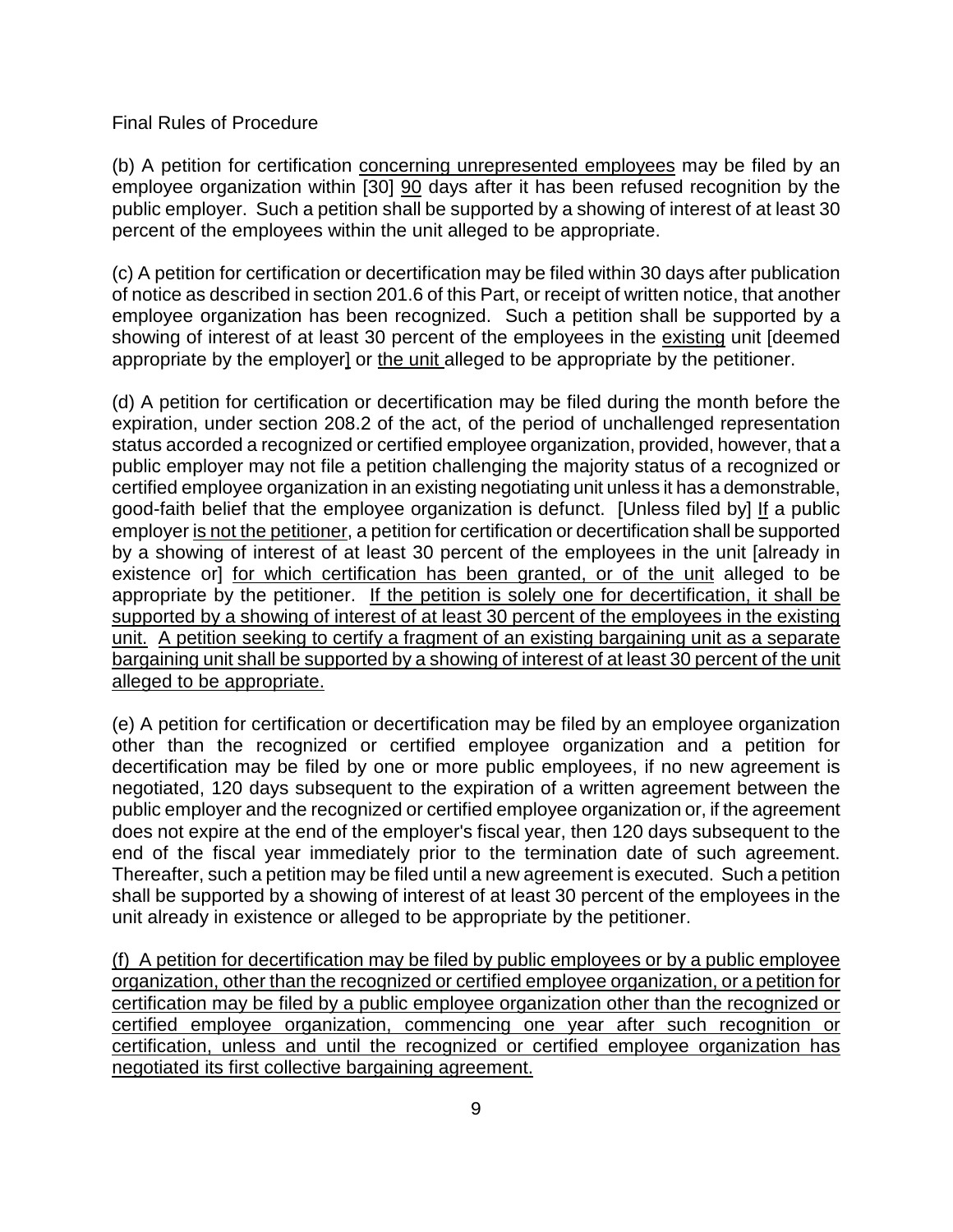(b) A petition for certification <u>concerning unrepresented employees</u> may be filed by an employee organization within [30] <u>90</u> days after it has been refused recognition by the public employer. Such a petition shall be supported by a showing of interest of at least 30 percent of the employees within the unit alleged to be appropriate.

(c) A petition for certification or decertification may be filed within 30 days after publication of notice as described in section 201.6 of this Part, or receipt of written notice, that another employee organization has been recognized. Such a petition shall be supported by a showing of interest of at least 30 percent of the employees in the <u>existing</u> unit [deemed appropriate by the employer] or <u>the unit</u> alleged to be appropriate by the petitioner.

(d) A petition for certification or decertification may be filed during the month before the expiration, under section 208.2 of the act, of the period of unchallenged representation status accorded a recognized or certified employee organization, provided, however, that a public employer may not file a petition challenging the majority status of a recognized or certified employee organization in an existing negotiating unit unless it has a demonstrable, good-faith belief that the employee organization is defunct. [Unless filed by] <u>If</u> a public employer <u>is not the petitioner</u>, a petition for certification or decertification shall be supported by a showing of interest of at least 30 percent of the employees in the unit [already in existence or] <u>for which certification has been granted, or of the unit</u> alleged to be appropriate by the petitioner. <u>If the petition is solely one for decertification, it shall be supported by a showing of interest of at least 30 percent of the employees in the existing unit.</u> <u>A petition seeking to certify a fragment of an existing bargaining unit as a separate bargaining unit shall be supported by a showing of interest of at least 30 percent of the unit alleged to be appropriate.</u>

(e) A petition for certification or decertification may be filed by an employee organization other than the recognized or certified employee organization and a petition for decertification may be filed by one or more public employees, if no new agreement is negotiated, 120 days subsequent to the expiration of a written agreement between the public employer and the recognized or certified employee organization or, if the agreement does not expire at the end of the employer's fiscal year, then 120 days subsequent to the end of the fiscal year immediately prior to the termination date of such agreement. Thereafter, such a petition may be filed until a new agreement is executed. Such a petition shall be supported by a showing of interest of at least 30 percent of the employees in the unit already in existence or alleged to be appropriate by the petitioner.

<u>(f) A petition for decertification may be filed by public employees or by a public employee organization, other than the recognized or certified employee organization, or a petition for certification may be filed by a public employee organization other than the recognized or certified employee organization, commencing one year after such recognition or certification, unless and until the recognized or certified employee organization has negotiated its first collective bargaining agreement.</u>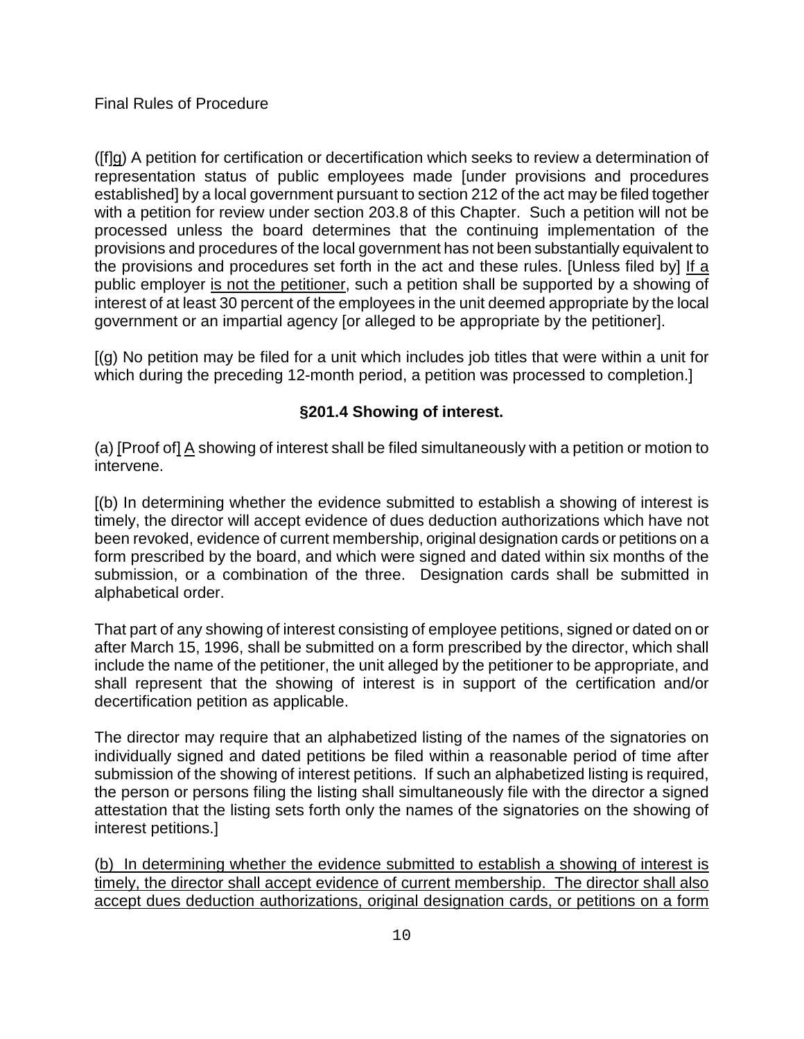Final Rules of Procedure

([f]<u>g</u>) A petition for certification or decertification which seeks to review a determination of representation status of public employees made [under provisions and procedures established] by a local government pursuant to section 212 of the act may be filed together with a petition for review under section 203.8 of this Chapter. Such a petition will not be processed unless the board determines that the continuing implementation of the provisions and procedures of the local government has not been substantially equivalent to the provisions and procedures set forth in the act and these rules. [Unless filed by] <u>If a</u> public employer <u>is not the petitioner</u>, such a petition shall be supported by a showing of interest of at least 30 percent of the employees in the unit deemed appropriate by the local government or an impartial agency [or alleged to be appropriate by the petitioner].

[(g) No petition may be filed for a unit which includes job titles that were within a unit for which during the preceding 12-month period, a petition was processed to completion.]

## §201.4 Showing of interest.

(a) [Proof of] <u>A</u> showing of interest shall be filed simultaneously with a petition or motion to intervene.

[(b) In determining whether the evidence submitted to establish a showing of interest is timely, the director will accept evidence of dues deduction authorizations which have not been revoked, evidence of current membership, original designation cards or petitions on a form prescribed by the board, and which were signed and dated within six months of the submission, or a combination of the three. Designation cards shall be submitted in alphabetical order.

That part of any showing of interest consisting of employee petitions, signed or dated on or after March 15, 1996, shall be submitted on a form prescribed by the director, which shall include the name of the petitioner, the unit alleged by the petitioner to be appropriate, and shall represent that the showing of interest is in support of the certification and/or decertification petition as applicable.

The director may require that an alphabetized listing of the names of the signatories on individually signed and dated petitions be filed within a reasonable period of time after submission of the showing of interest petitions. If such an alphabetized listing is required, the person or persons filing the listing shall simultaneously file with the director a signed attestation that the listing sets forth only the names of the signatories on the showing of interest petitions.]

<u>(b) In determining whether the evidence submitted to establish a showing of interest is timely, the director shall accept evidence of current membership. The director shall also accept dues deduction authorizations, original designation cards, or petitions on a form</u>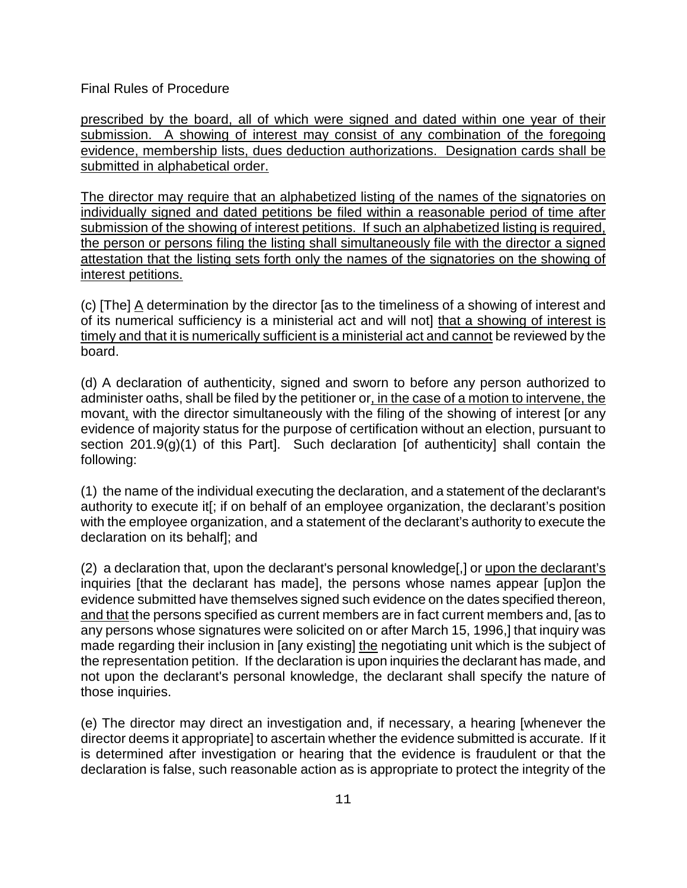prescribed by the board, all of which were signed and dated within one year of their submission. A showing of interest may consist of any combination of the foregoing evidence, membership lists, dues deduction authorizations. Designation cards shall be submitted in alphabetical order.

The director may require that an alphabetized listing of the names of the signatories on individually signed and dated petitions be filed within a reasonable period of time after submission of the showing of interest petitions. If such an alphabetized listing is required, the person or persons filing the listing shall simultaneously file with the director a signed attestation that the listing sets forth only the names of the signatories on the showing of interest petitions.

(c) [The] A determination by the director [as to the timeliness of a showing of interest and of its numerical sufficiency is a ministerial act and will not] that a showing of interest is timely and that it is numerically sufficient is a ministerial act and cannot be reviewed by the board.

(d) A declaration of authenticity, signed and sworn to before any person authorized to administer oaths, shall be filed by the petitioner or, in the case of a motion to intervene, the movant, with the director simultaneously with the filing of the showing of interest [or any evidence of majority status for the purpose of certification without an election, pursuant to section 201.9(g)(1) of this Part]. Such declaration [of authenticity] shall contain the following:

(1) the name of the individual executing the declaration, and a statement of the declarant's authority to execute it[; if on behalf of an employee organization, the declarant's position with the employee organization, and a statement of the declarant's authority to execute the declaration on its behalf]; and

(2) a declaration that, upon the declarant's personal knowledge[,] or upon the declarant's inquiries [that the declarant has made], the persons whose names appear [up]on the evidence submitted have themselves signed such evidence on the dates specified thereon, and that the persons specified as current members are in fact current members and, [as to any persons whose signatures were solicited on or after March 15, 1996,] that inquiry was made regarding their inclusion in [any existing] the negotiating unit which is the subject of the representation petition. If the declaration is upon inquiries the declarant has made, and not upon the declarant's personal knowledge, the declarant shall specify the nature of those inquiries.

(e) The director may direct an investigation and, if necessary, a hearing [whenever the director deems it appropriate] to ascertain whether the evidence submitted is accurate. If it is determined after investigation or hearing that the evidence is fraudulent or that the declaration is false, such reasonable action as is appropriate to protect the integrity of the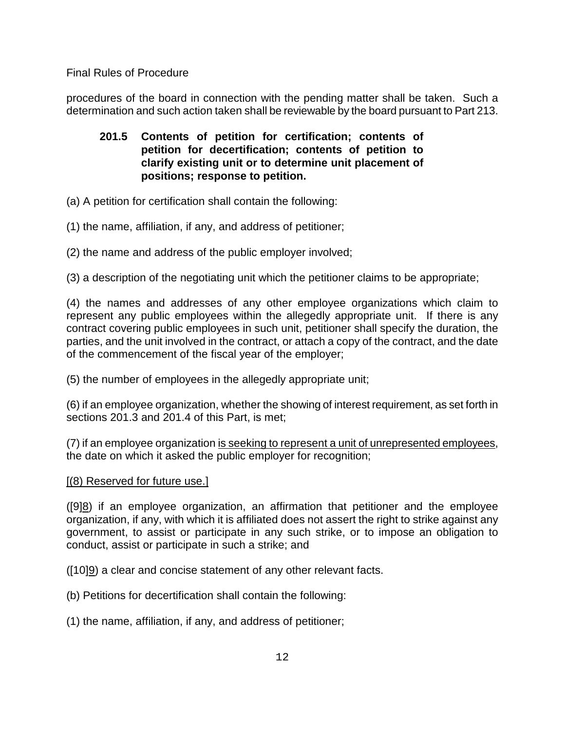procedures of the board in connection with the pending matter shall be taken. Such a determination and such action taken shall be reviewable by the board pursuant to Part 213.

### 201.5 Contents of petition for certification; contents of petition for decertification; contents of petition to clarify existing unit or to determine unit placement of positions; response to petition.

(a) A petition for certification shall contain the following:

(1) the name, affiliation, if any, and address of petitioner;

(2) the name and address of the public employer involved;

(3) a description of the negotiating unit which the petitioner claims to be appropriate;

(4) the names and addresses of any other employee organizations which claim to represent any public employees within the allegedly appropriate unit. If there is any contract covering public employees in such unit, petitioner shall specify the duration, the parties, and the unit involved in the contract, or attach a copy of the contract, and the date of the commencement of the fiscal year of the employer;

(5) the number of employees in the allegedly appropriate unit;

(6) if an employee organization, whether the showing of interest requirement, as set forth in sections 201.3 and 201.4 of this Part, is met;

(7) if an employee organization <u>is seeking to represent a unit of unrepresented employees</u>, the date on which it asked the public employer for recognition;

<u>[(8) Reserved for future use.]</u>

([9]<u>8</u>) if an employee organization, an affirmation that petitioner and the employee organization, if any, with which it is affiliated does not assert the right to strike against any government, to assist or participate in any such strike, or to impose an obligation to conduct, assist or participate in such a strike; and

([10]<u>9</u>) a clear and concise statement of any other relevant facts.

(b) Petitions for decertification shall contain the following:

(1) the name, affiliation, if any, and address of petitioner;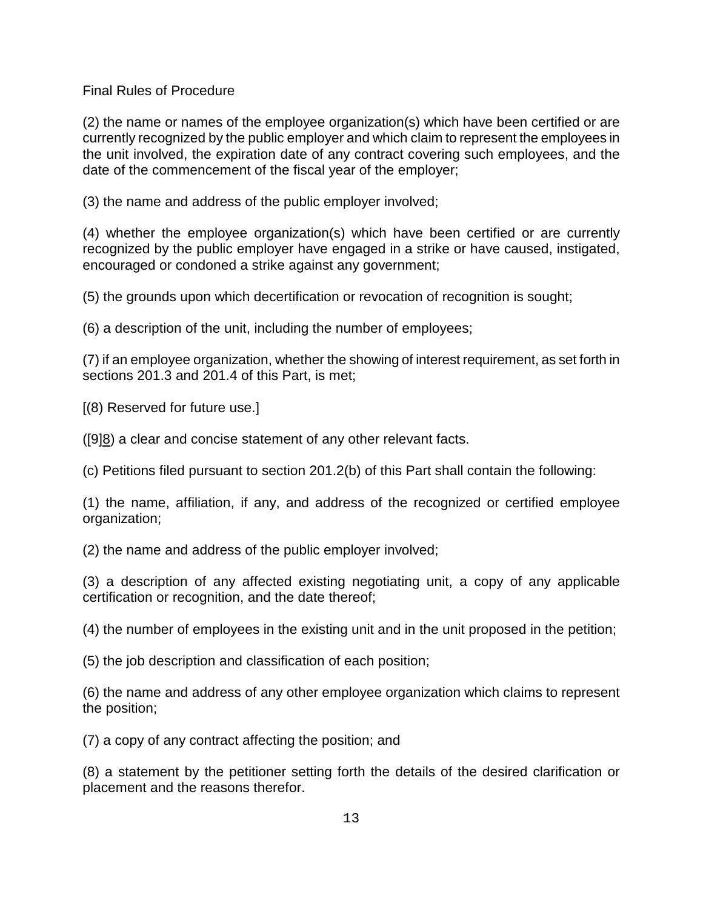(2) the name or names of the employee organization(s) which have been certified or are currently recognized by the public employer and which claim to represent the employees in the unit involved, the expiration date of any contract covering such employees, and the date of the commencement of the fiscal year of the employer;

(3) the name and address of the public employer involved;

(4) whether the employee organization(s) which have been certified or are currently recognized by the public employer have engaged in a strike or have caused, instigated, encouraged or condoned a strike against any government;

(5) the grounds upon which decertification or revocation of recognition is sought;

(6) a description of the unit, including the number of employees;

(7) if an employee organization, whether the showing of interest requirement, as set forth in sections 201.3 and 201.4 of this Part, is met;

[(8) Reserved for future use.]

([9]<u>8</u>) a clear and concise statement of any other relevant facts.

(c) Petitions filed pursuant to section 201.2(b) of this Part shall contain the following:

(1) the name, affiliation, if any, and address of the recognized or certified employee organization;

(2) the name and address of the public employer involved;

(3) a description of any affected existing negotiating unit, a copy of any applicable certification or recognition, and the date thereof;

(4) the number of employees in the existing unit and in the unit proposed in the petition;

(5) the job description and classification of each position;

(6) the name and address of any other employee organization which claims to represent the position;

(7) a copy of any contract affecting the position; and

(8) a statement by the petitioner setting forth the details of the desired clarification or placement and the reasons therefor.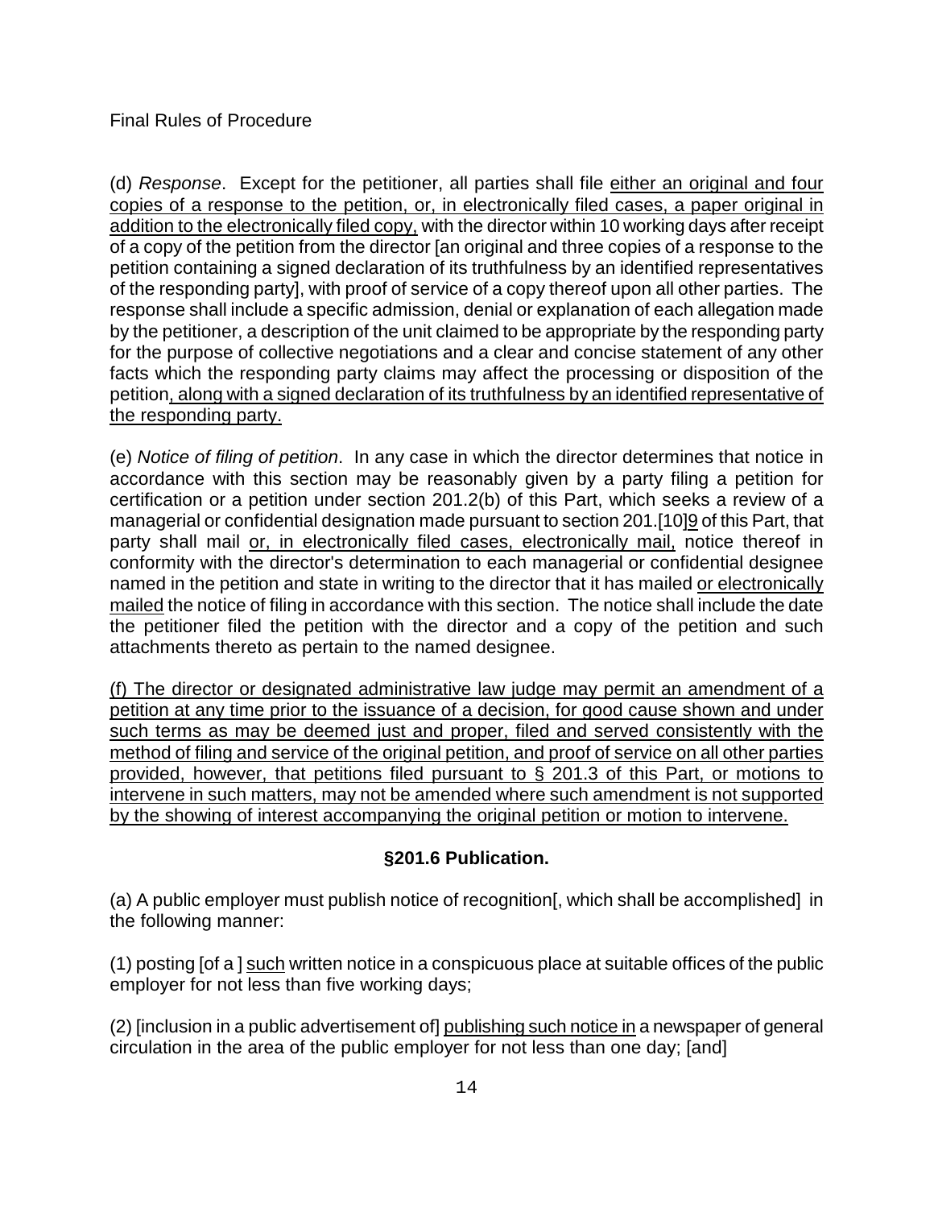(d) *Response*. Except for the petitioner, all parties shall file <u>either an original and four copies of a response to the petition, or, in electronically filed cases, a paper original in addition to the electronically filed copy,</u> with the director within 10 working days after receipt of a copy of the petition from the director [an original and three copies of a response to the petition containing a signed declaration of its truthfulness by an identified representatives of the responding party], with proof of service of a copy thereof upon all other parties. The response shall include a specific admission, denial or explanation of each allegation made by the petitioner, a description of the unit claimed to be appropriate by the responding party for the purpose of collective negotiations and a clear and concise statement of any other facts which the responding party claims may affect the processing or disposition of the petition<u>, along with a signed declaration of its truthfulness by an identified representative of the responding party.</u>

(e) *Notice of filing of petition*. In any case in which the director determines that notice in accordance with this section may be reasonably given by a party filing a petition for certification or a petition under section 201.2(b) of this Part, which seeks a review of a managerial or confidential designation made pursuant to section 201.[10]<u>9</u> of this Part, that party shall mail <u>or, in electronically filed cases, electronically mail,</u> notice thereof in conformity with the director's determination to each managerial or confidential designee named in the petition and state in writing to the director that it has mailed <u>or electronically mailed</u> the notice of filing in accordance with this section. The notice shall include the date the petitioner filed the petition with the director and a copy of the petition and such attachments thereto as pertain to the named designee.

<u>(f) The director or designated administrative law judge may permit an amendment of a petition at any time prior to the issuance of a decision, for good cause shown and under such terms as may be deemed just and proper, filed and served consistently with the method of filing and service of the original petition, and proof of service on all other parties provided, however, that petitions filed pursuant to § 201.3 of this Part, or motions to intervene in such matters, may not be amended where such amendment is not supported by the showing of interest accompanying the original petition or motion to intervene.</u>

## §201.6 Publication.

(a) A public employer must publish notice of recognition[, which shall be accomplished] in the following manner:

(1) posting [of a ] <u>such</u> written notice in a conspicuous place at suitable offices of the public employer for not less than five working days;

(2) [inclusion in a public advertisement of] <u>publishing such notice in</u> a newspaper of general circulation in the area of the public employer for not less than one day; [and]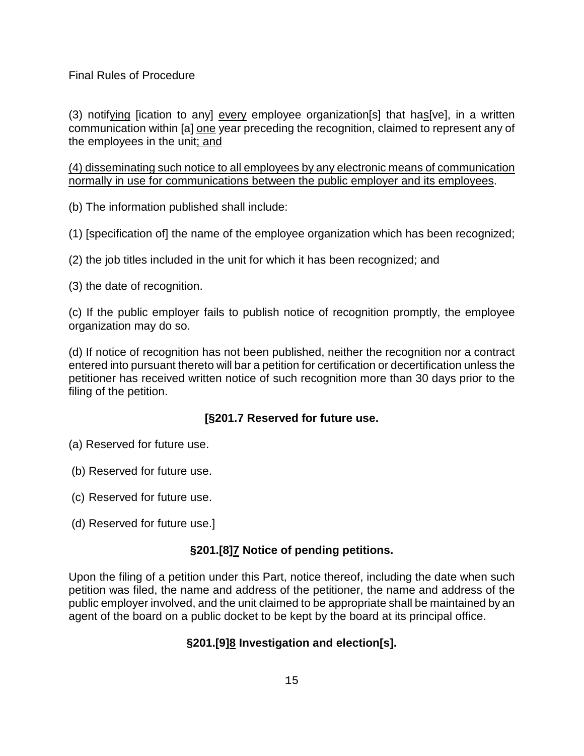(3) notifying [ication to any] every employee organization[s] that has[ve], in a written communication within [a] one year preceding the recognition, claimed to represent any of the employees in the unit; and

(4) disseminating such notice to all employees by any electronic means of communication normally in use for communications between the public employer and its employees.

(b) The information published shall include:

(1) [specification of] the name of the employee organization which has been recognized;

(2) the job titles included in the unit for which it has been recognized; and

(3) the date of recognition.

(c) If the public employer fails to publish notice of recognition promptly, the employee organization may do so.

(d) If notice of recognition has not been published, neither the recognition nor a contract entered into pursuant thereto will bar a petition for certification or decertification unless the petitioner has received written notice of such recognition more than 30 days prior to the filing of the petition.

### [§201.7 Reserved for future use.

(a) Reserved for future use.

(b) Reserved for future use.

(c) Reserved for future use.

(d) Reserved for future use.]

### §201.[8]7 Notice of pending petitions.

Upon the filing of a petition under this Part, notice thereof, including the date when such petition was filed, the name and address of the petitioner, the name and address of the public employer involved, and the unit claimed to be appropriate shall be maintained by an agent of the board on a public docket to be kept by the board at its principal office.

### §201.[9]8 Investigation and election[s].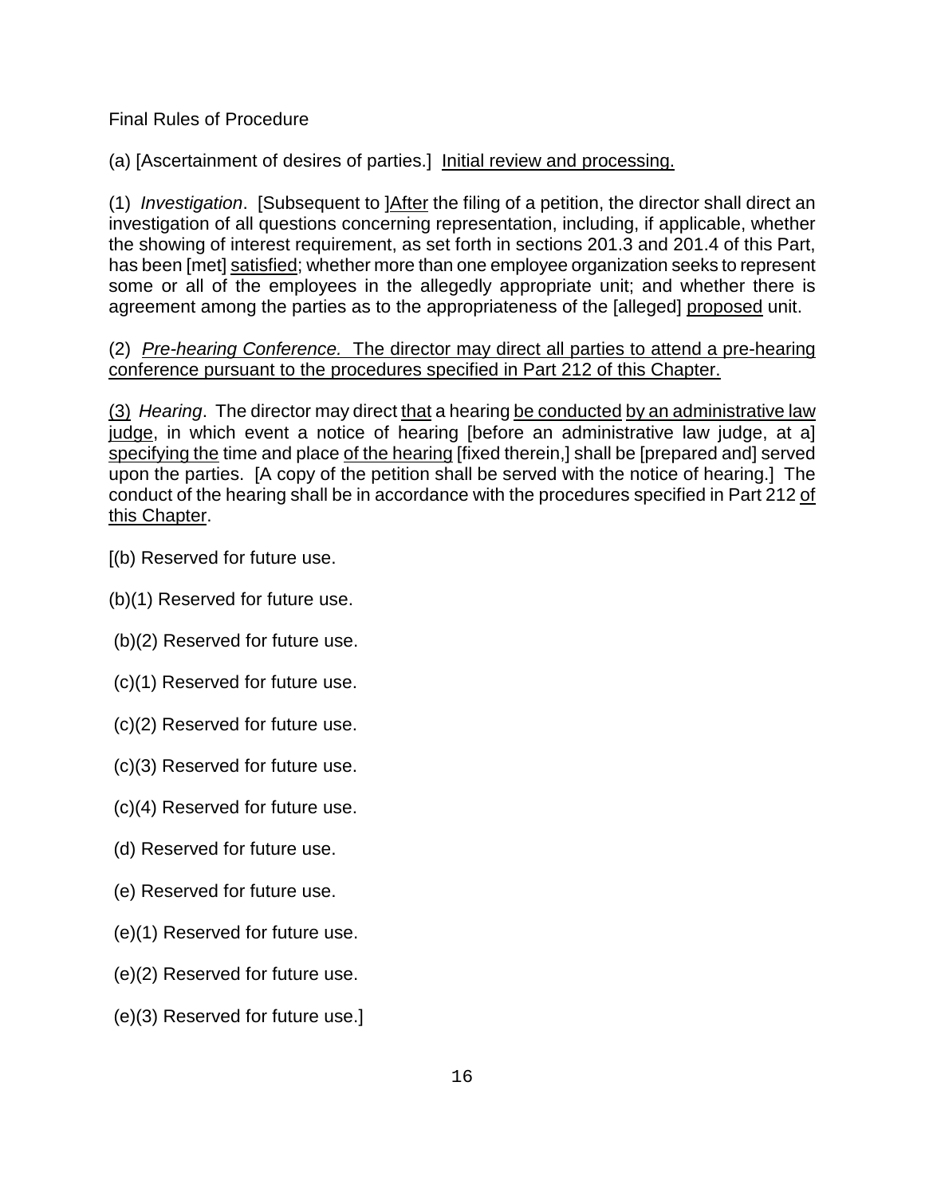Final Rules of Procedure

(a) [Ascertainment of desires of parties.] <u>Initial review and processing.</u>

(1) *Investigation*. [Subsequent to ]<u>After</u> the filing of a petition, the director shall direct an investigation of all questions concerning representation, including, if applicable, whether the showing of interest requirement, as set forth in sections 201.3 and 201.4 of this Part, has been [met] <u>satisfied</u>; whether more than one employee organization seeks to represent some or all of the employees in the allegedly appropriate unit; and whether there is agreement among the parties as to the appropriateness of the [alleged] <u>proposed</u> unit.

(2) <u>*Pre-hearing Conference.* The director may direct all parties to attend a pre-hearing conference pursuant to the procedures specified in Part 212 of this Chapter.</u>

<u>(3)</u> *Hearing*. The director may direct <u>that</u> a hearing <u>be conducted</u> <u>by an administrative law judge</u>, in which event a notice of hearing [before an administrative law judge, at a] <u>specifying the</u> time and place <u>of the hearing</u> [fixed therein,] shall be [prepared and] served upon the parties. [A copy of the petition shall be served with the notice of hearing.] The conduct of the hearing shall be in accordance with the procedures specified in Part 212 <u>of this Chapter</u>.

[(b) Reserved for future use.

(b)(1) Reserved for future use.

(b)(2) Reserved for future use.

(c)(1) Reserved for future use.

(c)(2) Reserved for future use.

(c)(3) Reserved for future use.

(c)(4) Reserved for future use.

(d) Reserved for future use.

(e) Reserved for future use.

(e)(1) Reserved for future use.

(e)(2) Reserved for future use.

(e)(3) Reserved for future use.]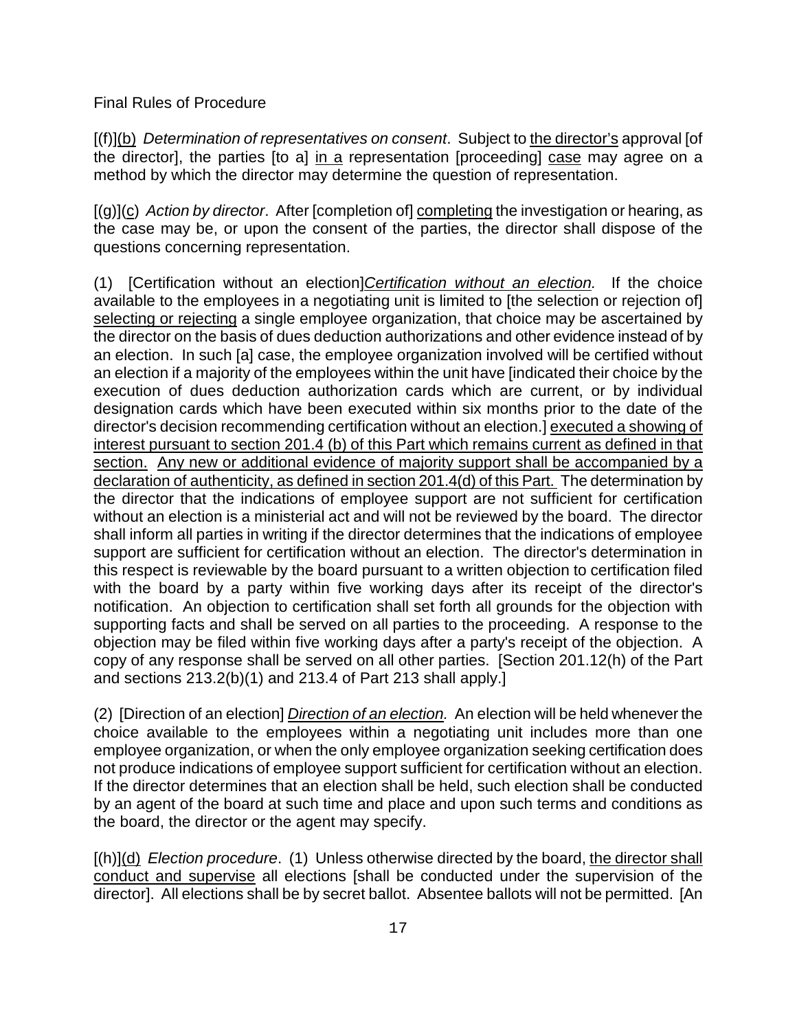Final Rules of Procedure

[(f)](b) *Determination of representatives on consent*. Subject to the director's approval [of the director], the parties [to a] in a representation [proceeding] case may agree on a method by which the director may determine the question of representation.

[(g)](c) *Action by director*. After [completion of] completing the investigation or hearing, as the case may be, or upon the consent of the parties, the director shall dispose of the questions concerning representation.

(1) [Certification without an election]*Certification without an election.* If the choice available to the employees in a negotiating unit is limited to [the selection or rejection of] selecting or rejecting a single employee organization, that choice may be ascertained by the director on the basis of dues deduction authorizations and other evidence instead of by an election. In such [a] case, the employee organization involved will be certified without an election if a majority of the employees within the unit have [indicated their choice by the execution of dues deduction authorization cards which are current, or by individual designation cards which have been executed within six months prior to the date of the director's decision recommending certification without an election.] executed a showing of interest pursuant to section 201.4 (b) of this Part which remains current as defined in that section. Any new or additional evidence of majority support shall be accompanied by a declaration of authenticity, as defined in section 201.4(d) of this Part. The determination by the director that the indications of employee support are not sufficient for certification without an election is a ministerial act and will not be reviewed by the board. The director shall inform all parties in writing if the director determines that the indications of employee support are sufficient for certification without an election. The director's determination in this respect is reviewable by the board pursuant to a written objection to certification filed with the board by a party within five working days after its receipt of the director's notification. An objection to certification shall set forth all grounds for the objection with supporting facts and shall be served on all parties to the proceeding. A response to the objection may be filed within five working days after a party's receipt of the objection. A copy of any response shall be served on all other parties. [Section 201.12(h) of the Part and sections 213.2(b)(1) and 213.4 of Part 213 shall apply.]

(2) [Direction of an election] *Direction of an election.* An election will be held whenever the choice available to the employees within a negotiating unit includes more than one employee organization, or when the only employee organization seeking certification does not produce indications of employee support sufficient for certification without an election. If the director determines that an election shall be held, such election shall be conducted by an agent of the board at such time and place and upon such terms and conditions as the board, the director or the agent may specify.

[(h)](d) *Election procedure*. (1) Unless otherwise directed by the board, the director shall conduct and supervise all elections [shall be conducted under the supervision of the director]. All elections shall be by secret ballot. Absentee ballots will not be permitted. [An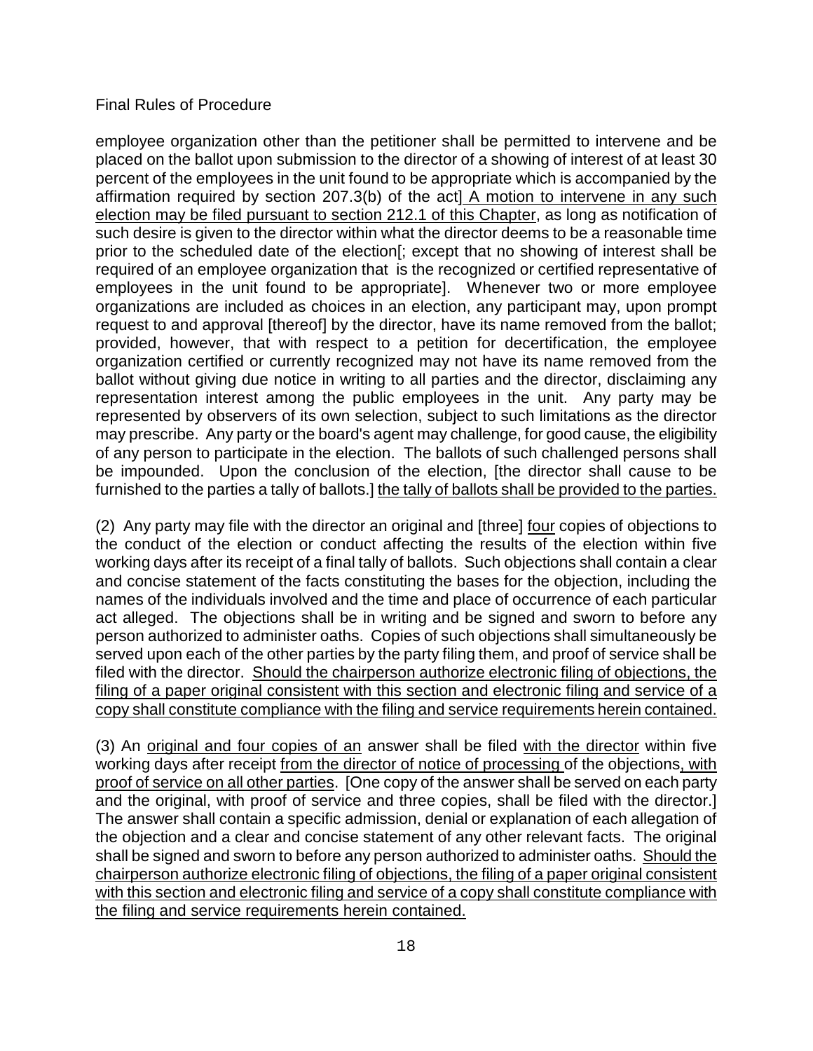employee organization other than the petitioner shall be permitted to intervene and be placed on the ballot upon submission to the director of a showing of interest of at least 30 percent of the employees in the unit found to be appropriate which is accompanied by the affirmation required by section 207.3(b) of the act] <u>A motion to intervene in any such election may be filed pursuant to section 212.1 of this Chapter</u>, as long as notification of such desire is given to the director within what the director deems to be a reasonable time prior to the scheduled date of the election[; except that no showing of interest shall be required of an employee organization that is the recognized or certified representative of employees in the unit found to be appropriate]. Whenever two or more employee organizations are included as choices in an election, any participant may, upon prompt request to and approval [thereof] by the director, have its name removed from the ballot; provided, however, that with respect to a petition for decertification, the employee organization certified or currently recognized may not have its name removed from the ballot without giving due notice in writing to all parties and the director, disclaiming any representation interest among the public employees in the unit. Any party may be represented by observers of its own selection, subject to such limitations as the director may prescribe. Any party or the board's agent may challenge, for good cause, the eligibility of any person to participate in the election. The ballots of such challenged persons shall be impounded. Upon the conclusion of the election, [the director shall cause to be furnished to the parties a tally of ballots.] <u>the tally of ballots shall be provided to the parties.</u>

(2) Any party may file with the director an original and [three] <u>four</u> copies of objections to the conduct of the election or conduct affecting the results of the election within five working days after its receipt of a final tally of ballots. Such objections shall contain a clear and concise statement of the facts constituting the bases for the objection, including the names of the individuals involved and the time and place of occurrence of each particular act alleged. The objections shall be in writing and be signed and sworn to before any person authorized to administer oaths. Copies of such objections shall simultaneously be served upon each of the other parties by the party filing them, and proof of service shall be filed with the director. <u>Should the chairperson authorize electronic filing of objections, the filing of a paper original consistent with this section and electronic filing and service of a copy shall constitute compliance with the filing and service requirements herein contained.</u>

(3) An <u>original and four copies of an</u> answer shall be filed <u>with the director</u> within five working days after receipt <u>from the director of notice of processing</u> of the objections<u>, with proof of service on all other parties</u>. [One copy of the answer shall be served on each party and the original, with proof of service and three copies, shall be filed with the director.] The answer shall contain a specific admission, denial or explanation of each allegation of the objection and a clear and concise statement of any other relevant facts. The original shall be signed and sworn to before any person authorized to administer oaths. <u>Should the chairperson authorize electronic filing of objections, the filing of a paper original consistent with this section and electronic filing and service of a copy shall constitute compliance with the filing and service requirements herein contained.</u>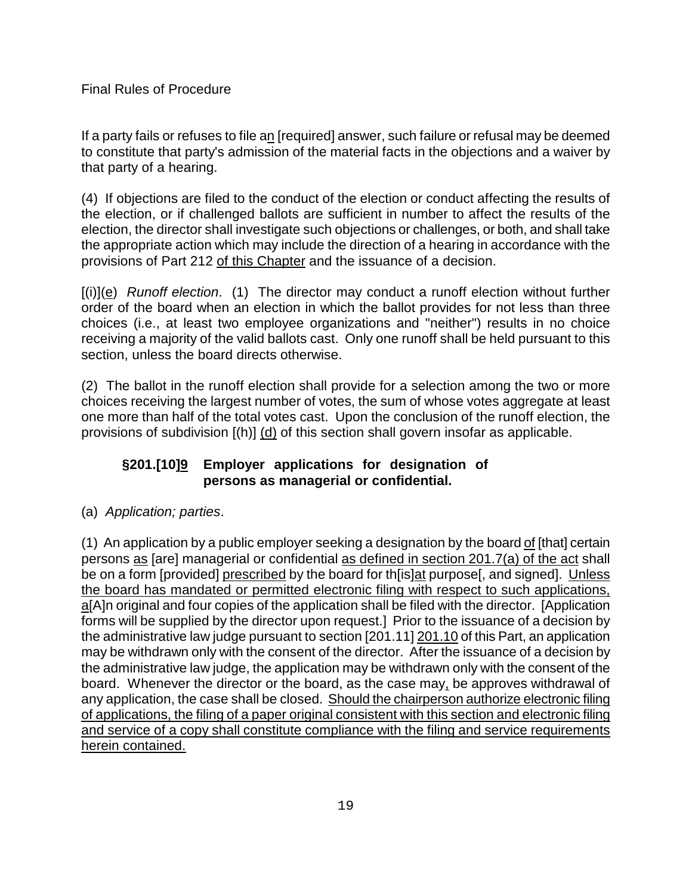If a party fails or refuses to file an [required] answer, such failure or refusal may be deemed to constitute that party's admission of the material facts in the objections and a waiver by that party of a hearing.

(4) If objections are filed to the conduct of the election or conduct affecting the results of the election, or if challenged ballots are sufficient in number to affect the results of the election, the director shall investigate such objections or challenges, or both, and shall take the appropriate action which may include the direction of a hearing in accordance with the provisions of Part 212 of this Chapter and the issuance of a decision.

[(i)](e) *Runoff election*. (1) The director may conduct a runoff election without further order of the board when an election in which the ballot provides for not less than three choices (i.e., at least two employee organizations and "neither") results in no choice receiving a majority of the valid ballots cast. Only one runoff shall be held pursuant to this section, unless the board directs otherwise.

(2) The ballot in the runoff election shall provide for a selection among the two or more choices receiving the largest number of votes, the sum of whose votes aggregate at least one more than half of the total votes cast. Upon the conclusion of the runoff election, the provisions of subdivision [(h)] (d) of this section shall govern insofar as applicable.

### §201.[10]9 Employer applications for designation of persons as managerial or confidential.

(a) *Application; parties*.

(1) An application by a public employer seeking a designation by the board of [that] certain persons as [are] managerial or confidential as defined in section 201.7(a) of the act shall be on a form [provided] prescribed by the board for th[is]at purpose[, and signed]. Unless the board has mandated or permitted electronic filing with respect to such applications, a[A]n original and four copies of the application shall be filed with the director. [Application forms will be supplied by the director upon request.] Prior to the issuance of a decision by the administrative law judge pursuant to section [201.11] 201.10 of this Part, an application may be withdrawn only with the consent of the director. After the issuance of a decision by the administrative law judge, the application may be withdrawn only with the consent of the board. Whenever the director or the board, as the case may, be approves withdrawal of any application, the case shall be closed. Should the chairperson authorize electronic filing of applications, the filing of a paper original consistent with this section and electronic filing and service of a copy shall constitute compliance with the filing and service requirements herein contained.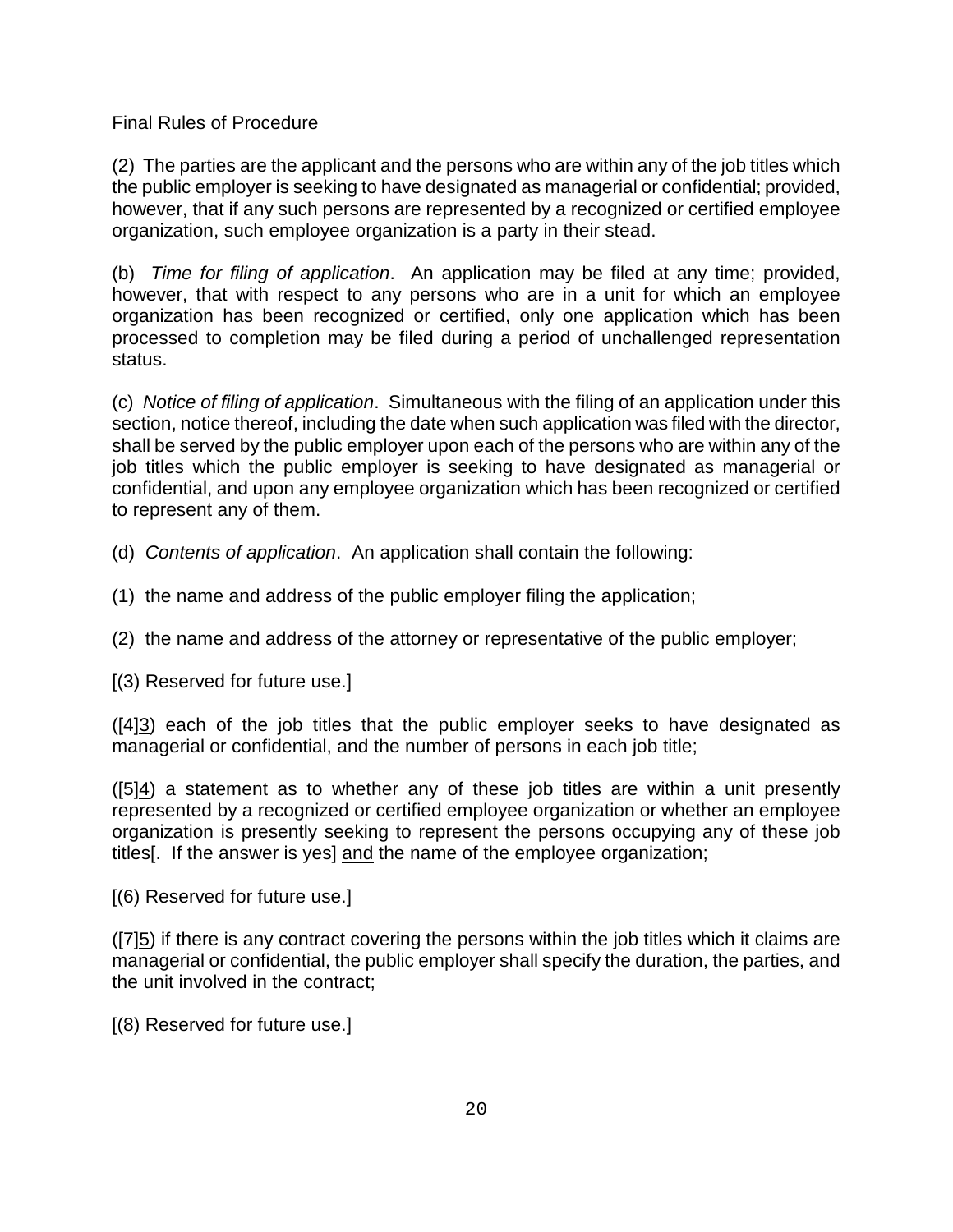Final Rules of Procedure

(2) The parties are the applicant and the persons who are within any of the job titles which the public employer is seeking to have designated as managerial or confidential; provided, however, that if any such persons are represented by a recognized or certified employee organization, such employee organization is a party in their stead.

(b) *Time for filing of application*. An application may be filed at any time; provided, however, that with respect to any persons who are in a unit for which an employee organization has been recognized or certified, only one application which has been processed to completion may be filed during a period of unchallenged representation status.

(c) *Notice of filing of application*. Simultaneous with the filing of an application under this section, notice thereof, including the date when such application was filed with the director, shall be served by the public employer upon each of the persons who are within any of the job titles which the public employer is seeking to have designated as managerial or confidential, and upon any employee organization which has been recognized or certified to represent any of them.

(d) *Contents of application*. An application shall contain the following:

(1) the name and address of the public employer filing the application;

(2) the name and address of the attorney or representative of the public employer;

[(3) Reserved for future use.]

([4]<u>3</u>) each of the job titles that the public employer seeks to have designated as managerial or confidential, and the number of persons in each job title;

([5]<u>4</u>) a statement as to whether any of these job titles are within a unit presently represented by a recognized or certified employee organization or whether an employee organization is presently seeking to represent the persons occupying any of these job titles[. If the answer is yes] <u>and</u> the name of the employee organization;

[(6) Reserved for future use.]

([7]<u>5</u>) if there is any contract covering the persons within the job titles which it claims are managerial or confidential, the public employer shall specify the duration, the parties, and the unit involved in the contract;

[(8) Reserved for future use.]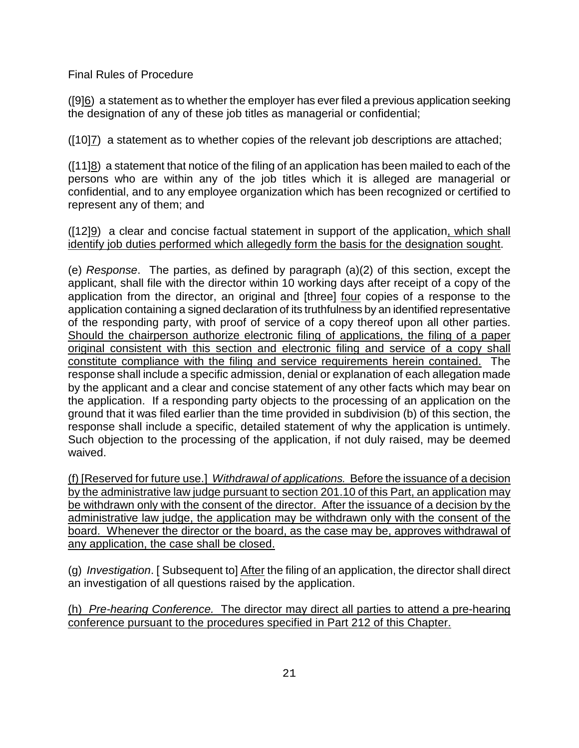Final Rules of Procedure

([9]6) a statement as to whether the employer has ever filed a previous application seeking the designation of any of these job titles as managerial or confidential;

([10]7) a statement as to whether copies of the relevant job descriptions are attached;

([11]8) a statement that notice of the filing of an application has been mailed to each of the persons who are within any of the job titles which it is alleged are managerial or confidential, and to any employee organization which has been recognized or certified to represent any of them; and

([12]9) a clear and concise factual statement in support of the application, which shall identify job duties performed which allegedly form the basis for the designation sought.

(e) *Response*. The parties, as defined by paragraph (a)(2) of this section, except the applicant, shall file with the director within 10 working days after receipt of a copy of the application from the director, an original and [three] four copies of a response to the application containing a signed declaration of its truthfulness by an identified representative of the responding party, with proof of service of a copy thereof upon all other parties. Should the chairperson authorize electronic filing of applications, the filing of a paper original consistent with this section and electronic filing and service of a copy shall constitute compliance with the filing and service requirements herein contained. The response shall include a specific admission, denial or explanation of each allegation made by the applicant and a clear and concise statement of any other facts which may bear on the application. If a responding party objects to the processing of an application on the ground that it was filed earlier than the time provided in subdivision (b) of this section, the response shall include a specific, detailed statement of why the application is untimely. Such objection to the processing of the application, if not duly raised, may be deemed waived.

(f) [Reserved for future use.] *Withdrawal of applications.* Before the issuance of a decision by the administrative law judge pursuant to section 201.10 of this Part, an application may be withdrawn only with the consent of the director. After the issuance of a decision by the administrative law judge, the application may be withdrawn only with the consent of the board. Whenever the director or the board, as the case may be, approves withdrawal of any application, the case shall be closed.

(g) *Investigation*. [ Subsequent to] After the filing of an application, the director shall direct an investigation of all questions raised by the application.

(h) *Pre-hearing Conference.* The director may direct all parties to attend a pre-hearing conference pursuant to the procedures specified in Part 212 of this Chapter.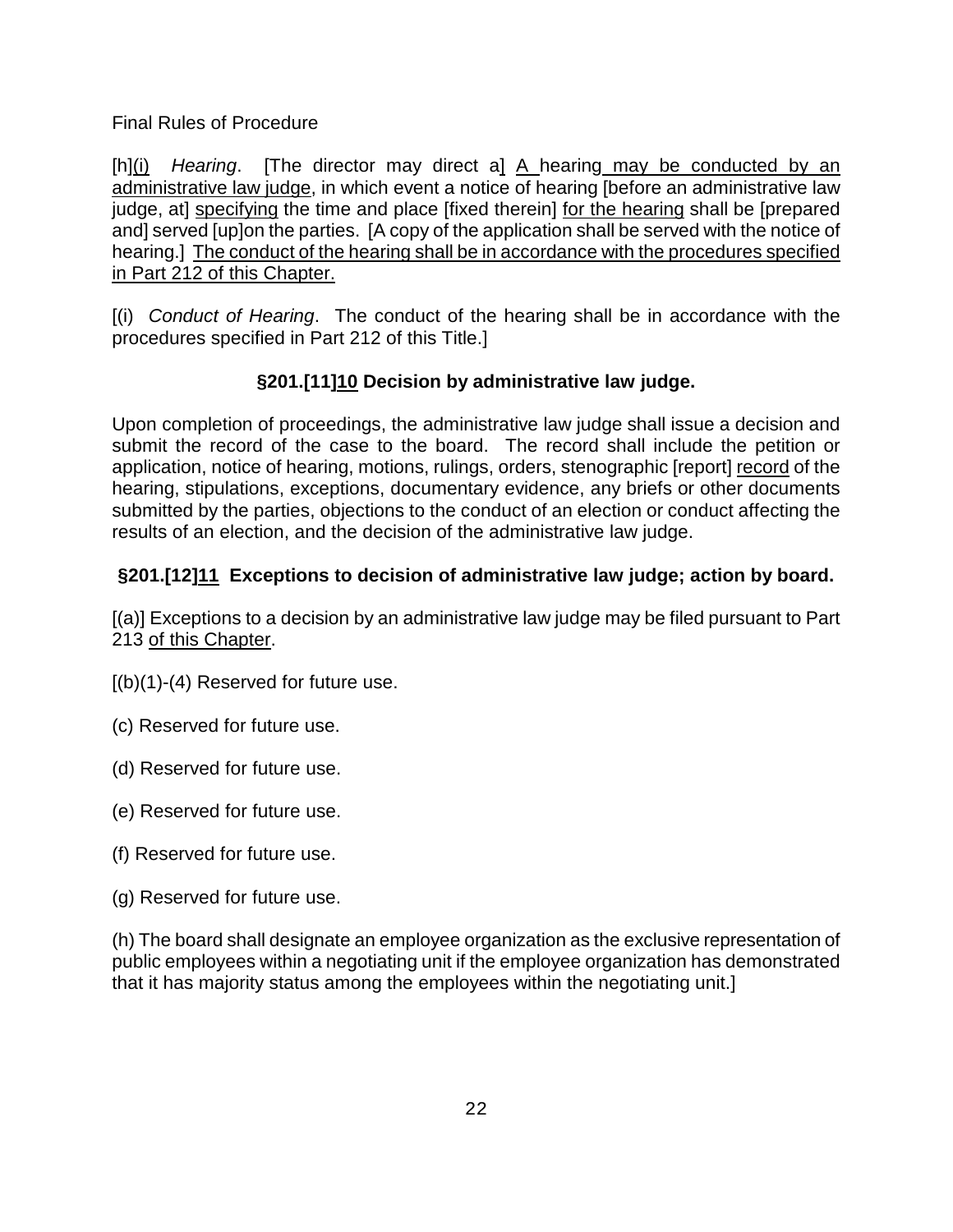Final Rules of Procedure

[h](i) *Hearing*. [The director may direct a] A hearing may be conducted by an administrative law judge, in which event a notice of hearing [before an administrative law judge, at] specifying the time and place [fixed therein] for the hearing shall be [prepared and] served [up]on the parties. [A copy of the application shall be served with the notice of hearing.] The conduct of the hearing shall be in accordance with the procedures specified in Part 212 of this Chapter.

[(i) *Conduct of Hearing*. The conduct of the hearing shall be in accordance with the procedures specified in Part 212 of this Title.]

### §201.[11]10 Decision by administrative law judge.

Upon completion of proceedings, the administrative law judge shall issue a decision and submit the record of the case to the board. The record shall include the petition or application, notice of hearing, motions, rulings, orders, stenographic [report] record of the hearing, stipulations, exceptions, documentary evidence, any briefs or other documents submitted by the parties, objections to the conduct of an election or conduct affecting the results of an election, and the decision of the administrative law judge.

### §201.[12]11 Exceptions to decision of administrative law judge; action by board.

[(a)] Exceptions to a decision by an administrative law judge may be filed pursuant to Part 213 of this Chapter.

[(b)(1)-(4) Reserved for future use.

(c) Reserved for future use.

(d) Reserved for future use.

(e) Reserved for future use.

(f) Reserved for future use.

(g) Reserved for future use.

(h) The board shall designate an employee organization as the exclusive representation of public employees within a negotiating unit if the employee organization has demonstrated that it has majority status among the employees within the negotiating unit.]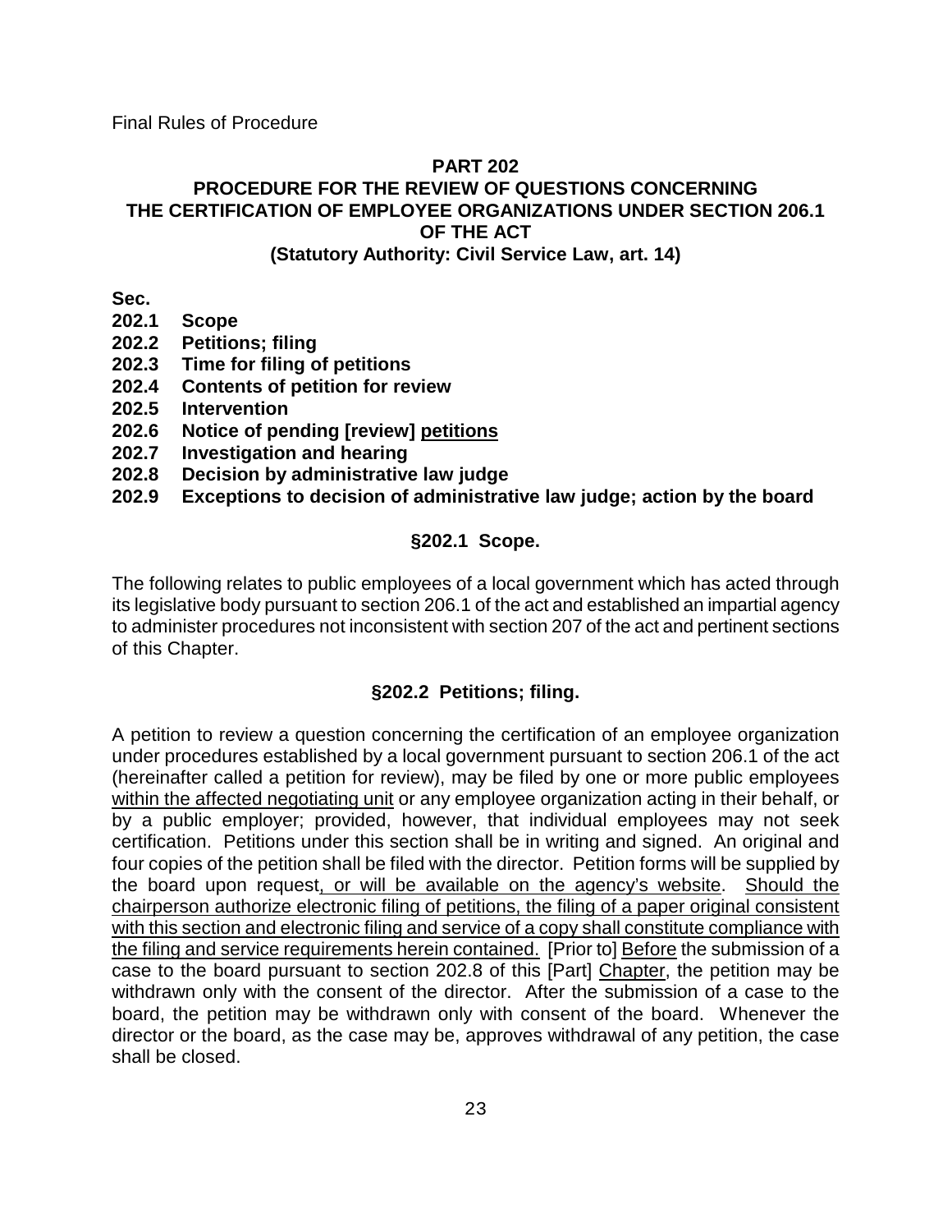## PART 202

## PROCEDURE FOR THE REVIEW OF QUESTIONS CONCERNING THE CERTIFICATION OF EMPLOYEE ORGANIZATIONS UNDER SECTION 206.1 OF THE ACT

**(Statutory Authority: Civil Service Law, art. 14)**

**Sec.**

**202.1 Scope**
**202.2 Petitions; filing**
**202.3 Time for filing of petitions**
**202.4 Contents of petition for review**
**202.5 Intervention**
**202.6 Notice of pending [review] <u>petitions</u>**
**202.7 Investigation and hearing**
**202.8 Decision by administrative law judge**
**202.9 Exceptions to decision of administrative law judge; action by the board**

### §202.1 Scope.

The following relates to public employees of a local government which has acted through its legislative body pursuant to section 206.1 of the act and established an impartial agency to administer procedures not inconsistent with section 207 of the act and pertinent sections of this Chapter.

### §202.2 Petitions; filing.

A petition to review a question concerning the certification of an employee organization under procedures established by a local government pursuant to section 206.1 of the act (hereinafter called a petition for review), may be filed by one or more public employees <u>within the affected negotiating unit</u> or any employee organization acting in their behalf, or by a public employer; provided, however, that individual employees may not seek certification. Petitions under this section shall be in writing and signed. An original and four copies of the petition shall be filed with the director. Petition forms will be supplied by the board upon request<u>, or will be available on the agency's website</u>. <u>Should the chairperson authorize electronic filing of petitions, the filing of a paper original consistent with this section and electronic filing and service of a copy shall constitute compliance with the filing and service requirements herein contained.</u> [Prior to] <u>Before</u> the submission of a case to the board pursuant to section 202.8 of this [Part] <u>Chapter</u>, the petition may be withdrawn only with the consent of the director. After the submission of a case to the board, the petition may be withdrawn only with consent of the board. Whenever the director or the board, as the case may be, approves withdrawal of any petition, the case shall be closed.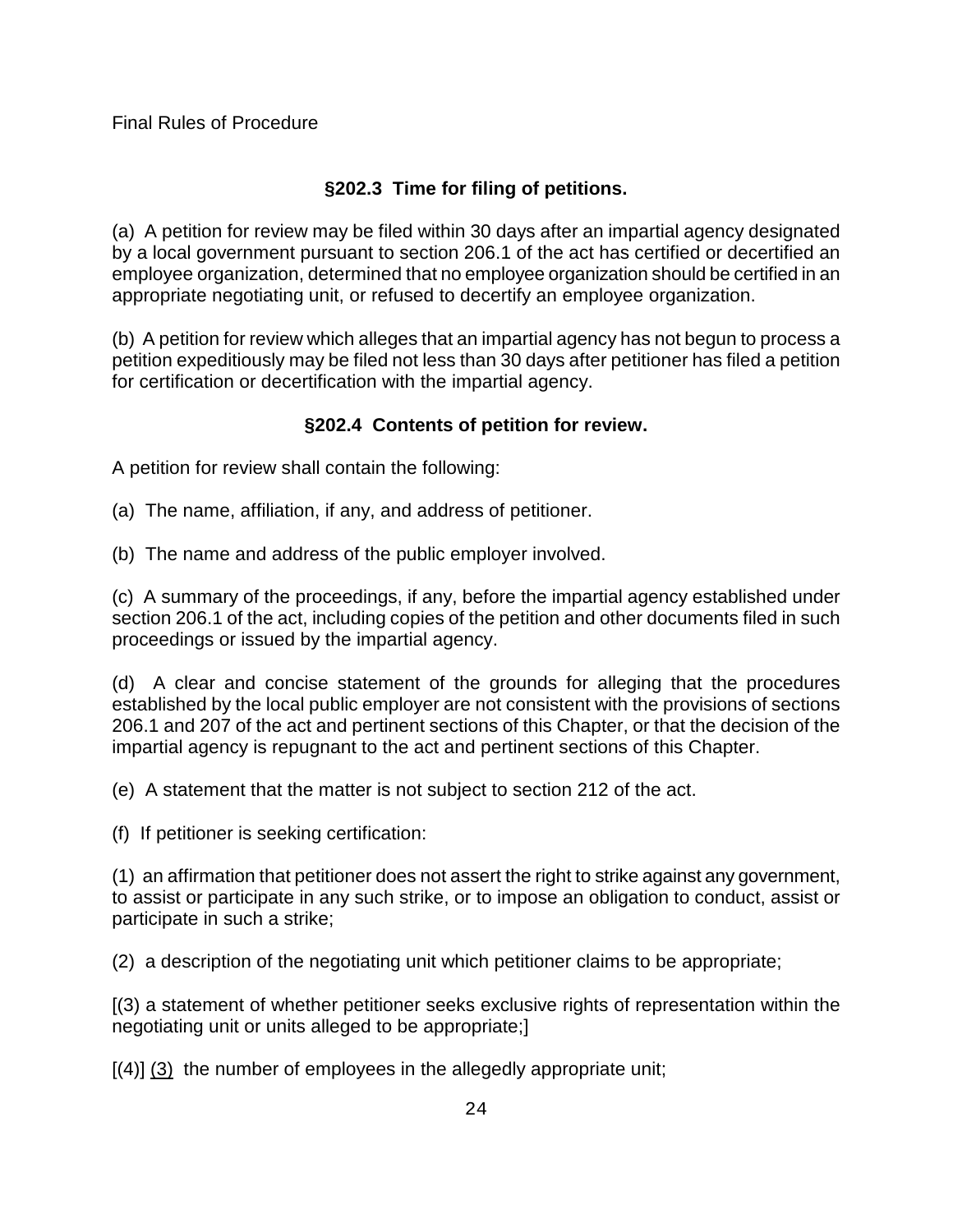Final Rules of Procedure

### §202.3 Time for filing of petitions.

(a) A petition for review may be filed within 30 days after an impartial agency designated by a local government pursuant to section 206.1 of the act has certified or decertified an employee organization, determined that no employee organization should be certified in an appropriate negotiating unit, or refused to decertify an employee organization.

(b) A petition for review which alleges that an impartial agency has not begun to process a petition expeditiously may be filed not less than 30 days after petitioner has filed a petition for certification or decertification with the impartial agency.

### §202.4 Contents of petition for review.

A petition for review shall contain the following:

(a) The name, affiliation, if any, and address of petitioner.

(b) The name and address of the public employer involved.

(c) A summary of the proceedings, if any, before the impartial agency established under section 206.1 of the act, including copies of the petition and other documents filed in such proceedings or issued by the impartial agency.

(d) A clear and concise statement of the grounds for alleging that the procedures established by the local public employer are not consistent with the provisions of sections 206.1 and 207 of the act and pertinent sections of this Chapter, or that the decision of the impartial agency is repugnant to the act and pertinent sections of this Chapter.

(e) A statement that the matter is not subject to section 212 of the act.

(f) If petitioner is seeking certification:

(1) an affirmation that petitioner does not assert the right to strike against any government, to assist or participate in any such strike, or to impose an obligation to conduct, assist or participate in such a strike;

(2) a description of the negotiating unit which petitioner claims to be appropriate;

[(3) a statement of whether petitioner seeks exclusive rights of representation within the negotiating unit or units alleged to be appropriate;]

[(4)] <u>(3)</u> the number of employees in the allegedly appropriate unit;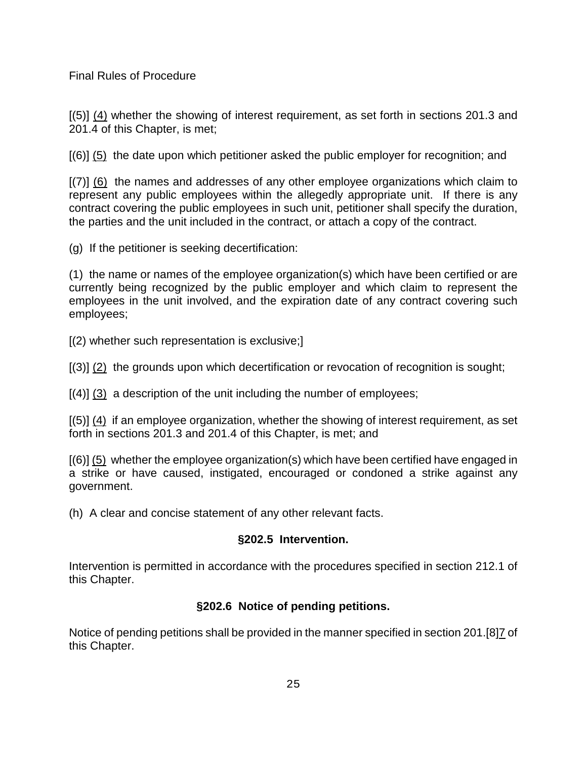[(5)] (4) whether the showing of interest requirement, as set forth in sections 201.3 and 201.4 of this Chapter, is met;

[(6)] (5) the date upon which petitioner asked the public employer for recognition; and

[(7)] (6) the names and addresses of any other employee organizations which claim to represent any public employees within the allegedly appropriate unit. If there is any contract covering the public employees in such unit, petitioner shall specify the duration, the parties and the unit included in the contract, or attach a copy of the contract.

(g) If the petitioner is seeking decertification:

(1) the name or names of the employee organization(s) which have been certified or are currently being recognized by the public employer and which claim to represent the employees in the unit involved, and the expiration date of any contract covering such employees;

[(2) whether such representation is exclusive;]

[(3)] (2) the grounds upon which decertification or revocation of recognition is sought;

[(4)] (3) a description of the unit including the number of employees;

[(5)] (4) if an employee organization, whether the showing of interest requirement, as set forth in sections 201.3 and 201.4 of this Chapter, is met; and

[(6)] (5) whether the employee organization(s) which have been certified have engaged in a strike or have caused, instigated, encouraged or condoned a strike against any government.

(h) A clear and concise statement of any other relevant facts.

### §202.5 Intervention.

Intervention is permitted in accordance with the procedures specified in section 212.1 of this Chapter.

### §202.6 Notice of pending petitions.

Notice of pending petitions shall be provided in the manner specified in section 201.[8]7 of this Chapter.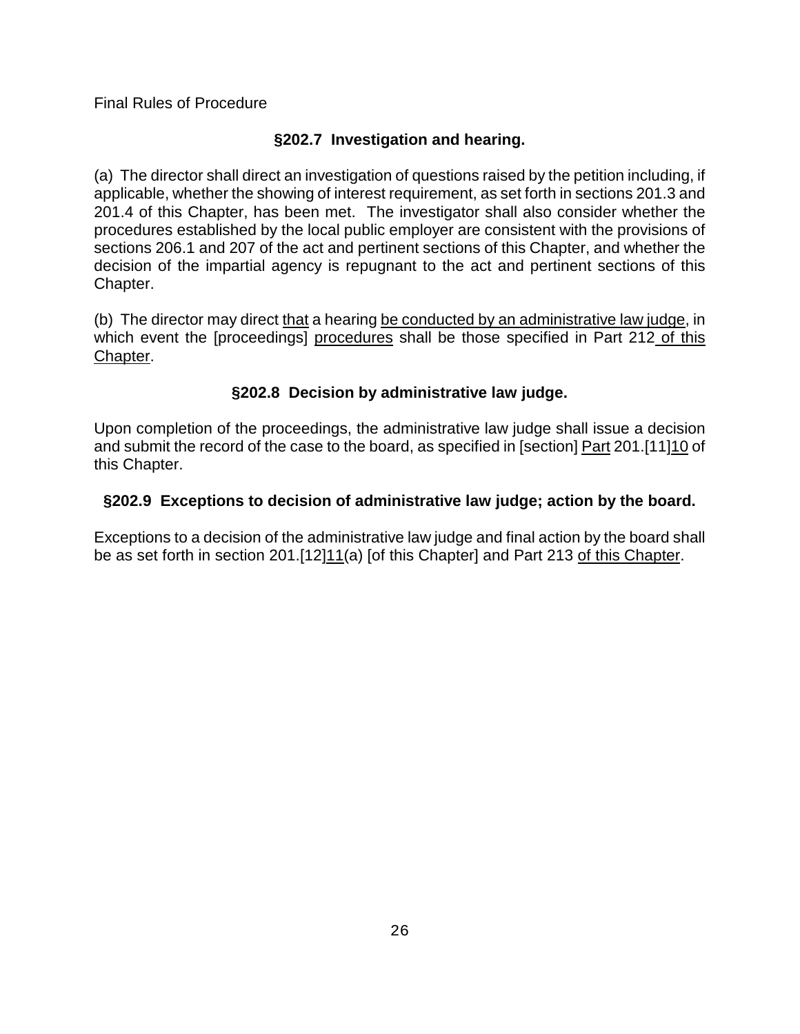### §202.7 Investigation and hearing.

(a) The director shall direct an investigation of questions raised by the petition including, if applicable, whether the showing of interest requirement, as set forth in sections 201.3 and 201.4 of this Chapter, has been met. The investigator shall also consider whether the procedures established by the local public employer are consistent with the provisions of sections 206.1 and 207 of the act and pertinent sections of this Chapter, and whether the decision of the impartial agency is repugnant to the act and pertinent sections of this Chapter.

(b) The director may direct <u>that</u> a hearing <u>be conducted by an administrative law judge</u>, in which event the [proceedings] <u>procedures</u> shall be those specified in Part 212<u> of this Chapter</u>.

### §202.8 Decision by administrative law judge.

Upon completion of the proceedings, the administrative law judge shall issue a decision and submit the record of the case to the board, as specified in [section] <u>Part</u> 201.[11]<u>10</u> of this Chapter.

### §202.9 Exceptions to decision of administrative law judge; action by the board.

Exceptions to a decision of the administrative law judge and final action by the board shall be as set forth in section 201.[12]<u>11</u>(a) [of this Chapter] and Part 213 <u>of this Chapter</u>.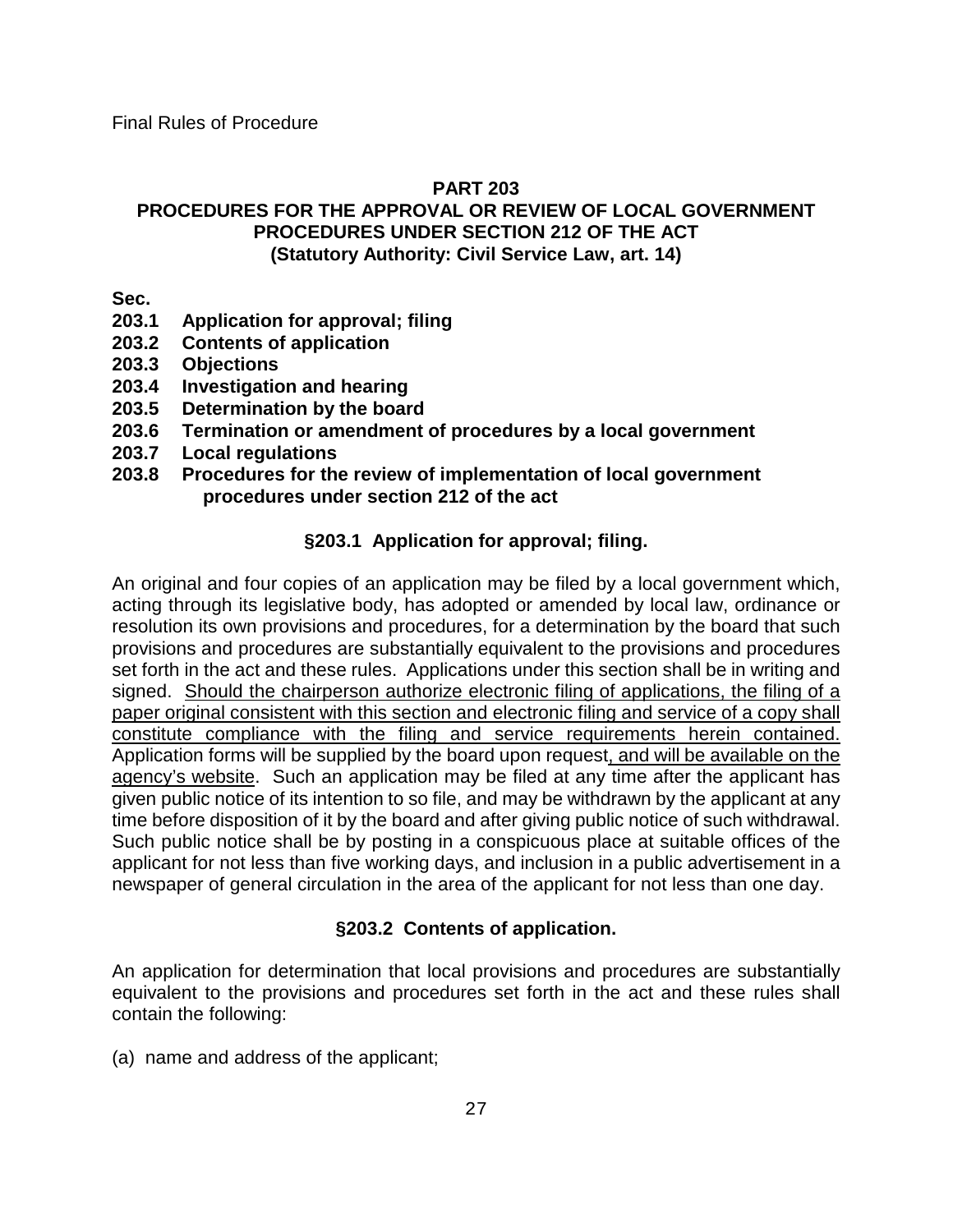Final Rules of Procedure

## PART 203
## PROCEDURES FOR THE APPROVAL OR REVIEW OF LOCAL GOVERNMENT PROCEDURES UNDER SECTION 212 OF THE ACT
**(Statutory Authority: Civil Service Law, art. 14)**

**Sec.**

**203.1 Application for approval; filing**
**203.2 Contents of application**
**203.3 Objections**
**203.4 Investigation and hearing**
**203.5 Determination by the board**
**203.6 Termination or amendment of procedures by a local government**
**203.7 Local regulations**
**203.8 Procedures for the review of implementation of local government procedures under section 212 of the act**

### §203.1 Application for approval; filing.

An original and four copies of an application may be filed by a local government which, acting through its legislative body, has adopted or amended by local law, ordinance or resolution its own provisions and procedures, for a determination by the board that such provisions and procedures are substantially equivalent to the provisions and procedures set forth in the act and these rules. Applications under this section shall be in writing and signed. <u>Should the chairperson authorize electronic filing of applications, the filing of a paper original consistent with this section and electronic filing and service of a copy shall constitute compliance with the filing and service requirements herein contained.</u> Application forms will be supplied by the board upon request<u>, and will be available on the agency's website</u>. Such an application may be filed at any time after the applicant has given public notice of its intention to so file, and may be withdrawn by the applicant at any time before disposition of it by the board and after giving public notice of such withdrawal. Such public notice shall be by posting in a conspicuous place at suitable offices of the applicant for not less than five working days, and inclusion in a public advertisement in a newspaper of general circulation in the area of the applicant for not less than one day.

### §203.2 Contents of application.

An application for determination that local provisions and procedures are substantially equivalent to the provisions and procedures set forth in the act and these rules shall contain the following:

(a) name and address of the applicant;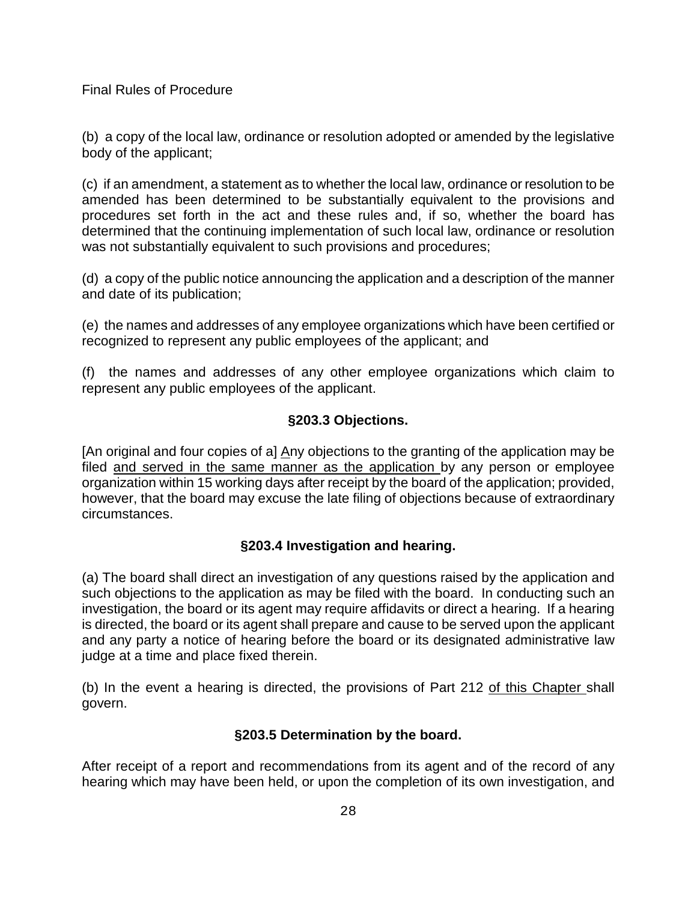(b) a copy of the local law, ordinance or resolution adopted or amended by the legislative body of the applicant;

(c) if an amendment, a statement as to whether the local law, ordinance or resolution to be amended has been determined to be substantially equivalent to the provisions and procedures set forth in the act and these rules and, if so, whether the board has determined that the continuing implementation of such local law, ordinance or resolution was not substantially equivalent to such provisions and procedures;

(d) a copy of the public notice announcing the application and a description of the manner and date of its publication;

(e) the names and addresses of any employee organizations which have been certified or recognized to represent any public employees of the applicant; and

(f) the names and addresses of any other employee organizations which claim to represent any public employees of the applicant.

### §203.3 Objections.

[An original and four copies of a] <u>A</u>ny objections to the granting of the application may be filed <u>and served in the same manner as the application</u> by any person or employee organization within 15 working days after receipt by the board of the application; provided, however, that the board may excuse the late filing of objections because of extraordinary circumstances.

### §203.4 Investigation and hearing.

(a) The board shall direct an investigation of any questions raised by the application and such objections to the application as may be filed with the board. In conducting such an investigation, the board or its agent may require affidavits or direct a hearing. If a hearing is directed, the board or its agent shall prepare and cause to be served upon the applicant and any party a notice of hearing before the board or its designated administrative law judge at a time and place fixed therein.

(b) In the event a hearing is directed, the provisions of Part 212 <u>of this Chapter</u> shall govern.

### §203.5 Determination by the board.

After receipt of a report and recommendations from its agent and of the record of any hearing which may have been held, or upon the completion of its own investigation, and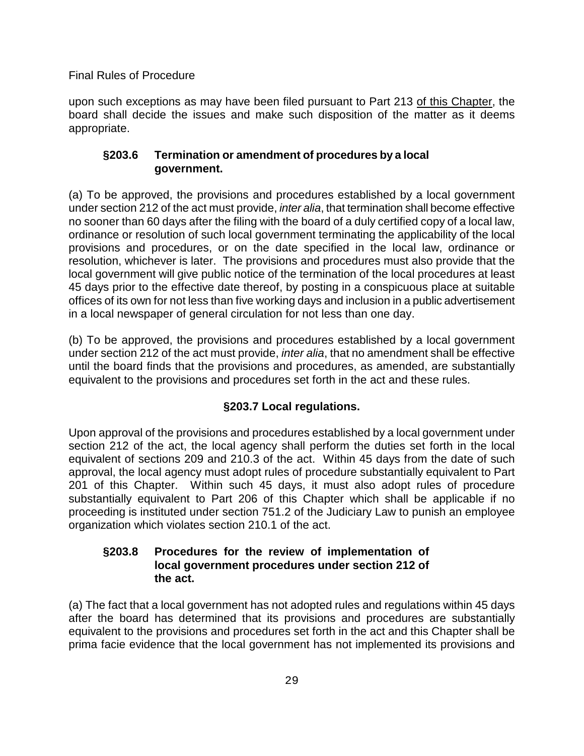upon such exceptions as may have been filed pursuant to Part 213 <u>of this Chapter</u>, the board shall decide the issues and make such disposition of the matter as it deems appropriate.

### §203.6 Termination or amendment of procedures by a local government.

(a) To be approved, the provisions and procedures established by a local government under section 212 of the act must provide, *inter alia*, that termination shall become effective no sooner than 60 days after the filing with the board of a duly certified copy of a local law, ordinance or resolution of such local government terminating the applicability of the local provisions and procedures, or on the date specified in the local law, ordinance or resolution, whichever is later. The provisions and procedures must also provide that the local government will give public notice of the termination of the local procedures at least 45 days prior to the effective date thereof, by posting in a conspicuous place at suitable offices of its own for not less than five working days and inclusion in a public advertisement in a local newspaper of general circulation for not less than one day.

(b) To be approved, the provisions and procedures established by a local government under section 212 of the act must provide, *inter alia*, that no amendment shall be effective until the board finds that the provisions and procedures, as amended, are substantially equivalent to the provisions and procedures set forth in the act and these rules.

### §203.7 Local regulations.

Upon approval of the provisions and procedures established by a local government under section 212 of the act, the local agency shall perform the duties set forth in the local equivalent of sections 209 and 210.3 of the act. Within 45 days from the date of such approval, the local agency must adopt rules of procedure substantially equivalent to Part 201 of this Chapter. Within such 45 days, it must also adopt rules of procedure substantially equivalent to Part 206 of this Chapter which shall be applicable if no proceeding is instituted under section 751.2 of the Judiciary Law to punish an employee organization which violates section 210.1 of the act.

### §203.8 Procedures for the review of implementation of local government procedures under section 212 of the act.

(a) The fact that a local government has not adopted rules and regulations within 45 days after the board has determined that its provisions and procedures are substantially equivalent to the provisions and procedures set forth in the act and this Chapter shall be prima facie evidence that the local government has not implemented its provisions and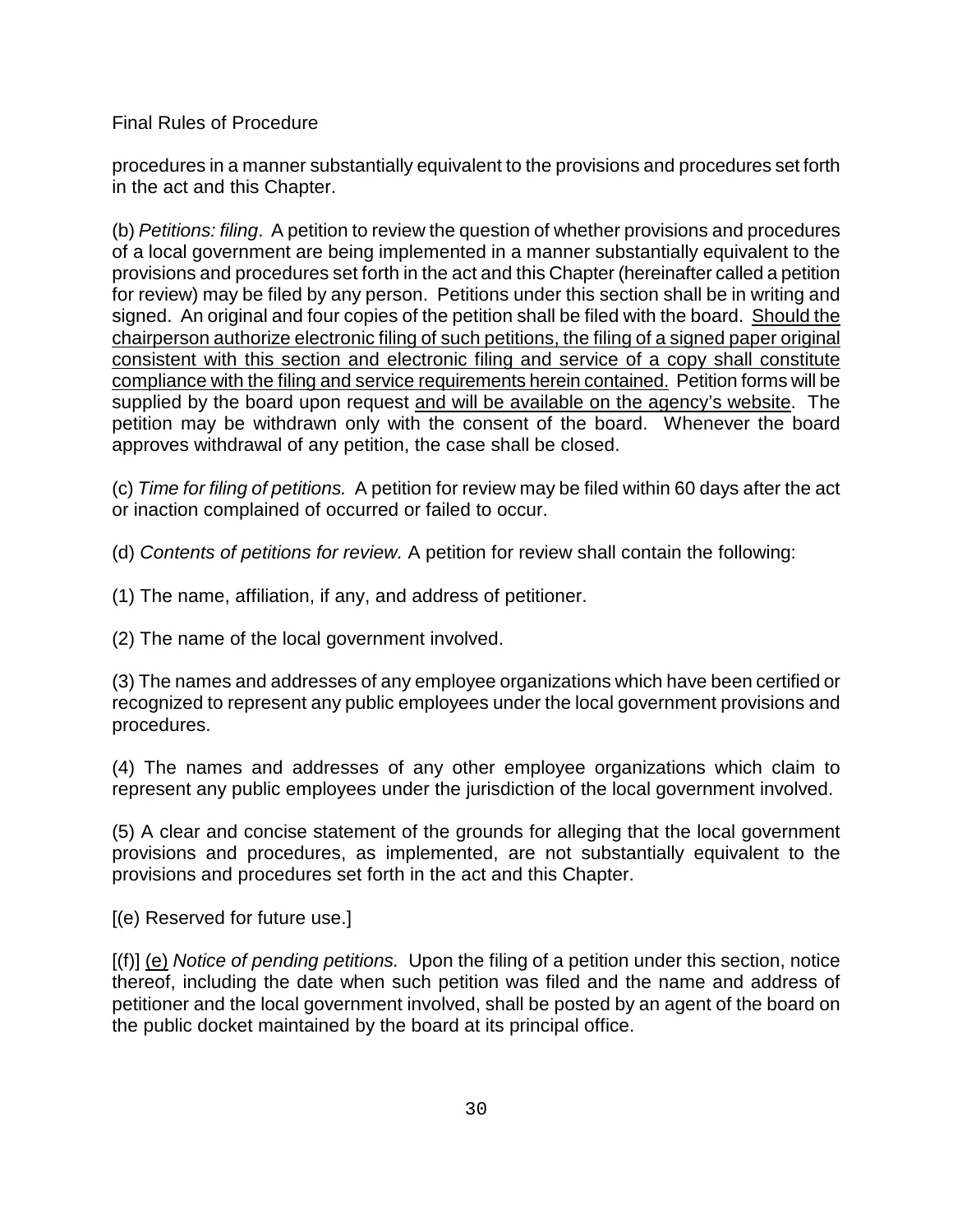procedures in a manner substantially equivalent to the provisions and procedures set forth in the act and this Chapter.

(b) *Petitions: filing*. A petition to review the question of whether provisions and procedures of a local government are being implemented in a manner substantially equivalent to the provisions and procedures set forth in the act and this Chapter (hereinafter called a petition for review) may be filed by any person. Petitions under this section shall be in writing and signed. An original and four copies of the petition shall be filed with the board. <u>Should the chairperson authorize electronic filing of such petitions, the filing of a signed paper original consistent with this section and electronic filing and service of a copy shall constitute compliance with the filing and service requirements herein contained.</u> Petition forms will be supplied by the board upon request <u>and will be available on the agency's website</u>. The petition may be withdrawn only with the consent of the board. Whenever the board approves withdrawal of any petition, the case shall be closed.

(c) *Time for filing of petitions.* A petition for review may be filed within 60 days after the act or inaction complained of occurred or failed to occur.

(d) *Contents of petitions for review.* A petition for review shall contain the following:

(1) The name, affiliation, if any, and address of petitioner.

(2) The name of the local government involved.

(3) The names and addresses of any employee organizations which have been certified or recognized to represent any public employees under the local government provisions and procedures.

(4) The names and addresses of any other employee organizations which claim to represent any public employees under the jurisdiction of the local government involved.

(5) A clear and concise statement of the grounds for alleging that the local government provisions and procedures, as implemented, are not substantially equivalent to the provisions and procedures set forth in the act and this Chapter.

[(e) Reserved for future use.]

[(f)] <u>(e)</u> *Notice of pending petitions.* Upon the filing of a petition under this section, notice thereof, including the date when such petition was filed and the name and address of petitioner and the local government involved, shall be posted by an agent of the board on the public docket maintained by the board at its principal office.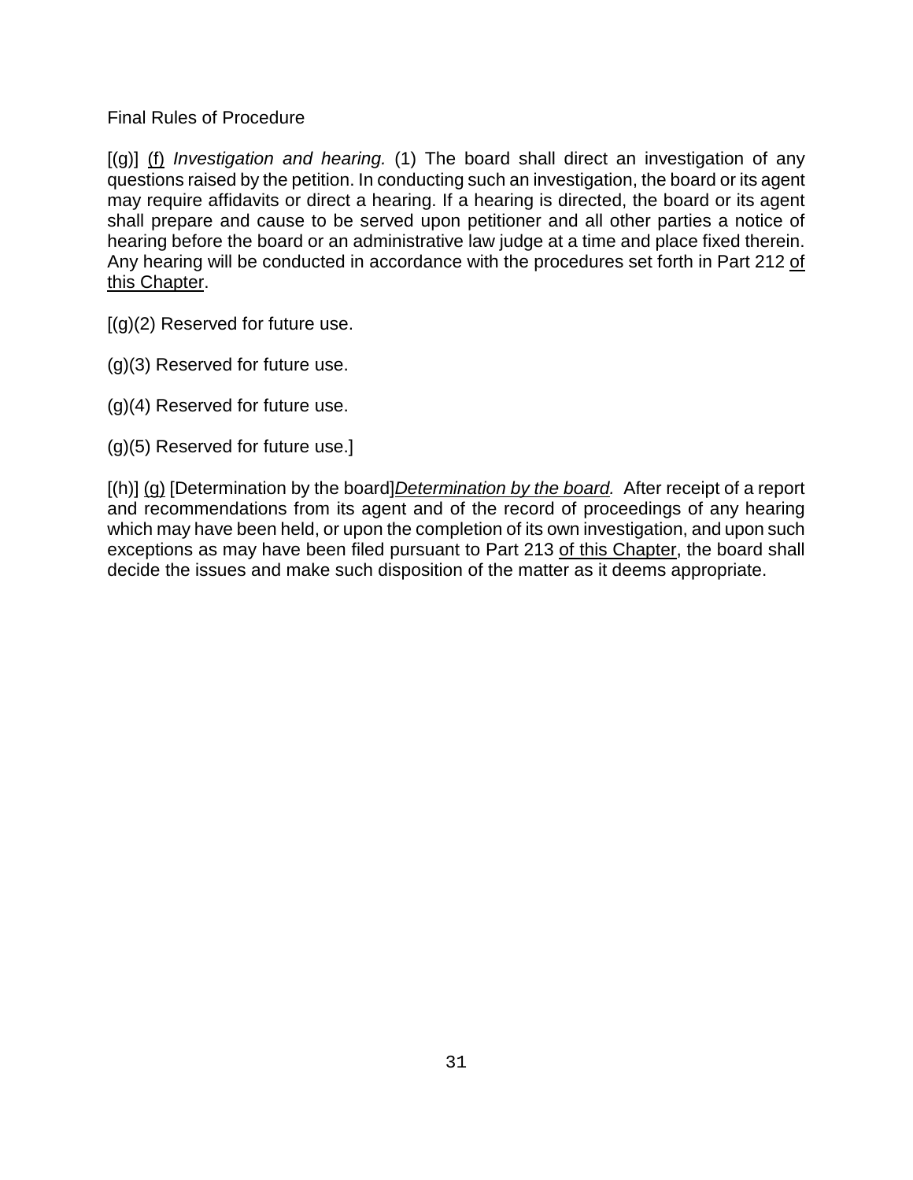Final Rules of Procedure

[(g)] <u>(f)</u> *Investigation and hearing.* (1) The board shall direct an investigation of any questions raised by the petition. In conducting such an investigation, the board or its agent may require affidavits or direct a hearing. If a hearing is directed, the board or its agent shall prepare and cause to be served upon petitioner and all other parties a notice of hearing before the board or an administrative law judge at a time and place fixed therein. Any hearing will be conducted in accordance with the procedures set forth in Part 212 <u>of this Chapter</u>.

[(g)(2) Reserved for future use.

(g)(3) Reserved for future use.

(g)(4) Reserved for future use.

(g)(5) Reserved for future use.]

[(h)] <u>(g)</u> [Determination by the board]<u>*Determination by the board.*</u> After receipt of a report and recommendations from its agent and of the record of proceedings of any hearing which may have been held, or upon the completion of its own investigation, and upon such exceptions as may have been filed pursuant to Part 213 <u>of this Chapter</u>, the board shall decide the issues and make such disposition of the matter as it deems appropriate.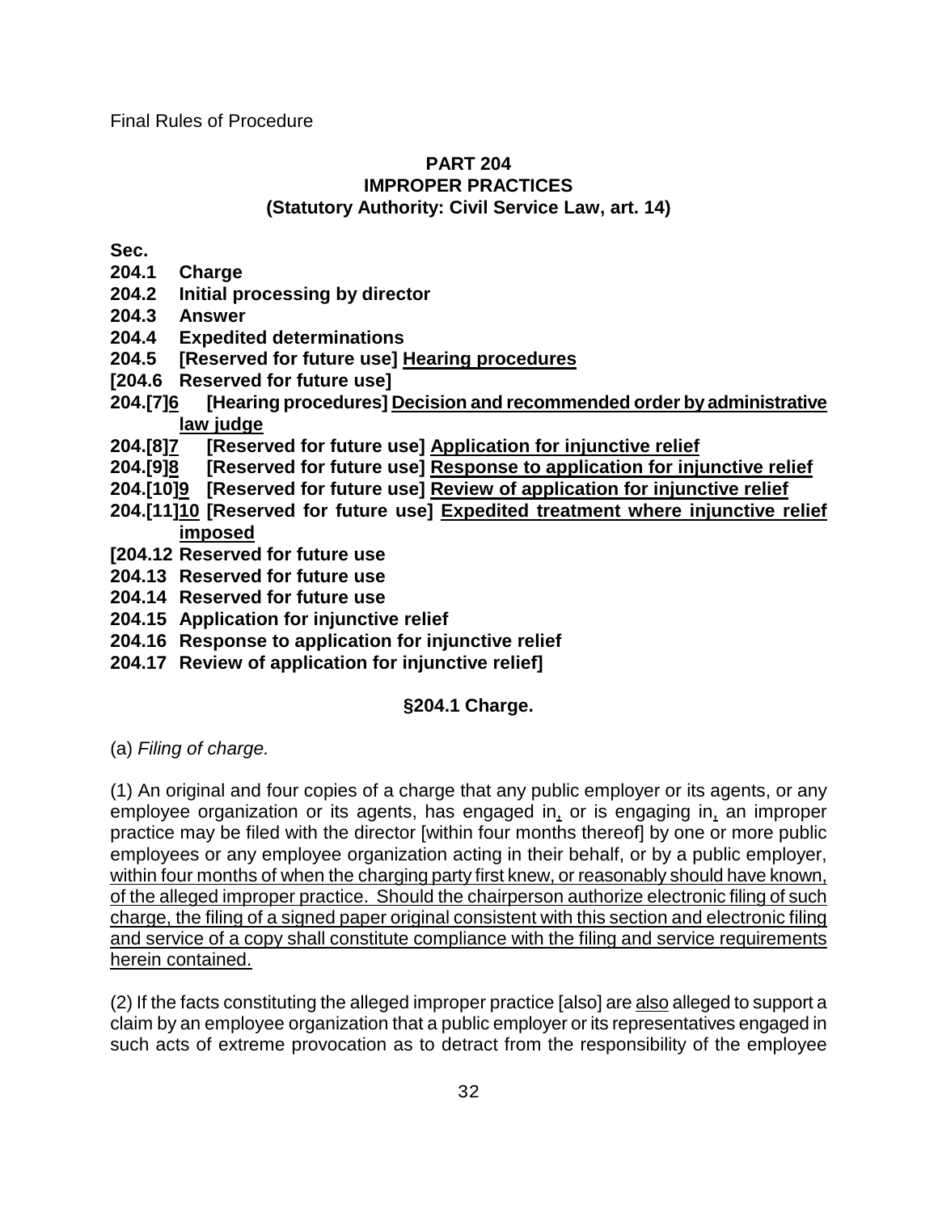Final Rules of Procedure

**PART 204**
**IMPROPER PRACTICES**
**(Statutory Authority: Civil Service Law, art. 14)**

**Sec.**
**204.1 Charge**
**204.2 Initial processing by director**
**204.3 Answer**
**204.4 Expedited determinations**
**204.5 [Reserved for future use] <u>Hearing procedures</u>**
**[204.6 Reserved for future use]**
**204.[7]<u>6</u> [Hearing procedures] <u>Decision and recommended order by administrative law judge</u>**
**204.[8]<u>7</u> [Reserved for future use] <u>Application for injunctive relief</u>**
**204.[9]<u>8</u> [Reserved for future use] <u>Response to application for injunctive relief</u>**
**204.[10]<u>9</u> [Reserved for future use] <u>Review of application for injunctive relief</u>**
**204.[11]<u>10</u> [Reserved for future use] <u>Expedited treatment where injunctive relief imposed</u>**
**[204.12 Reserved for future use**
**204.13 Reserved for future use**
**204.14 Reserved for future use**
**204.15 Application for injunctive relief**
**204.16 Response to application for injunctive relief**
**204.17 Review of application for injunctive relief]**

**§204.1 Charge.**

(a) *Filing of charge.*

(1) An original and four copies of a charge that any public employer or its agents, or any employee organization or its agents, has engaged in<u>,</u> or is engaging in<u>,</u> an improper practice may be filed with the director [within four months thereof] by one or more public employees or any employee organization acting in their behalf, or by a public employer, <u>within four months of when the charging party first knew, or reasonably should have known, of the alleged improper practice. Should the chairperson authorize electronic filing of such charge, the filing of a signed paper original consistent with this section and electronic filing and service of a copy shall constitute compliance with the filing and service requirements herein contained.</u>

(2) If the facts constituting the alleged improper practice [also] are <u>also</u> alleged to support a claim by an employee organization that a public employer or its representatives engaged in such acts of extreme provocation as to detract from the responsibility of the employee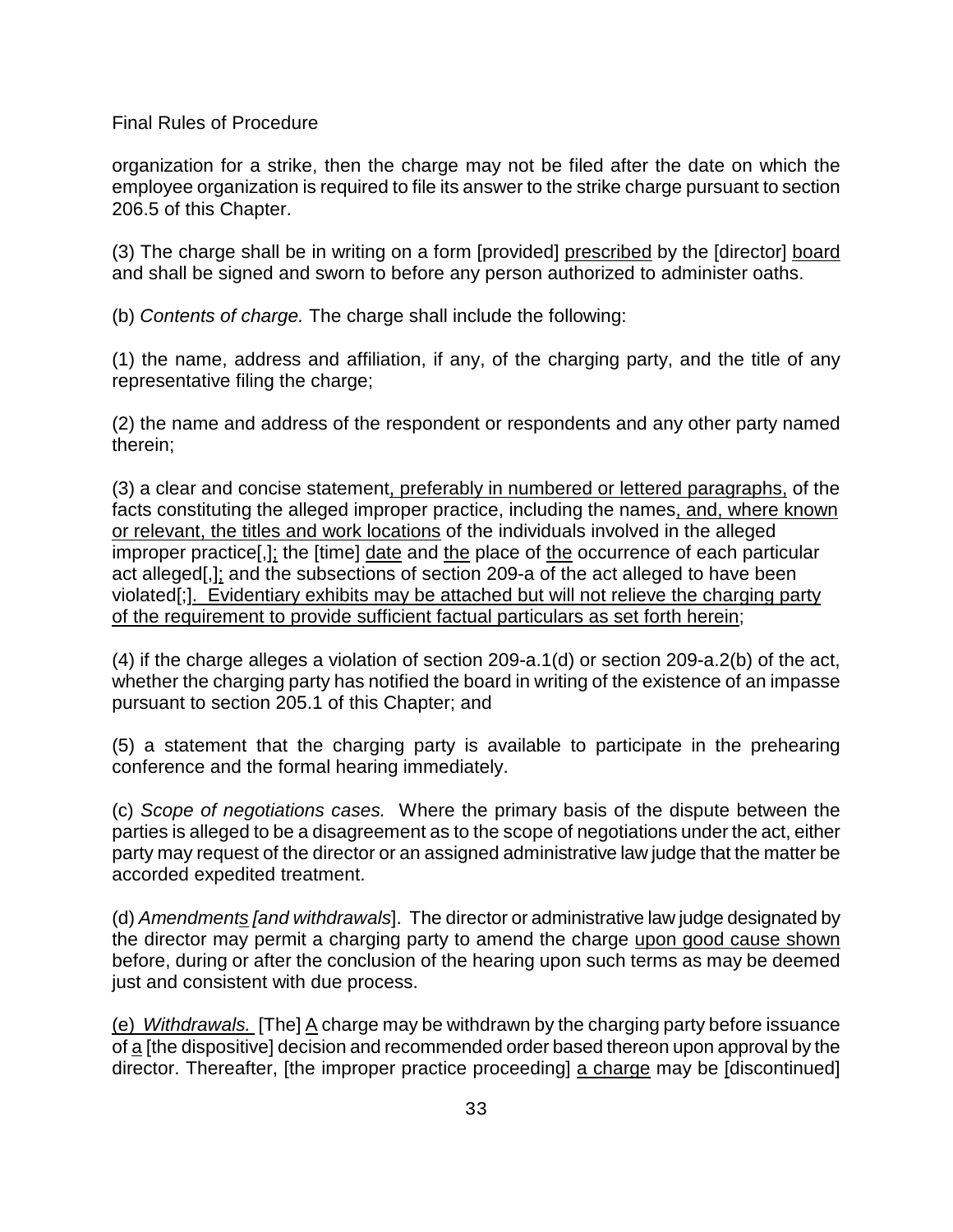organization for a strike, then the charge may not be filed after the date on which the employee organization is required to file its answer to the strike charge pursuant to section 206.5 of this Chapter.

(3) The charge shall be in writing on a form [provided] <u>prescribed</u> by the [director] <u>board</u> and shall be signed and sworn to before any person authorized to administer oaths.

(b) *Contents of charge.* The charge shall include the following:

(1) the name, address and affiliation, if any, of the charging party, and the title of any representative filing the charge;

(2) the name and address of the respondent or respondents and any other party named therein;

(3) a clear and concise statement<u>, preferably in numbered or lettered paragraphs,</u> of the facts constituting the alleged improper practice, including the names<u>, and, where known or relevant, the titles and work locations</u> of the individuals involved in the alleged improper practice[,]<u>;</u> the [time] <u>date</u> and <u>the</u> place of <u>the</u> occurrence of each particular act alleged[,]<u>;</u> and the subsections of section 209-a of the act alleged to have been violated[;]<u>. Evidentiary exhibits may be attached but will not relieve the charging party of the requirement to provide sufficient factual particulars as set forth herein</u>;

(4) if the charge alleges a violation of section 209-a.1(d) or section 209-a.2(b) of the act, whether the charging party has notified the board in writing of the existence of an impasse pursuant to section 205.1 of this Chapter; and

(5) a statement that the charging party is available to participate in the prehearing conference and the formal hearing immediately.

(c) *Scope of negotiations cases.* Where the primary basis of the dispute between the parties is alleged to be a disagreement as to the scope of negotiations under the act, either party may request of the director or an assigned administrative law judge that the matter be accorded expedited treatment.

(d) *Amendment<u>s</u> [and withdrawals*]. The director or administrative law judge designated by the director may permit a charging party to amend the charge <u>upon good cause shown</u> before, during or after the conclusion of the hearing upon such terms as may be deemed just and consistent with due process.

<u>(e) *Withdrawals.*</u> [The] <u>A</u> charge may be withdrawn by the charging party before issuance of <u>a</u> [the dispositive] decision and recommended order based thereon upon approval by the director. Thereafter, [the improper practice proceeding] <u>a charge</u> may be [discontinued]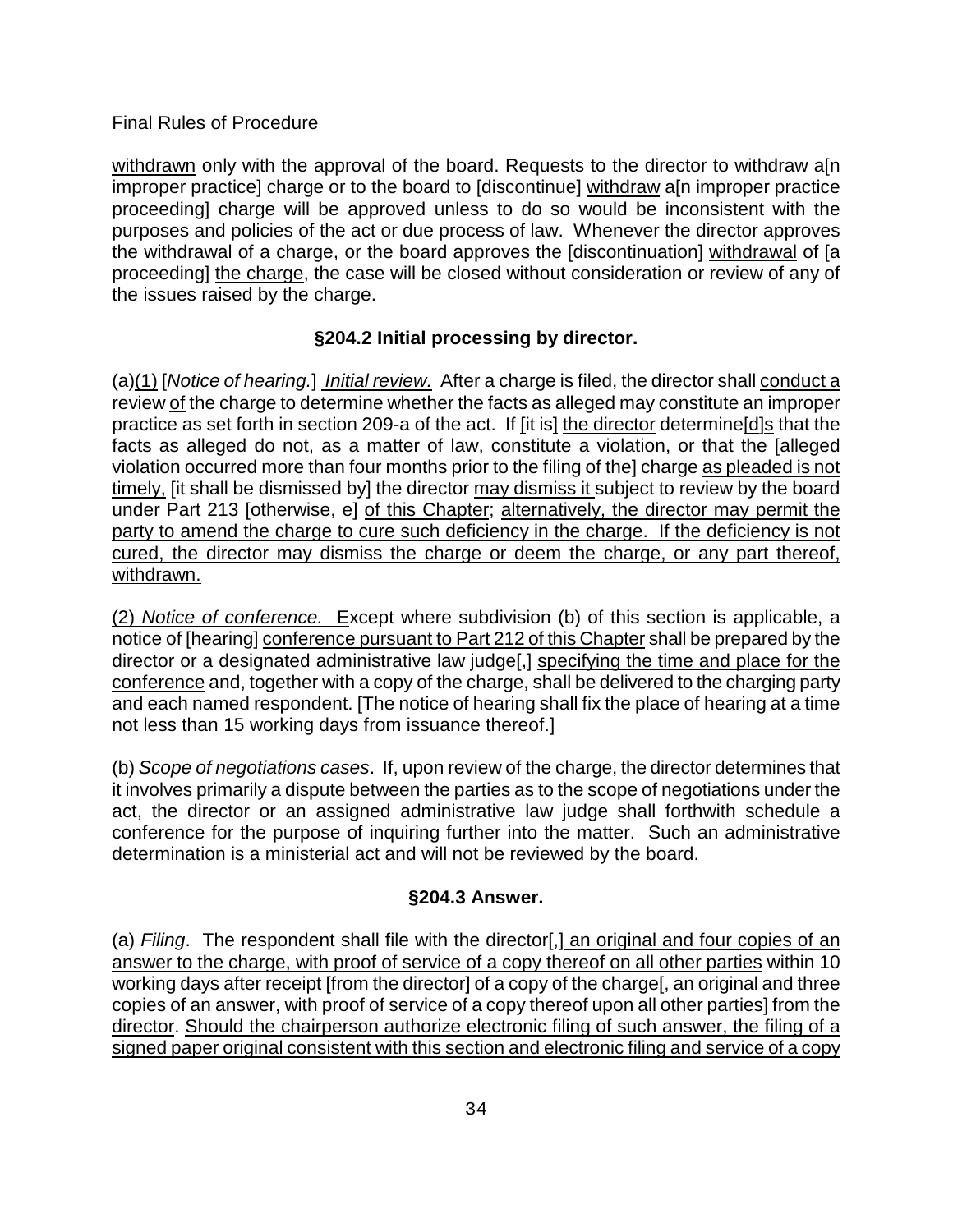withdrawn only with the approval of the board. Requests to the director to withdraw a[n improper practice] charge or to the board to [discontinue] withdraw a[n improper practice proceeding] charge will be approved unless to do so would be inconsistent with the purposes and policies of the act or due process of law. Whenever the director approves the withdrawal of a charge, or the board approves the [discontinuation] withdrawal of [a proceeding] the charge, the case will be closed without consideration or review of any of the issues raised by the charge.

### §204.2 Initial processing by director.

(a)(1) [*Notice of hearing.*] *Initial review.* After a charge is filed, the director shall conduct a review of the charge to determine whether the facts as alleged may constitute an improper practice as set forth in section 209-a of the act. If [it is] the director determine[d]s that the facts as alleged do not, as a matter of law, constitute a violation, or that the [alleged violation occurred more than four months prior to the filing of the] charge as pleaded is not timely, [it shall be dismissed by] the director may dismiss it subject to review by the board under Part 213 [otherwise, e] of this Chapter; alternatively, the director may permit the party to amend the charge to cure such deficiency in the charge. If the deficiency is not cured, the director may dismiss the charge or deem the charge, or any part thereof, withdrawn.

(2) *Notice of conference.* Except where subdivision (b) of this section is applicable, a notice of [hearing] conference pursuant to Part 212 of this Chapter shall be prepared by the director or a designated administrative law judge[,] specifying the time and place for the conference and, together with a copy of the charge, shall be delivered to the charging party and each named respondent. [The notice of hearing shall fix the place of hearing at a time not less than 15 working days from issuance thereof.]

(b) *Scope of negotiations cases*. If, upon review of the charge, the director determines that it involves primarily a dispute between the parties as to the scope of negotiations under the act, the director or an assigned administrative law judge shall forthwith schedule a conference for the purpose of inquiring further into the matter. Such an administrative determination is a ministerial act and will not be reviewed by the board.

### §204.3 Answer.

(a) *Filing*. The respondent shall file with the director[,] an original and four copies of an answer to the charge, with proof of service of a copy thereof on all other parties within 10 working days after receipt [from the director] of a copy of the charge[, an original and three copies of an answer, with proof of service of a copy thereof upon all other parties] from the director. Should the chairperson authorize electronic filing of such answer, the filing of a signed paper original consistent with this section and electronic filing and service of a copy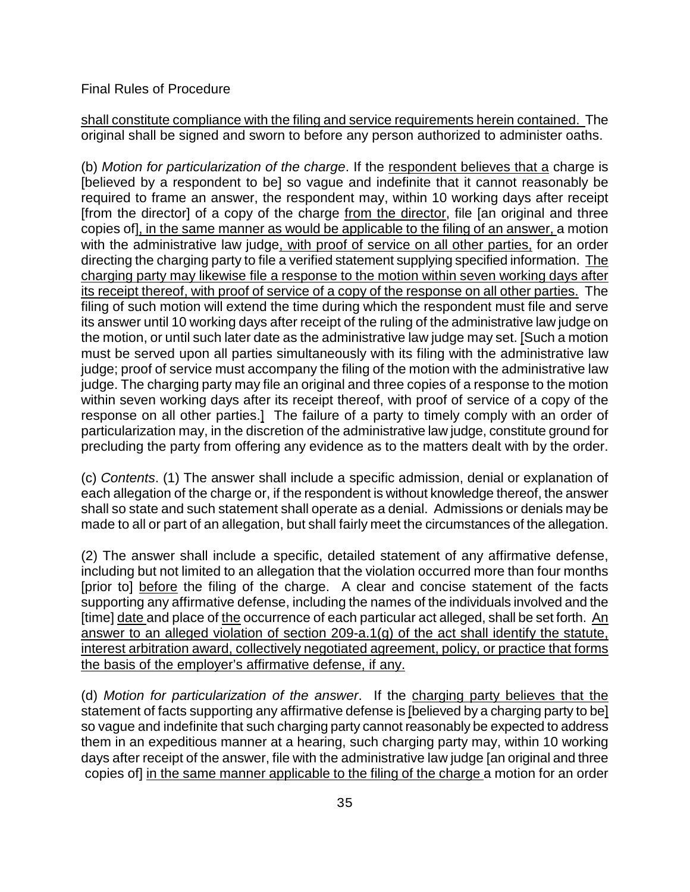shall constitute compliance with the filing and service requirements herein contained. The original shall be signed and sworn to before any person authorized to administer oaths.

(b) *Motion for particularization of the charge*. If the respondent believes that a charge is [believed by a respondent to be] so vague and indefinite that it cannot reasonably be required to frame an answer, the respondent may, within 10 working days after receipt [from the director] of a copy of the charge from the director, file [an original and three copies of], in the same manner as would be applicable to the filing of an answer, a motion with the administrative law judge, with proof of service on all other parties, for an order directing the charging party to file a verified statement supplying specified information. The charging party may likewise file a response to the motion within seven working days after its receipt thereof, with proof of service of a copy of the response on all other parties. The filing of such motion will extend the time during which the respondent must file and serve its answer until 10 working days after receipt of the ruling of the administrative law judge on the motion, or until such later date as the administrative law judge may set. [Such a motion must be served upon all parties simultaneously with its filing with the administrative law judge; proof of service must accompany the filing of the motion with the administrative law judge. The charging party may file an original and three copies of a response to the motion within seven working days after its receipt thereof, with proof of service of a copy of the response on all other parties.] The failure of a party to timely comply with an order of particularization may, in the discretion of the administrative law judge, constitute ground for precluding the party from offering any evidence as to the matters dealt with by the order.

(c) *Contents*. (1) The answer shall include a specific admission, denial or explanation of each allegation of the charge or, if the respondent is without knowledge thereof, the answer shall so state and such statement shall operate as a denial. Admissions or denials may be made to all or part of an allegation, but shall fairly meet the circumstances of the allegation.

(2) The answer shall include a specific, detailed statement of any affirmative defense, including but not limited to an allegation that the violation occurred more than four months [prior to] before the filing of the charge. A clear and concise statement of the facts supporting any affirmative defense, including the names of the individuals involved and the [time] date and place of the occurrence of each particular act alleged, shall be set forth. An answer to an alleged violation of section 209-a.1(g) of the act shall identify the statute, interest arbitration award, collectively negotiated agreement, policy, or practice that forms the basis of the employer's affirmative defense, if any.

(d) *Motion for particularization of the answer*. If the charging party believes that the statement of facts supporting any affirmative defense is [believed by a charging party to be] so vague and indefinite that such charging party cannot reasonably be expected to address them in an expeditious manner at a hearing, such charging party may, within 10 working days after receipt of the answer, file with the administrative law judge [an original and three copies of] in the same manner applicable to the filing of the charge a motion for an order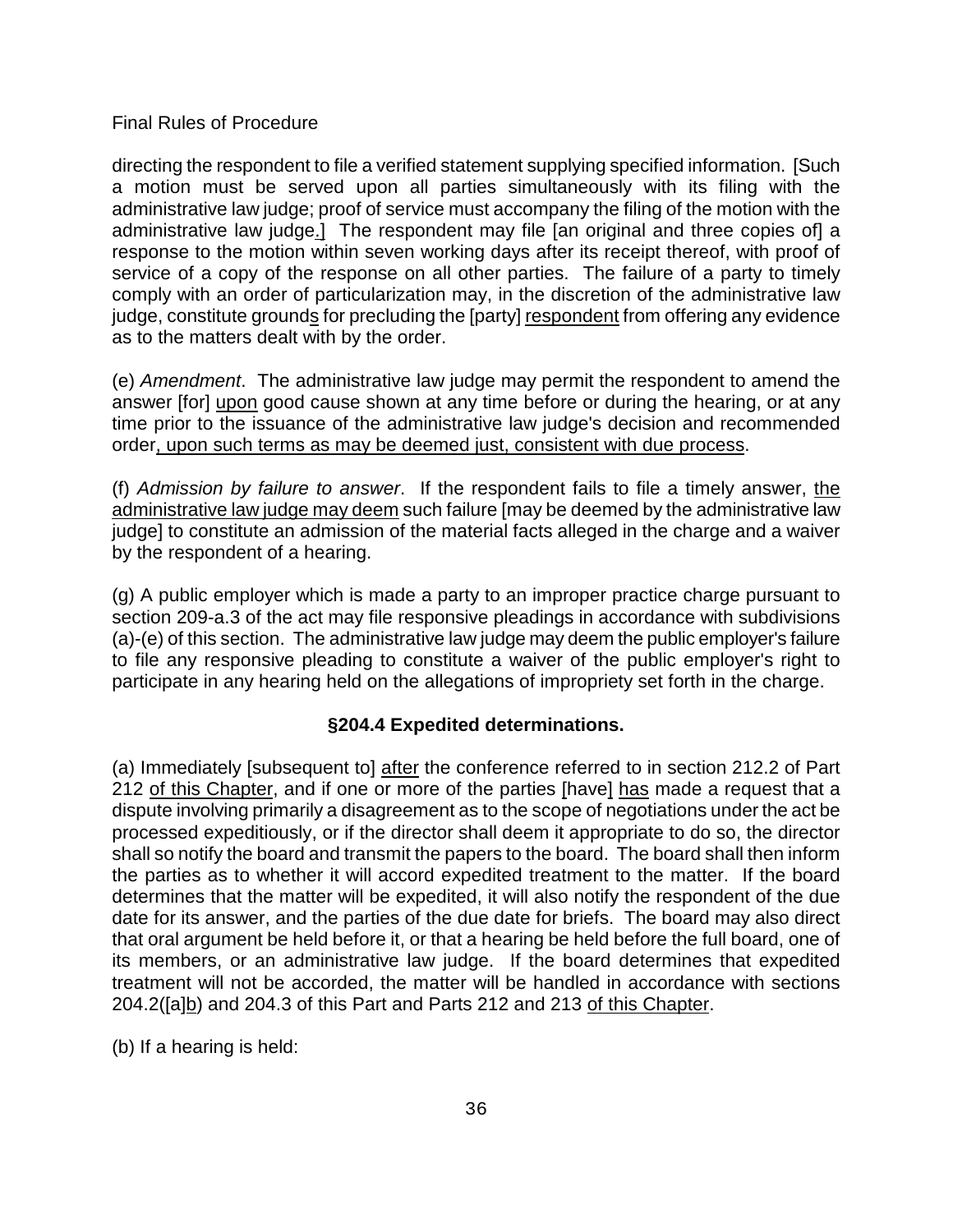directing the respondent to file a verified statement supplying specified information. [Such a motion must be served upon all parties simultaneously with its filing with the administrative law judge; proof of service must accompany the filing of the motion with the administrative law judge.] The respondent may file [an original and three copies of] a response to the motion within seven working days after its receipt thereof, with proof of service of a copy of the response on all other parties. The failure of a party to timely comply with an order of particularization may, in the discretion of the administrative law judge, constitute grounds for precluding the [party] respondent from offering any evidence as to the matters dealt with by the order.

(e) *Amendment*. The administrative law judge may permit the respondent to amend the answer [for] upon good cause shown at any time before or during the hearing, or at any time prior to the issuance of the administrative law judge's decision and recommended order, upon such terms as may be deemed just, consistent with due process.

(f) *Admission by failure to answer*. If the respondent fails to file a timely answer, the administrative law judge may deem such failure [may be deemed by the administrative law judge] to constitute an admission of the material facts alleged in the charge and a waiver by the respondent of a hearing.

(g) A public employer which is made a party to an improper practice charge pursuant to section 209-a.3 of the act may file responsive pleadings in accordance with subdivisions (a)-(e) of this section. The administrative law judge may deem the public employer's failure to file any responsive pleading to constitute a waiver of the public employer's right to participate in any hearing held on the allegations of impropriety set forth in the charge.

### §204.4 Expedited determinations.

(a) Immediately [subsequent to] after the conference referred to in section 212.2 of Part 212 of this Chapter, and if one or more of the parties [have] has made a request that a dispute involving primarily a disagreement as to the scope of negotiations under the act be processed expeditiously, or if the director shall deem it appropriate to do so, the director shall so notify the board and transmit the papers to the board. The board shall then inform the parties as to whether it will accord expedited treatment to the matter. If the board determines that the matter will be expedited, it will also notify the respondent of the due date for its answer, and the parties of the due date for briefs. The board may also direct that oral argument be held before it, or that a hearing be held before the full board, one of its members, or an administrative law judge. If the board determines that expedited treatment will not be accorded, the matter will be handled in accordance with sections 204.2([a]b) and 204.3 of this Part and Parts 212 and 213 of this Chapter.

(b) If a hearing is held: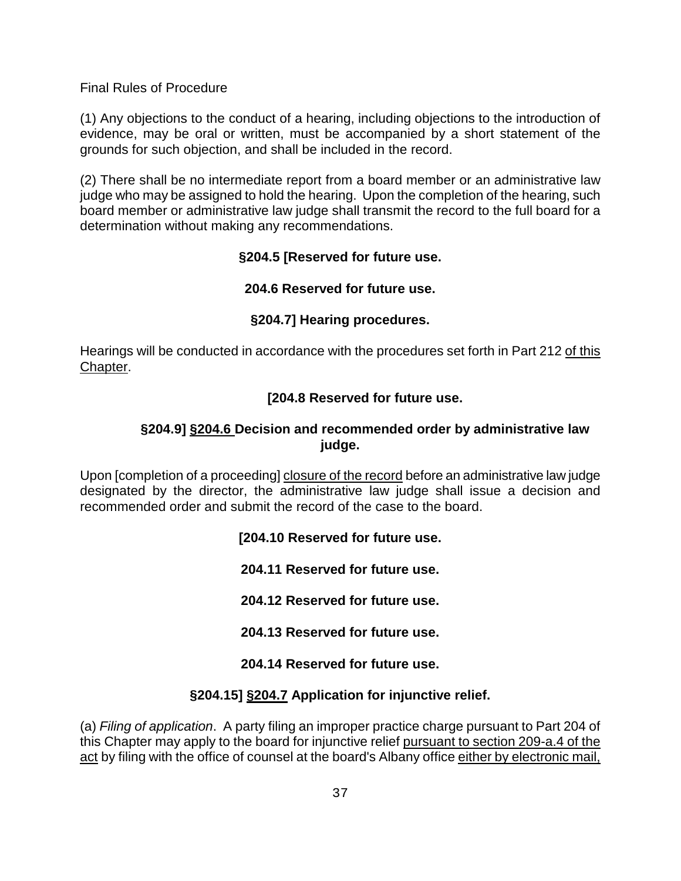Final Rules of Procedure

(1) Any objections to the conduct of a hearing, including objections to the introduction of evidence, may be oral or written, must be accompanied by a short statement of the grounds for such objection, and shall be included in the record.

(2) There shall be no intermediate report from a board member or an administrative law judge who may be assigned to hold the hearing. Upon the completion of the hearing, such board member or administrative law judge shall transmit the record to the full board for a determination without making any recommendations.

**§204.5 [Reserved for future use.**

**204.6 Reserved for future use.**

**§204.7] Hearing procedures.**

Hearings will be conducted in accordance with the procedures set forth in Part 212 of this Chapter.

**[204.8 Reserved for future use.**

**§204.9] §204.6 Decision and recommended order by administrative law judge.**

Upon [completion of a proceeding] closure of the record before an administrative law judge designated by the director, the administrative law judge shall issue a decision and recommended order and submit the record of the case to the board.

**[204.10 Reserved for future use.**

**204.11 Reserved for future use.**

**204.12 Reserved for future use.**

**204.13 Reserved for future use.**

**204.14 Reserved for future use.**

**§204.15] §204.7 Application for injunctive relief.**

(a) *Filing of application*. A party filing an improper practice charge pursuant to Part 204 of this Chapter may apply to the board for injunctive relief pursuant to section 209-a.4 of the act by filing with the office of counsel at the board's Albany office either by electronic mail,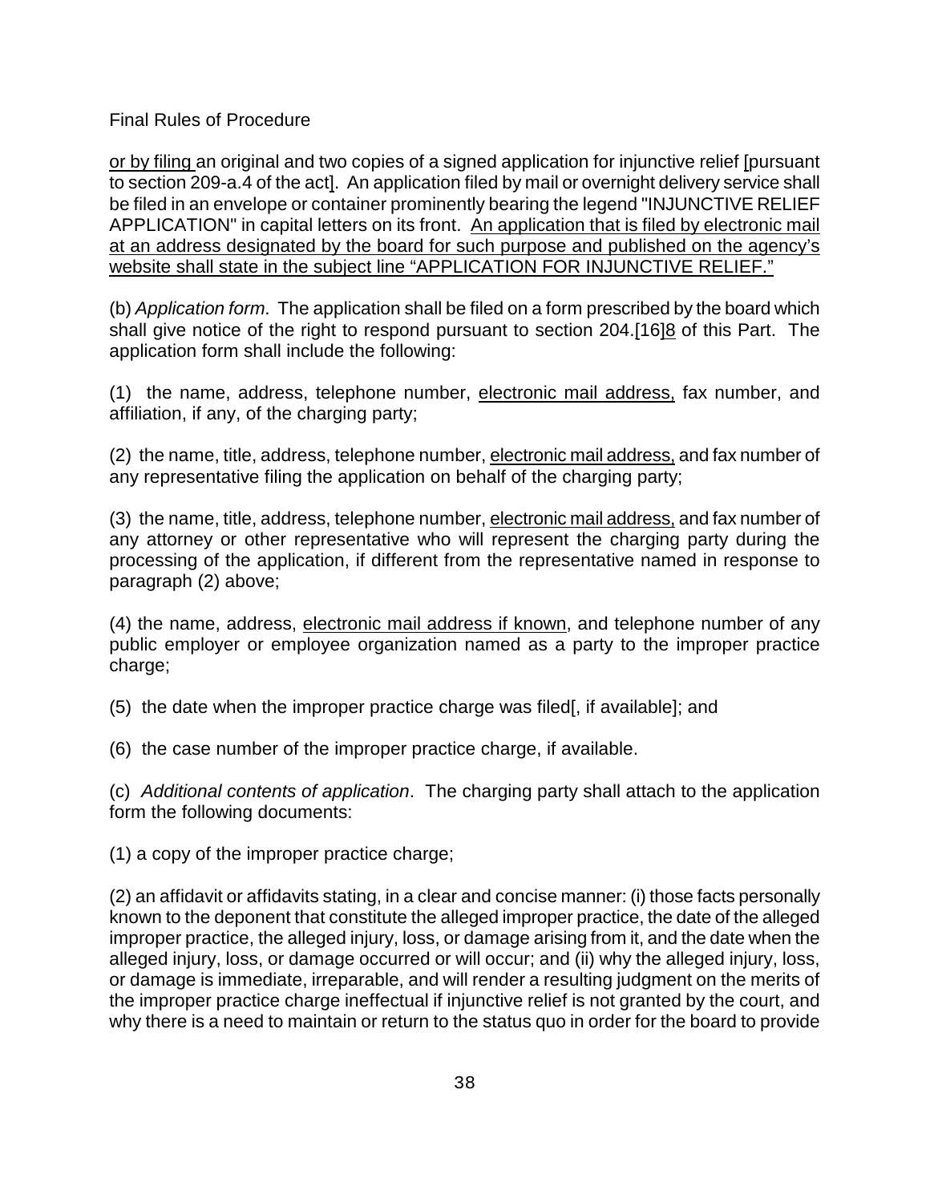or by filing an original and two copies of a signed application for injunctive relief [pursuant to section 209-a.4 of the act]. An application filed by mail or overnight delivery service shall be filed in an envelope or container prominently bearing the legend "INJUNCTIVE RELIEF APPLICATION" in capital letters on its front. An application that is filed by electronic mail at an address designated by the board for such purpose and published on the agency's website shall state in the subject line "APPLICATION FOR INJUNCTIVE RELIEF."

(b) *Application form*. The application shall be filed on a form prescribed by the board which shall give notice of the right to respond pursuant to section 204.[16]8 of this Part. The application form shall include the following:

(1) the name, address, telephone number, electronic mail address, fax number, and affiliation, if any, of the charging party;

(2) the name, title, address, telephone number, electronic mail address, and fax number of any representative filing the application on behalf of the charging party;

(3) the name, title, address, telephone number, electronic mail address, and fax number of any attorney or other representative who will represent the charging party during the processing of the application, if different from the representative named in response to paragraph (2) above;

(4) the name, address, electronic mail address if known, and telephone number of any public employer or employee organization named as a party to the improper practice charge;

(5) the date when the improper practice charge was filed[, if available]; and

(6) the case number of the improper practice charge, if available.

(c) *Additional contents of application*. The charging party shall attach to the application form the following documents:

(1) a copy of the improper practice charge;

(2) an affidavit or affidavits stating, in a clear and concise manner: (i) those facts personally known to the deponent that constitute the alleged improper practice, the date of the alleged improper practice, the alleged injury, loss, or damage arising from it, and the date when the alleged injury, loss, or damage occurred or will occur; and (ii) why the alleged injury, loss, or damage is immediate, irreparable, and will render a resulting judgment on the merits of the improper practice charge ineffectual if injunctive relief is not granted by the court, and why there is a need to maintain or return to the status quo in order for the board to provide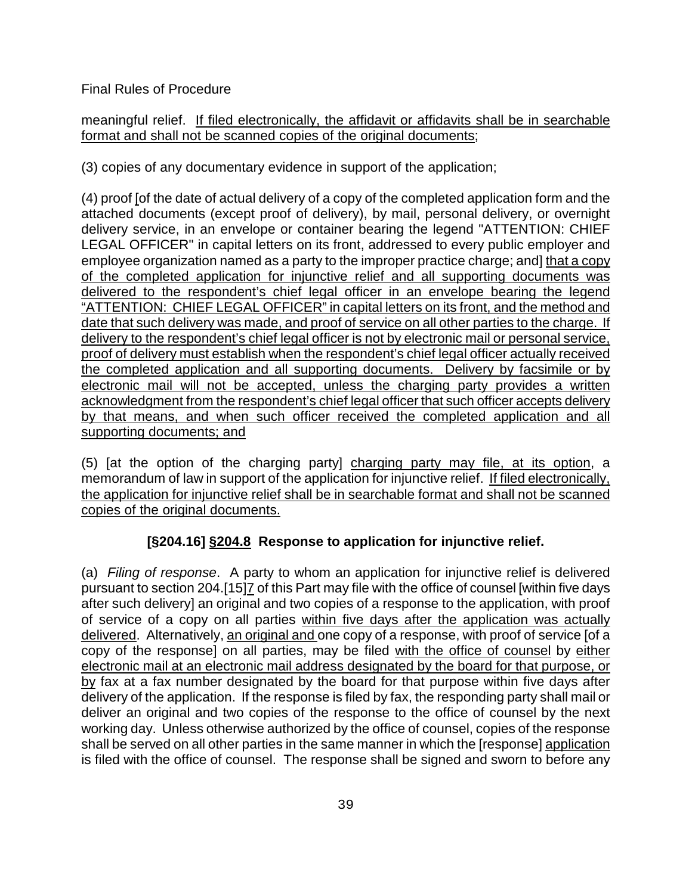meaningful relief. If filed electronically, the affidavit or affidavits shall be in searchable format and shall not be scanned copies of the original documents;

(3) copies of any documentary evidence in support of the application;

(4) proof [of the date of actual delivery of a copy of the completed application form and the attached documents (except proof of delivery), by mail, personal delivery, or overnight delivery service, in an envelope or container bearing the legend "ATTENTION: CHIEF LEGAL OFFICER" in capital letters on its front, addressed to every public employer and employee organization named as a party to the improper practice charge; and] that a copy of the completed application for injunctive relief and all supporting documents was delivered to the respondent's chief legal officer in an envelope bearing the legend "ATTENTION: CHIEF LEGAL OFFICER" in capital letters on its front, and the method and date that such delivery was made, and proof of service on all other parties to the charge. If delivery to the respondent's chief legal officer is not by electronic mail or personal service, proof of delivery must establish when the respondent's chief legal officer actually received the completed application and all supporting documents. Delivery by facsimile or by electronic mail will not be accepted, unless the charging party provides a written acknowledgment from the respondent's chief legal officer that such officer accepts delivery by that means, and when such officer received the completed application and all supporting documents; and

(5) [at the option of the charging party] charging party may file, at its option, a memorandum of law in support of the application for injunctive relief. If filed electronically, the application for injunctive relief shall be in searchable format and shall not be scanned copies of the original documents.

### [§204.16] §204.8 Response to application for injunctive relief.

(a) *Filing of response*. A party to whom an application for injunctive relief is delivered pursuant to section 204.[15]7 of this Part may file with the office of counsel [within five days after such delivery] an original and two copies of a response to the application, with proof of service of a copy on all parties within five days after the application was actually delivered. Alternatively, an original and one copy of a response, with proof of service [of a copy of the response] on all parties, may be filed with the office of counsel by either electronic mail at an electronic mail address designated by the board for that purpose, or by fax at a fax number designated by the board for that purpose within five days after delivery of the application. If the response is filed by fax, the responding party shall mail or deliver an original and two copies of the response to the office of counsel by the next working day. Unless otherwise authorized by the office of counsel, copies of the response shall be served on all other parties in the same manner in which the [response] application is filed with the office of counsel. The response shall be signed and sworn to before any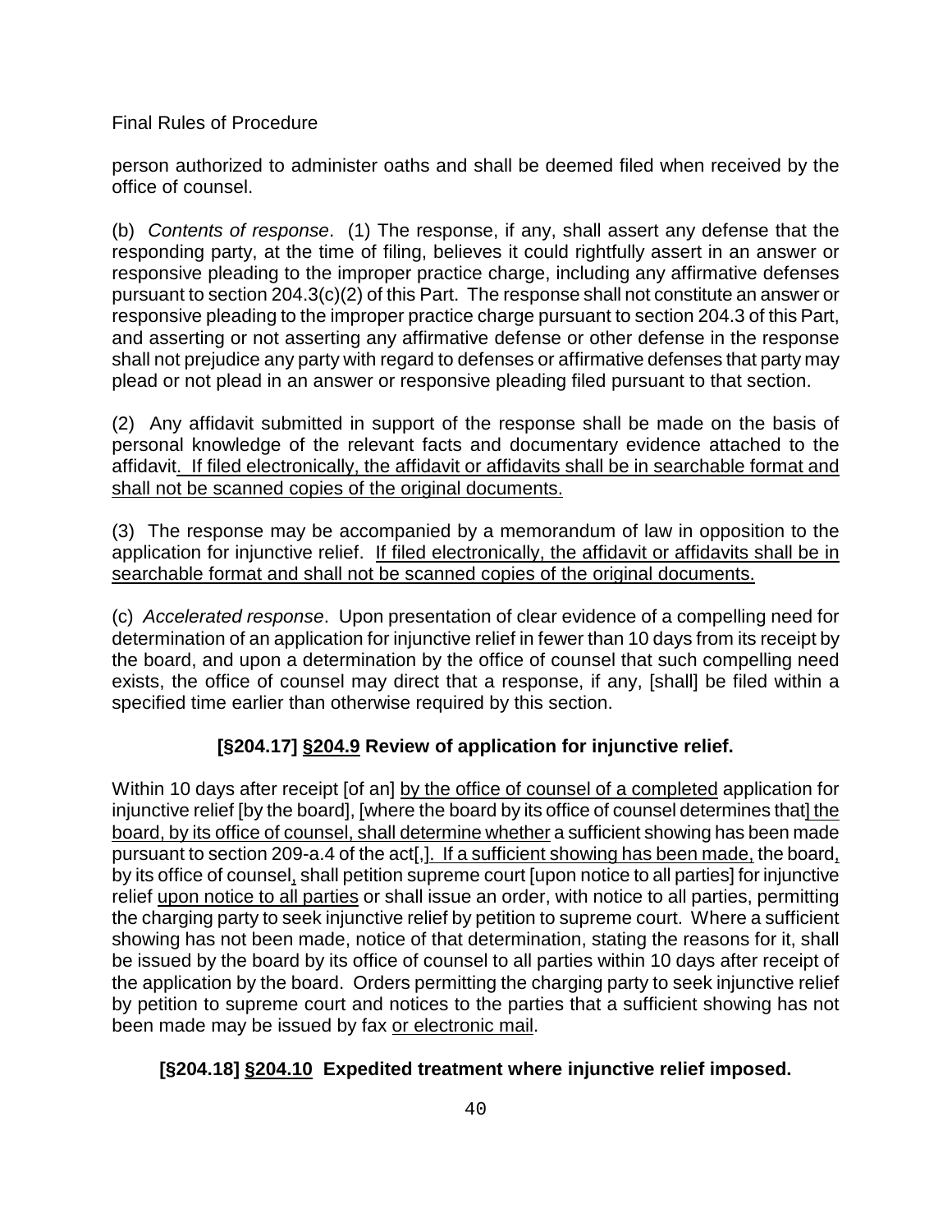person authorized to administer oaths and shall be deemed filed when received by the office of counsel.

(b) *Contents of response*. (1) The response, if any, shall assert any defense that the responding party, at the time of filing, believes it could rightfully assert in an answer or responsive pleading to the improper practice charge, including any affirmative defenses pursuant to section 204.3(c)(2) of this Part. The response shall not constitute an answer or responsive pleading to the improper practice charge pursuant to section 204.3 of this Part, and asserting or not asserting any affirmative defense or other defense in the response shall not prejudice any party with regard to defenses or affirmative defenses that party may plead or not plead in an answer or responsive pleading filed pursuant to that section.

(2) Any affidavit submitted in support of the response shall be made on the basis of personal knowledge of the relevant facts and documentary evidence attached to the affidavit<u>. If filed electronically, the affidavit or affidavits shall be in searchable format and shall not be scanned copies of the original documents.</u>

(3) The response may be accompanied by a memorandum of law in opposition to the application for injunctive relief. <u>If filed electronically, the affidavit or affidavits shall be in searchable format and shall not be scanned copies of the original documents.</u>

(c) *Accelerated response*. Upon presentation of clear evidence of a compelling need for determination of an application for injunctive relief in fewer than 10 days from its receipt by the board, and upon a determination by the office of counsel that such compelling need exists, the office of counsel may direct that a response, if any, [shall] be filed within a specified time earlier than otherwise required by this section.

### [§204.17] <u>§204.9</u> Review of application for injunctive relief.

Within 10 days after receipt [of an] <u>by the office of counsel of a completed</u> application for injunctive relief [by the board], [where the board by its office of counsel determines that<u>] the board, by its office of counsel, shall determine whether</u> a sufficient showing has been made pursuant to section 209-a.4 of the act[,]<u>. If a sufficient showing has been made,</u> the board<u>,</u> by its office of counsel<u>,</u> shall petition supreme court [upon notice to all parties] for injunctive relief <u>upon notice to all parties</u> or shall issue an order, with notice to all parties, permitting the charging party to seek injunctive relief by petition to supreme court. Where a sufficient showing has not been made, notice of that determination, stating the reasons for it, shall be issued by the board by its office of counsel to all parties within 10 days after receipt of the application by the board. Orders permitting the charging party to seek injunctive relief by petition to supreme court and notices to the parties that a sufficient showing has not been made may be issued by fax <u>or electronic mail</u>.

### [§204.18] <u>§204.10</u> Expedited treatment where injunctive relief imposed.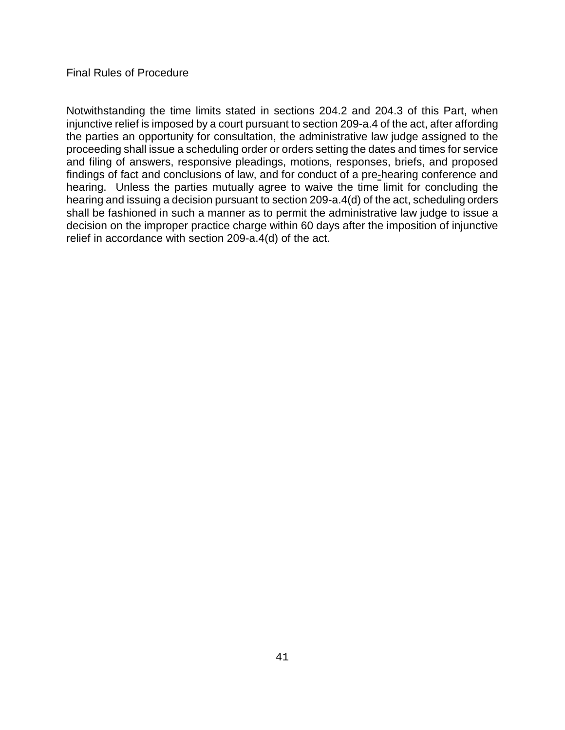Notwithstanding the time limits stated in sections 204.2 and 204.3 of this Part, when injunctive relief is imposed by a court pursuant to section 209-a.4 of the act, after affording the parties an opportunity for consultation, the administrative law judge assigned to the proceeding shall issue a scheduling order or orders setting the dates and times for service and filing of answers, responsive pleadings, motions, responses, briefs, and proposed findings of fact and conclusions of law, and for conduct of a pre-hearing conference and hearing. Unless the parties mutually agree to waive the time limit for concluding the hearing and issuing a decision pursuant to section 209-a.4(d) of the act, scheduling orders shall be fashioned in such a manner as to permit the administrative law judge to issue a decision on the improper practice charge within 60 days after the imposition of injunctive relief in accordance with section 209-a.4(d) of the act.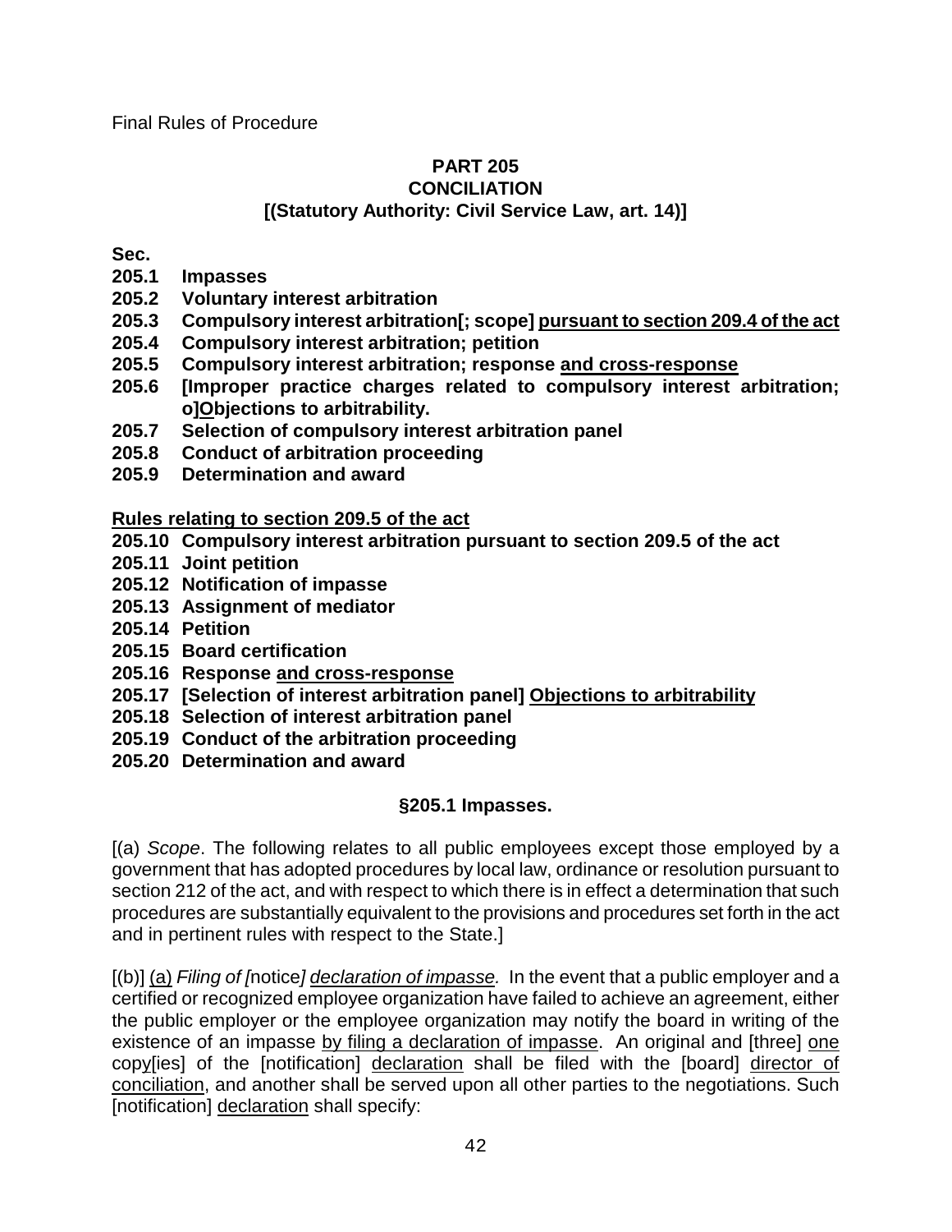Final Rules of Procedure

**PART 205**
**CONCILIATION**
**[(Statutory Authority: Civil Service Law, art. 14)]**

**Sec.**
**205.1 Impasses**
**205.2 Voluntary interest arbitration**
**205.3 Compulsory interest arbitration[; scope] <u>pursuant to section 209.4 of the act</u>**
**205.4 Compulsory interest arbitration; petition**
**205.5 Compulsory interest arbitration; response <u>and cross-response</u>**
**205.6 [Improper practice charges related to compulsory interest arbitration; o]<u>O</u>bjections to arbitrability.**
**205.7 Selection of compulsory interest arbitration panel**
**205.8 Conduct of arbitration proceeding**
**205.9 Determination and award**

**<u>Rules relating to section 209.5 of the act</u>**
**205.10 Compulsory interest arbitration pursuant to section 209.5 of the act**
**205.11 Joint petition**
**205.12 Notification of impasse**
**205.13 Assignment of mediator**
**205.14 Petition**
**205.15 Board certification**
**205.16 Response <u>and cross-response</u>**
**205.17 [Selection of interest arbitration panel] <u>Objections to arbitrability</u>**
**205.18 Selection of interest arbitration panel**
**205.19 Conduct of the arbitration proceeding**
**205.20 Determination and award**

## §205.1 Impasses.

[(a) *Scope*. The following relates to all public employees except those employed by a government that has adopted procedures by local law, ordinance or resolution pursuant to section 212 of the act, and with respect to which there is in effect a determination that such procedures are substantially equivalent to the provisions and procedures set forth in the act and in pertinent rules with respect to the State.]

[(b)] <u>(a)</u> *Filing of [*notice*] <u>declaration of impasse</u>.* In the event that a public employer and a certified or recognized employee organization have failed to achieve an agreement, either the public employer or the employee organization may notify the board in writing of the existence of an impasse <u>by filing a declaration of impasse</u>. An original and [three] <u>one</u> <u>copy</u>[ies] of the [notification] <u>declaration</u> shall be filed with the [board] <u>director of conciliation</u>, and another shall be served upon all other parties to the negotiations. Such [notification] <u>declaration</u> shall specify: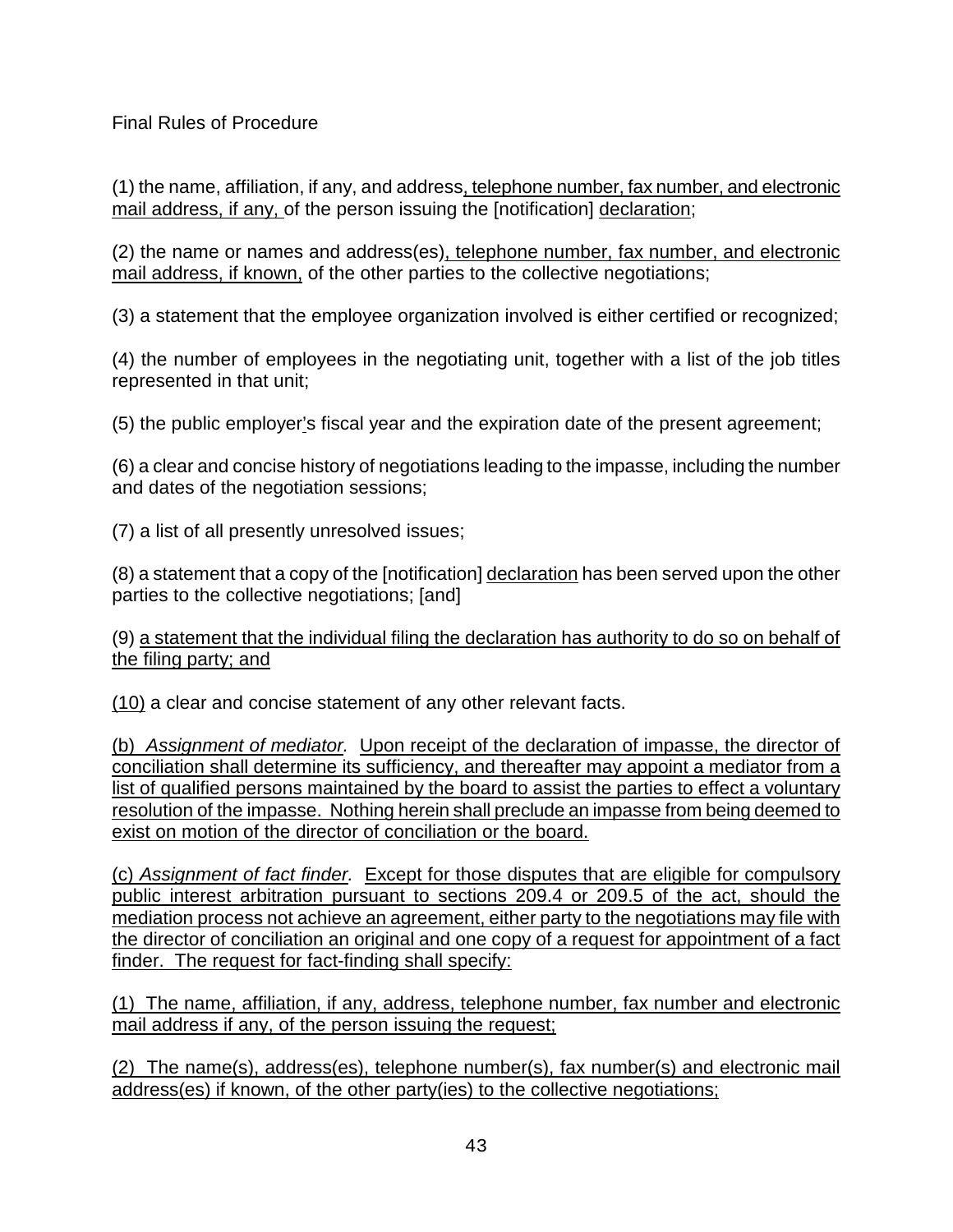Final Rules of Procedure

(1) the name, affiliation, if any, and address, telephone number, fax number, and electronic mail address, if any, of the person issuing the [notification] declaration;

(2) the name or names and address(es), telephone number, fax number, and electronic mail address, if known, of the other parties to the collective negotiations;

(3) a statement that the employee organization involved is either certified or recognized;

(4) the number of employees in the negotiating unit, together with a list of the job titles represented in that unit;

(5) the public employer's fiscal year and the expiration date of the present agreement;

(6) a clear and concise history of negotiations leading to the impasse, including the number and dates of the negotiation sessions;

(7) a list of all presently unresolved issues;

(8) a statement that a copy of the [notification] declaration has been served upon the other parties to the collective negotiations; [and]

(9) a statement that the individual filing the declaration has authority to do so on behalf of the filing party; and

(10) a clear and concise statement of any other relevant facts.

(b) *Assignment of mediator.* Upon receipt of the declaration of impasse, the director of conciliation shall determine its sufficiency, and thereafter may appoint a mediator from a list of qualified persons maintained by the board to assist the parties to effect a voluntary resolution of the impasse. Nothing herein shall preclude an impasse from being deemed to exist on motion of the director of conciliation or the board.

(c) *Assignment of fact finder.* Except for those disputes that are eligible for compulsory public interest arbitration pursuant to sections 209.4 or 209.5 of the act, should the mediation process not achieve an agreement, either party to the negotiations may file with the director of conciliation an original and one copy of a request for appointment of a fact finder. The request for fact-finding shall specify:

(1) The name, affiliation, if any, address, telephone number, fax number and electronic mail address if any, of the person issuing the request;

(2) The name(s), address(es), telephone number(s), fax number(s) and electronic mail address(es) if known, of the other party(ies) to the collective negotiations;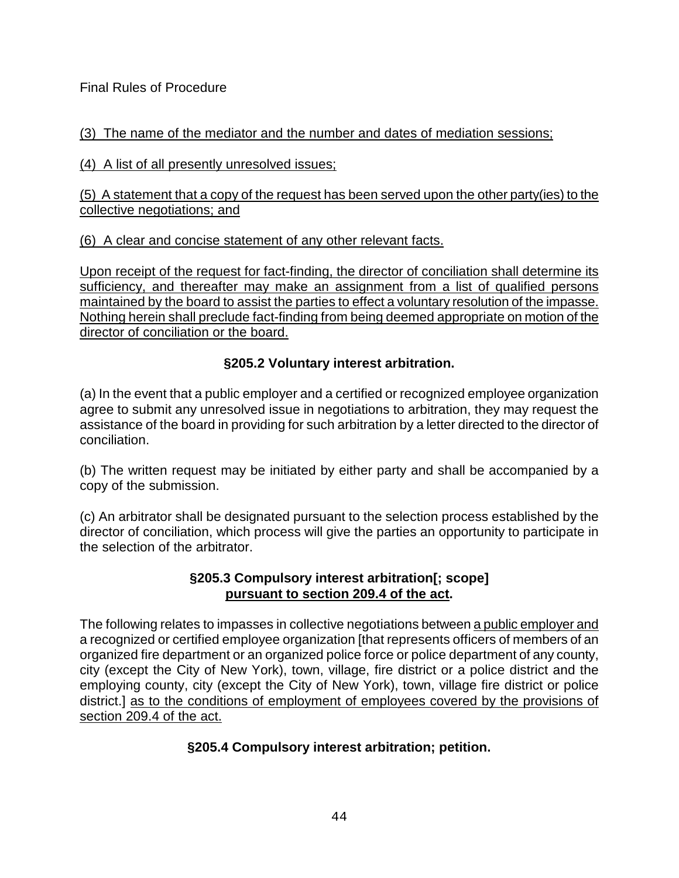<u>(3) The name of the mediator and the number and dates of mediation sessions;</u>

<u>(4) A list of all presently unresolved issues;</u>

<u>(5) A statement that a copy of the request has been served upon the other party(ies) to the collective negotiations; and</u>

<u>(6) A clear and concise statement of any other relevant facts.</u>

<u>Upon receipt of the request for fact-finding, the director of conciliation shall determine its sufficiency, and thereafter may make an assignment from a list of qualified persons maintained by the board to assist the parties to effect a voluntary resolution of the impasse. Nothing herein shall preclude fact-finding from being deemed appropriate on motion of the director of conciliation or the board.</u>

### §205.2 Voluntary interest arbitration.

(a) In the event that a public employer and a certified or recognized employee organization agree to submit any unresolved issue in negotiations to arbitration, they may request the assistance of the board in providing for such arbitration by a letter directed to the director of conciliation.

(b) The written request may be initiated by either party and shall be accompanied by a copy of the submission.

(c) An arbitrator shall be designated pursuant to the selection process established by the director of conciliation, which process will give the parties an opportunity to participate in the selection of the arbitrator.

### §205.3 Compulsory interest arbitration[; scope] <u>pursuant to section 209.4 of the act</u>.

The following relates to impasses in collective negotiations between <u>a public employer and</u> a recognized or certified employee organization [that represents officers of members of an organized fire department or an organized police force or police department of any county, city (except the City of New York), town, village, fire district or a police district and the employing county, city (except the City of New York), town, village fire district or police district.] <u>as to the conditions of employment of employees covered by the provisions of section 209.4 of the act.</u>

### §205.4 Compulsory interest arbitration; petition.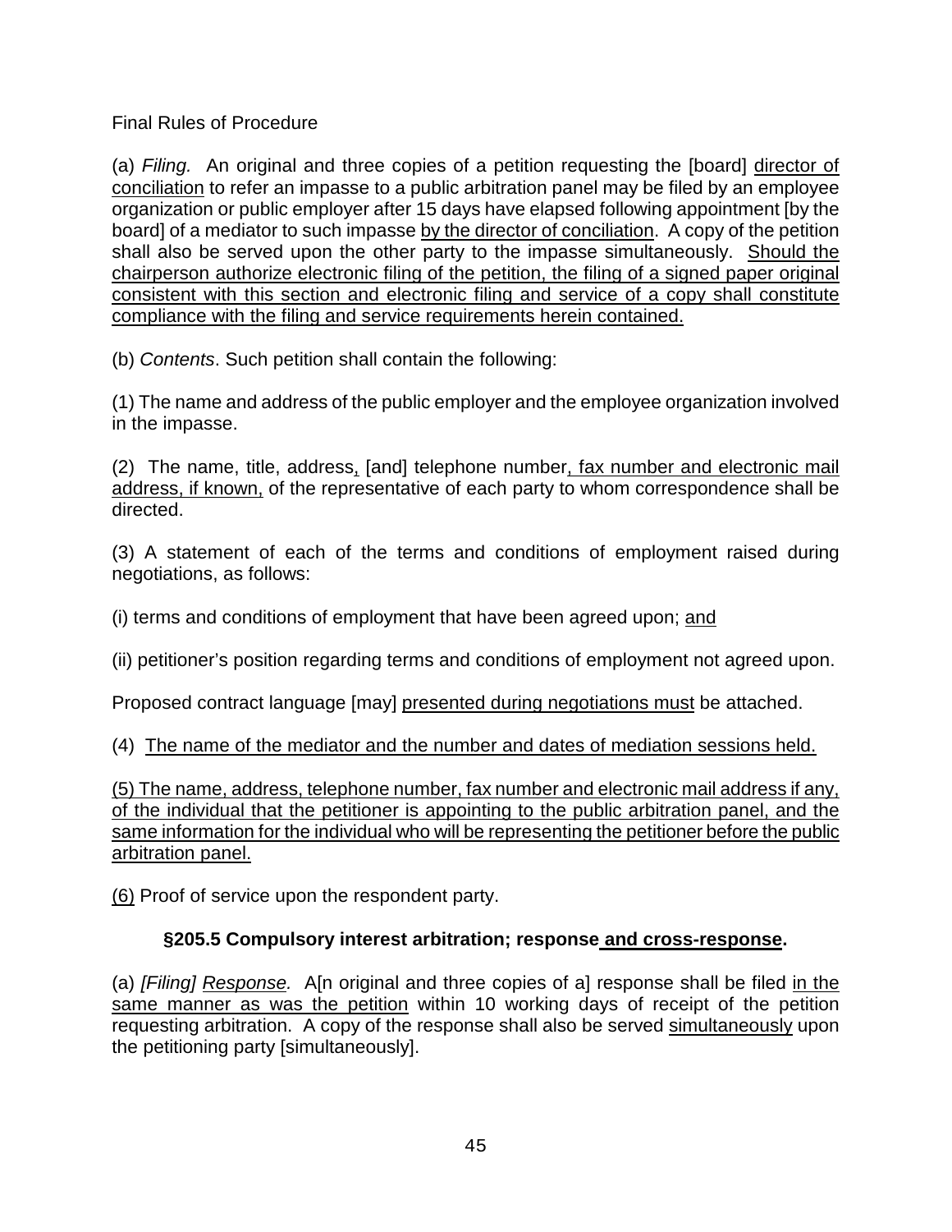Final Rules of Procedure

(a) *Filing.* An original and three copies of a petition requesting the [board] <u>director of conciliation</u> to refer an impasse to a public arbitration panel may be filed by an employee organization or public employer after 15 days have elapsed following appointment [by the board] of a mediator to such impasse <u>by the director of conciliation</u>. A copy of the petition shall also be served upon the other party to the impasse simultaneously. <u>Should the chairperson authorize electronic filing of the petition, the filing of a signed paper original consistent with this section and electronic filing and service of a copy shall constitute compliance with the filing and service requirements herein contained.</u>

(b) *Contents*. Such petition shall contain the following:

(1) The name and address of the public employer and the employee organization involved in the impasse.

(2) The name, title, address<u>,</u> [and] telephone number<u>, fax number and electronic mail address, if known,</u> of the representative of each party to whom correspondence shall be directed.

(3) A statement of each of the terms and conditions of employment raised during negotiations, as follows:

(i) terms and conditions of employment that have been agreed upon; <u>and</u>

(ii) petitioner's position regarding terms and conditions of employment not agreed upon.

Proposed contract language [may] <u>presented during negotiations must</u> be attached.

(4) <u>The name of the mediator and the number and dates of mediation sessions held.</u>

<u>(5) The name, address, telephone number, fax number and electronic mail address if any, of the individual that the petitioner is appointing to the public arbitration panel, and the same information for the individual who will be representing the petitioner before the public arbitration panel.</u>

<u>(6)</u> Proof of service upon the respondent party.

### §205.5 Compulsory interest arbitration; response<u> and cross-response</u>.

(a) *[Filing]* <u>*Response.*</u> A[n original and three copies of a] response shall be filed <u>in the same manner as was the petition</u> within 10 working days of receipt of the petition requesting arbitration. A copy of the response shall also be served <u>simultaneously</u> upon the petitioning party [simultaneously].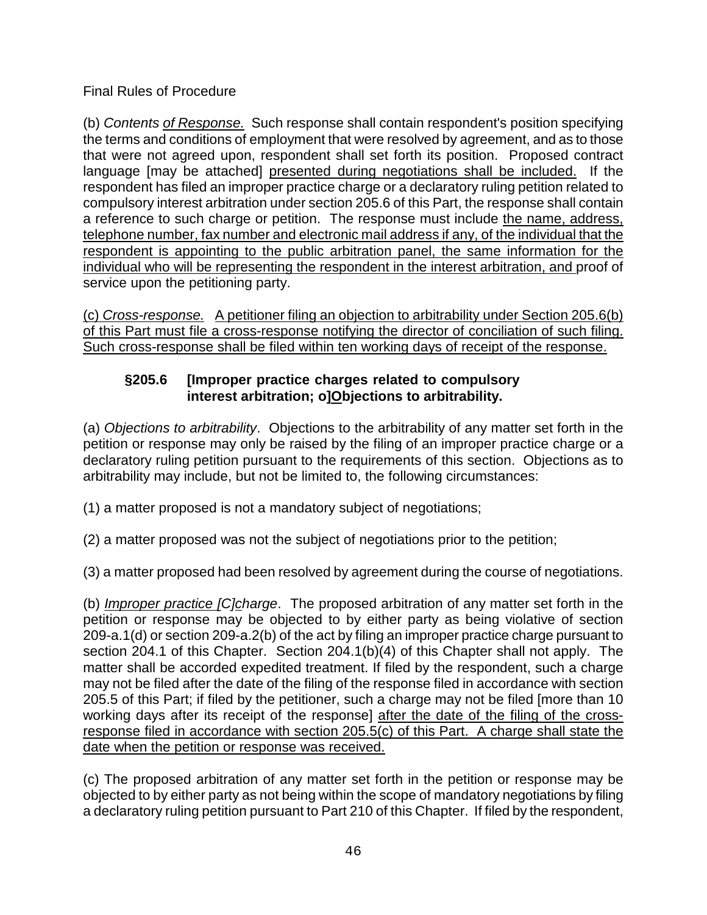Final Rules of Procedure

(b) *Contents <u>of Response.</u>* Such response shall contain respondent's position specifying the terms and conditions of employment that were resolved by agreement, and as to those that were not agreed upon, respondent shall set forth its position. Proposed contract language [may be attached] <u>presented during negotiations shall be included.</u> If the respondent has filed an improper practice charge or a declaratory ruling petition related to compulsory interest arbitration under section 205.6 of this Part, the response shall contain a reference to such charge or petition. The response must include <u>the name, address, telephone number, fax number and electronic mail address if any, of the individual that the respondent is appointing to the public arbitration panel, the same information for the individual who will be representing the respondent in the interest arbitration, and</u> proof of service upon the petitioning party.

<u>(c) *Cross-response.* A petitioner filing an objection to arbitrability under Section 205.6(b) of this Part must file a cross-response notifying the director of conciliation of such filing. Such cross-response shall be filed within ten working days of receipt of the response.</u>

### §205.6 [Improper practice charges related to compulsory interest arbitration; o]<u>O</u>bjections to arbitrability.

(a) *Objections to arbitrability*. Objections to the arbitrability of any matter set forth in the petition or response may only be raised by the filing of an improper practice charge or a declaratory ruling petition pursuant to the requirements of this section. Objections as to arbitrability may include, but not be limited to, the following circumstances:

(1) a matter proposed is not a mandatory subject of negotiations;

(2) a matter proposed was not the subject of negotiations prior to the petition;

(3) a matter proposed had been resolved by agreement during the course of negotiations.

(b) *<u>Improper practice</u> [C]<u>c</u>harge*. The proposed arbitration of any matter set forth in the petition or response may be objected to by either party as being violative of section 209-a.1(d) or section 209-a.2(b) of the act by filing an improper practice charge pursuant to section 204.1 of this Chapter. Section 204.1(b)(4) of this Chapter shall not apply. The matter shall be accorded expedited treatment. If filed by the respondent, such a charge may not be filed after the date of the filing of the response filed in accordance with section 205.5 of this Part; if filed by the petitioner, such a charge may not be filed [more than 10 working days after its receipt of the response] <u>after the date of the filing of the cross-response filed in accordance with section 205.5(c) of this Part. A charge shall state the date when the petition or response was received.</u>

(c) The proposed arbitration of any matter set forth in the petition or response may be objected to by either party as not being within the scope of mandatory negotiations by filing a declaratory ruling petition pursuant to Part 210 of this Chapter. If filed by the respondent,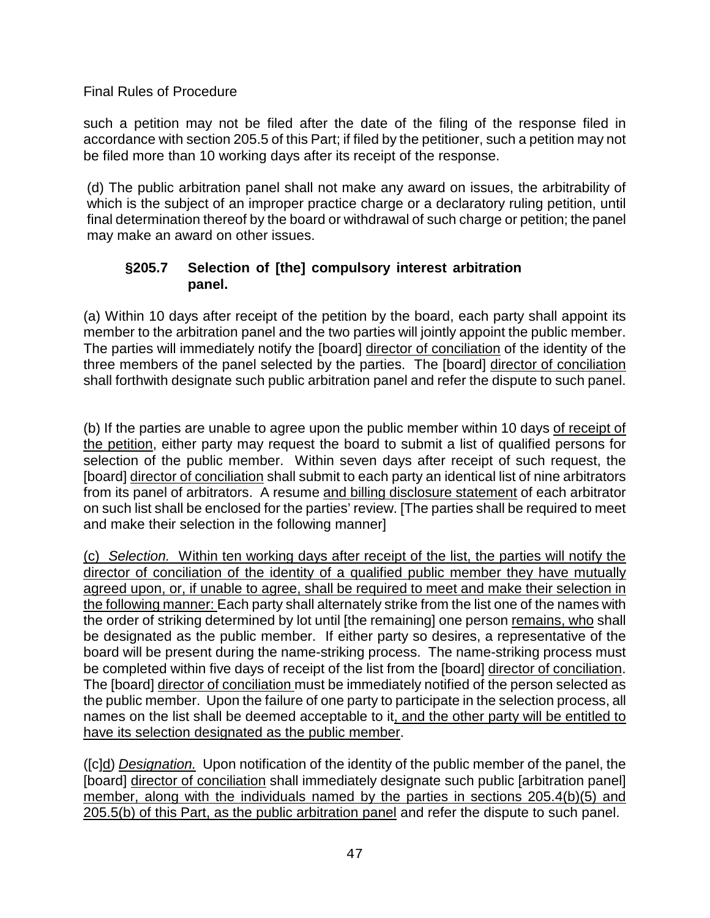such a petition may not be filed after the date of the filing of the response filed in accordance with section 205.5 of this Part; if filed by the petitioner, such a petition may not be filed more than 10 working days after its receipt of the response.

(d) The public arbitration panel shall not make any award on issues, the arbitrability of which is the subject of an improper practice charge or a declaratory ruling petition, until final determination thereof by the board or withdrawal of such charge or petition; the panel may make an award on other issues.

### §205.7 Selection of [the] compulsory interest arbitration panel.

(a) Within 10 days after receipt of the petition by the board, each party shall appoint its member to the arbitration panel and the two parties will jointly appoint the public member. The parties will immediately notify the [board] <u>director of conciliation</u> of the identity of the three members of the panel selected by the parties. The [board] <u>director of conciliation</u> shall forthwith designate such public arbitration panel and refer the dispute to such panel.

(b) If the parties are unable to agree upon the public member within 10 days <u>of receipt of the petition</u>, either party may request the board to submit a list of qualified persons for selection of the public member. Within seven days after receipt of such request, the [board] <u>director of conciliation</u> shall submit to each party an identical list of nine arbitrators from its panel of arbitrators. A resume <u>and billing disclosure statement</u> of each arbitrator on such list shall be enclosed for the parties' review. [The parties shall be required to meet and make their selection in the following manner]

<u>(c) *Selection.* Within ten working days after receipt of the list, the parties will notify the director of conciliation of the identity of a qualified public member they have mutually agreed upon, or, if unable to agree, shall be required to meet and make their selection in the following manner:</u> Each party shall alternately strike from the list one of the names with the order of striking determined by lot until [the remaining] one person <u>remains, who</u> shall be designated as the public member. If either party so desires, a representative of the board will be present during the name-striking process. The name-striking process must be completed within five days of receipt of the list from the [board] <u>director of conciliation</u>. The [board] <u>director of conciliation</u> must be immediately notified of the person selected as the public member. Upon the failure of one party to participate in the selection process, all names on the list shall be deemed acceptable to it<u>, and the other party will be entitled to have its selection designated as the public member</u>.

([c]<u>d</u>) <u>*Designation.*</u> Upon notification of the identity of the public member of the panel, the [board] <u>director of conciliation</u> shall immediately designate such public [arbitration panel] <u>member, along with the individuals named by the parties in sections 205.4(b)(5) and 205.5(b) of this Part, as the public arbitration panel</u> and refer the dispute to such panel.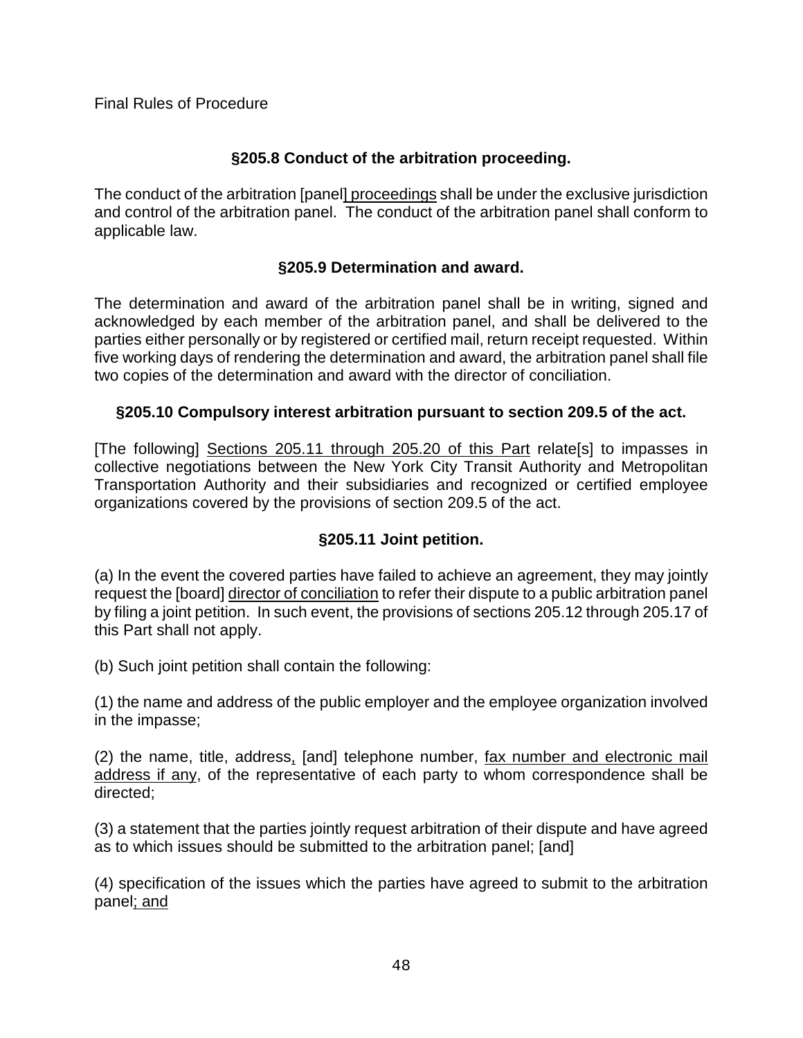### §205.8 Conduct of the arbitration proceeding.

The conduct of the arbitration [panel] <u>proceedings</u> shall be under the exclusive jurisdiction and control of the arbitration panel. The conduct of the arbitration panel shall conform to applicable law.

### §205.9 Determination and award.

The determination and award of the arbitration panel shall be in writing, signed and acknowledged by each member of the arbitration panel, and shall be delivered to the parties either personally or by registered or certified mail, return receipt requested. Within five working days of rendering the determination and award, the arbitration panel shall file two copies of the determination and award with the director of conciliation.

### §205.10 Compulsory interest arbitration pursuant to section 209.5 of the act.

[The following] <u>Sections 205.11 through 205.20 of this Part</u> relate[s] to impasses in collective negotiations between the New York City Transit Authority and Metropolitan Transportation Authority and their subsidiaries and recognized or certified employee organizations covered by the provisions of section 209.5 of the act.

### §205.11 Joint petition.

(a) In the event the covered parties have failed to achieve an agreement, they may jointly request the [board] <u>director of conciliation</u> to refer their dispute to a public arbitration panel by filing a joint petition. In such event, the provisions of sections 205.12 through 205.17 of this Part shall not apply.

(b) Such joint petition shall contain the following:

(1) the name and address of the public employer and the employee organization involved in the impasse;

(2) the name, title, address<u>,</u> [and] telephone number, <u>fax number and electronic mail address if any</u>, of the representative of each party to whom correspondence shall be directed;

(3) a statement that the parties jointly request arbitration of their dispute and have agreed as to which issues should be submitted to the arbitration panel; [and]

(4) specification of the issues which the parties have agreed to submit to the arbitration panel<u>; and</u>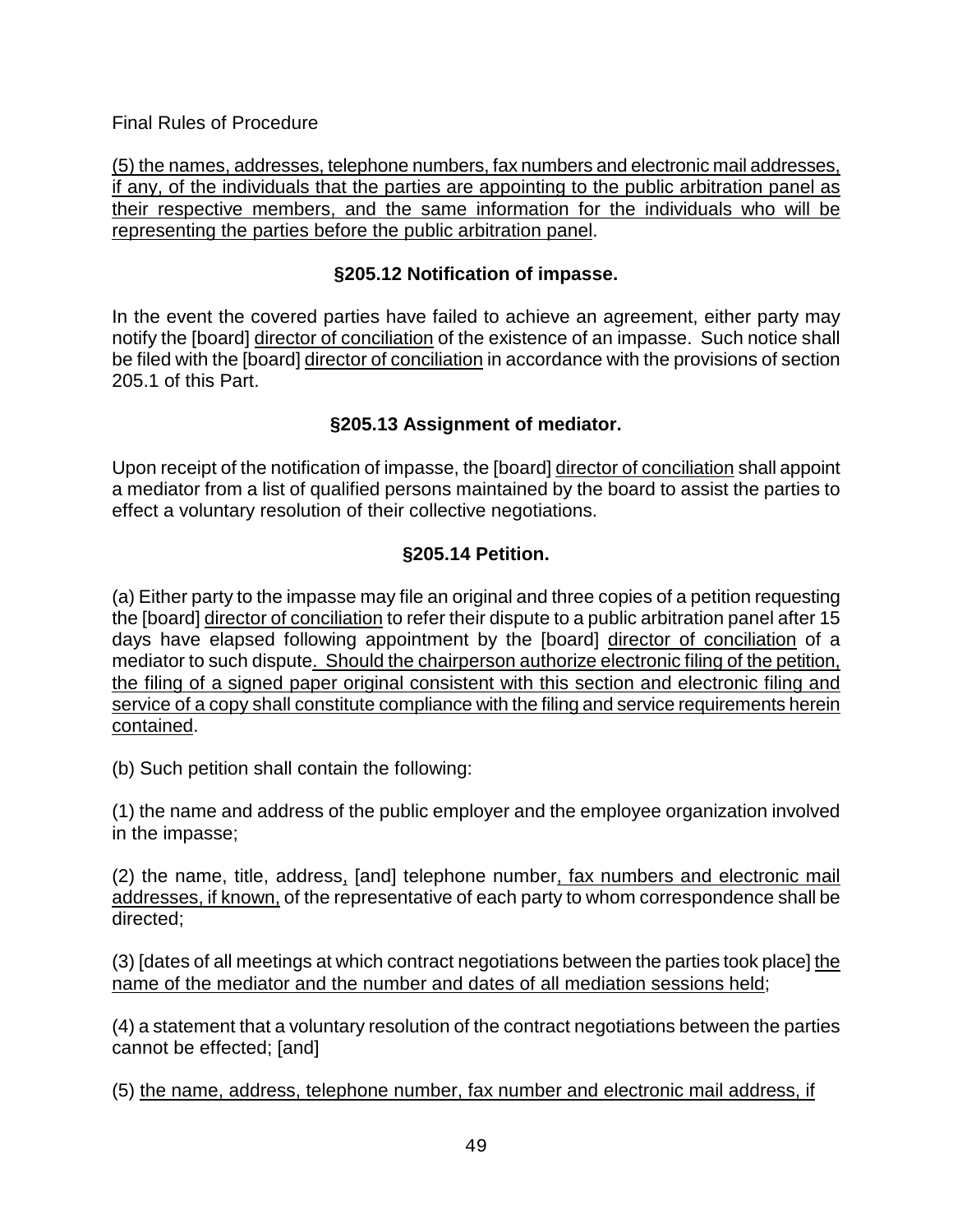<u>(5) the names, addresses, telephone numbers, fax numbers and electronic mail addresses, if any, of the individuals that the parties are appointing to the public arbitration panel as their respective members, and the same information for the individuals who will be representing the parties before the public arbitration panel</u>.

### §205.12 Notification of impasse.

In the event the covered parties have failed to achieve an agreement, either party may notify the [board] <u>director of conciliation</u> of the existence of an impasse. Such notice shall be filed with the [board] <u>director of conciliation</u> in accordance with the provisions of section 205.1 of this Part.

### §205.13 Assignment of mediator.

Upon receipt of the notification of impasse, the [board] <u>director of conciliation</u> shall appoint a mediator from a list of qualified persons maintained by the board to assist the parties to effect a voluntary resolution of their collective negotiations.

### §205.14 Petition.

(a) Either party to the impasse may file an original and three copies of a petition requesting the [board] <u>director of conciliation</u> to refer their dispute to a public arbitration panel after 15 days have elapsed following appointment by the [board] <u>director of conciliation</u> of a mediator to such dispute<u>. Should the chairperson authorize electronic filing of the petition, the filing of a signed paper original consistent with this section and electronic filing and service of a copy shall constitute compliance with the filing and service requirements herein contained</u>.

(b) Such petition shall contain the following:

(1) the name and address of the public employer and the employee organization involved in the impasse;

(2) the name, title, address<u>,</u> [and] telephone number<u>, fax numbers and electronic mail addresses, if known,</u> of the representative of each party to whom correspondence shall be directed;

(3) [dates of all meetings at which contract negotiations between the parties took place] <u>the name of the mediator and the number and dates of all mediation sessions held</u>;

(4) a statement that a voluntary resolution of the contract negotiations between the parties cannot be effected; [and]

(5) <u>the name, address, telephone number, fax number and electronic mail address, if</u>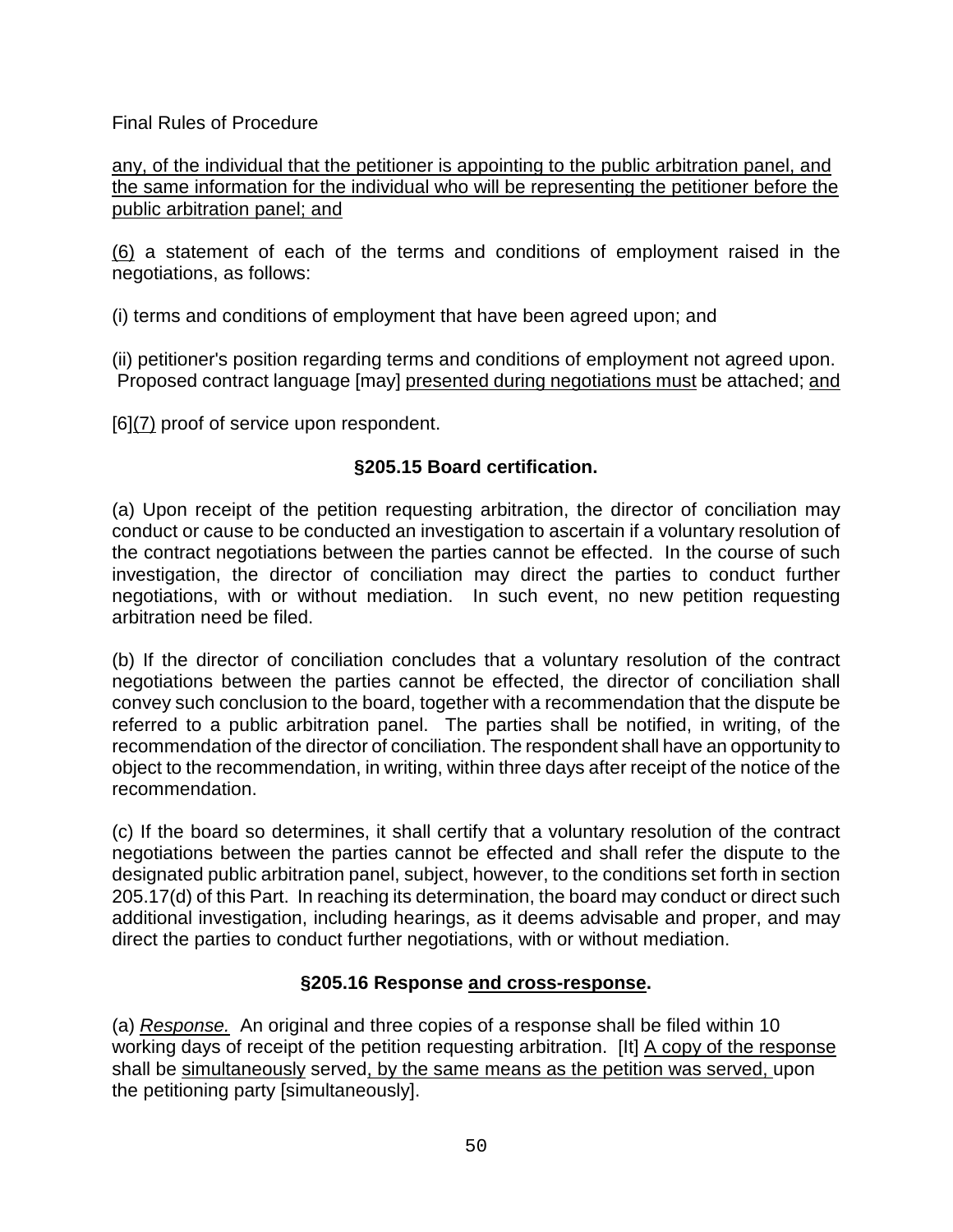<u>any, of the individual that the petitioner is appointing to the public arbitration panel, and the same information for the individual who will be representing the petitioner before the public arbitration panel; and</u>

<u>(6)</u> a statement of each of the terms and conditions of employment raised in the negotiations, as follows:

(i) terms and conditions of employment that have been agreed upon; and

(ii) petitioner's position regarding terms and conditions of employment not agreed upon. Proposed contract language [may] <u>presented during negotiations must</u> be attached; <u>and</u>

[6]<u>(7)</u> proof of service upon respondent.

### §205.15 Board certification.

(a) Upon receipt of the petition requesting arbitration, the director of conciliation may conduct or cause to be conducted an investigation to ascertain if a voluntary resolution of the contract negotiations between the parties cannot be effected. In the course of such investigation, the director of conciliation may direct the parties to conduct further negotiations, with or without mediation. In such event, no new petition requesting arbitration need be filed.

(b) If the director of conciliation concludes that a voluntary resolution of the contract negotiations between the parties cannot be effected, the director of conciliation shall convey such conclusion to the board, together with a recommendation that the dispute be referred to a public arbitration panel. The parties shall be notified, in writing, of the recommendation of the director of conciliation. The respondent shall have an opportunity to object to the recommendation, in writing, within three days after receipt of the notice of the recommendation.

(c) If the board so determines, it shall certify that a voluntary resolution of the contract negotiations between the parties cannot be effected and shall refer the dispute to the designated public arbitration panel, subject, however, to the conditions set forth in section 205.17(d) of this Part. In reaching its determination, the board may conduct or direct such additional investigation, including hearings, as it deems advisable and proper, and may direct the parties to conduct further negotiations, with or without mediation.

### §205.16 Response <u>and cross-response</u>.

(a) <u>*Response.*</u> An original and three copies of a response shall be filed within 10 working days of receipt of the petition requesting arbitration. [It] <u>A copy of the response</u> shall be <u>simultaneously</u> served<u>, by the same means as the petition was served,</u> upon the petitioning party [simultaneously].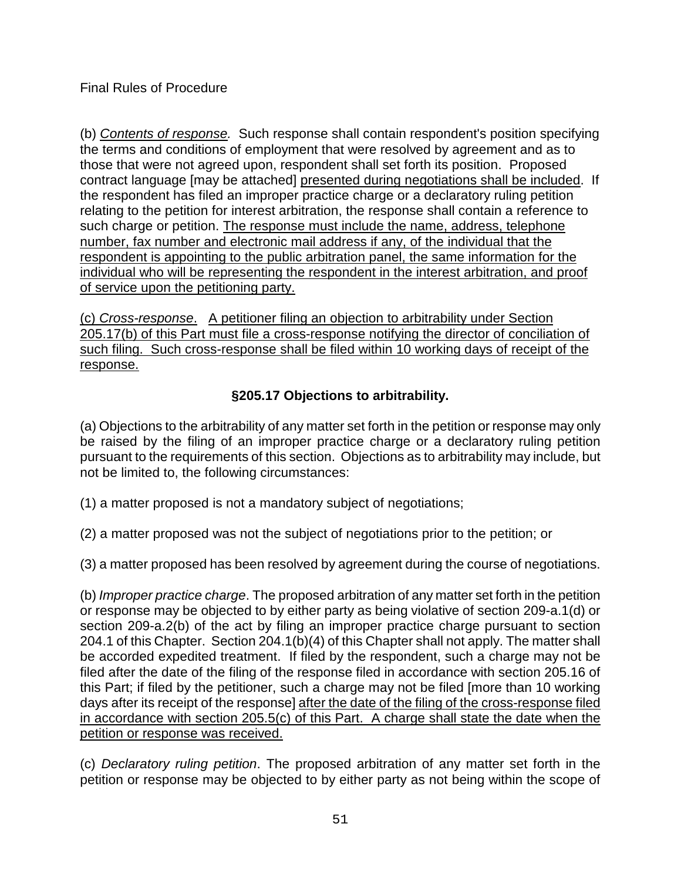Final Rules of Procedure

(b) *Contents of response.* Such response shall contain respondent's position specifying the terms and conditions of employment that were resolved by agreement and as to those that were not agreed upon, respondent shall set forth its position. Proposed contract language [may be attached] <u>presented during negotiations shall be included</u>. If the respondent has filed an improper practice charge or a declaratory ruling petition relating to the petition for interest arbitration, the response shall contain a reference to such charge or petition. <u>The response must include the name, address, telephone number, fax number and electronic mail address if any, of the individual that the respondent is appointing to the public arbitration panel, the same information for the individual who will be representing the respondent in the interest arbitration, and proof of service upon the petitioning party.</u>

<u>(c) *Cross-response*. A petitioner filing an objection to arbitrability under Section 205.17(b) of this Part must file a cross-response notifying the director of conciliation of such filing. Such cross-response shall be filed within 10 working days of receipt of the response.</u>

### §205.17 Objections to arbitrability.

(a) Objections to the arbitrability of any matter set forth in the petition or response may only be raised by the filing of an improper practice charge or a declaratory ruling petition pursuant to the requirements of this section. Objections as to arbitrability may include, but not be limited to, the following circumstances:

(1) a matter proposed is not a mandatory subject of negotiations;

(2) a matter proposed was not the subject of negotiations prior to the petition; or

(3) a matter proposed has been resolved by agreement during the course of negotiations.

(b) *Improper practice charge*. The proposed arbitration of any matter set forth in the petition or response may be objected to by either party as being violative of section 209-a.1(d) or section 209-a.2(b) of the act by filing an improper practice charge pursuant to section 204.1 of this Chapter. Section 204.1(b)(4) of this Chapter shall not apply. The matter shall be accorded expedited treatment. If filed by the respondent, such a charge may not be filed after the date of the filing of the response filed in accordance with section 205.16 of this Part; if filed by the petitioner, such a charge may not be filed [more than 10 working days after its receipt of the response] <u>after the date of the filing of the cross-response filed in accordance with section 205.5(c) of this Part. A charge shall state the date when the petition or response was received.</u>

(c) *Declaratory ruling petition*. The proposed arbitration of any matter set forth in the petition or response may be objected to by either party as not being within the scope of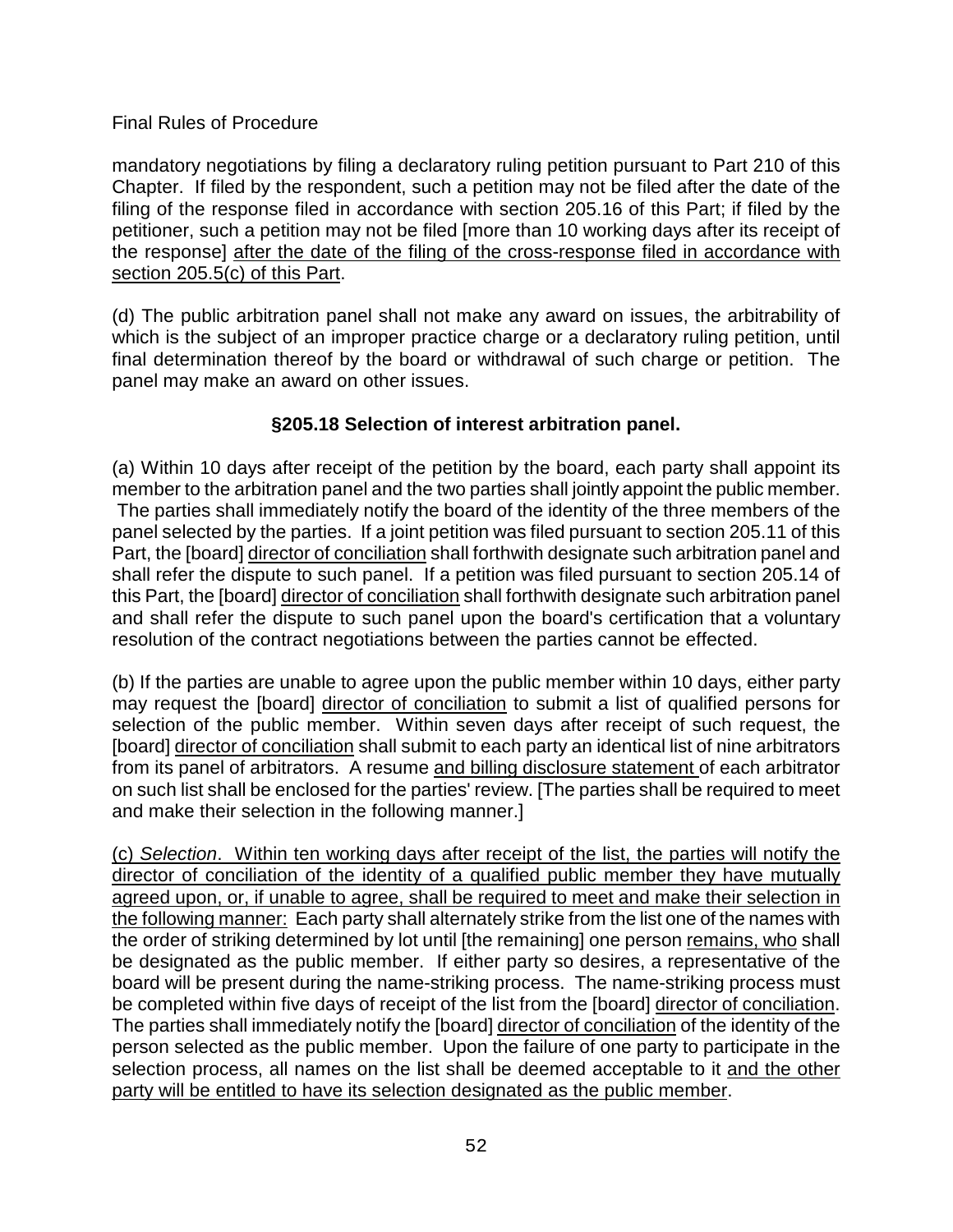mandatory negotiations by filing a declaratory ruling petition pursuant to Part 210 of this Chapter. If filed by the respondent, such a petition may not be filed after the date of the filing of the response filed in accordance with section 205.16 of this Part; if filed by the petitioner, such a petition may not be filed [more than 10 working days after its receipt of the response] after the date of the filing of the cross-response filed in accordance with section 205.5(c) of this Part.

(d) The public arbitration panel shall not make any award on issues, the arbitrability of which is the subject of an improper practice charge or a declaratory ruling petition, until final determination thereof by the board or withdrawal of such charge or petition. The panel may make an award on other issues.

### §205.18 Selection of interest arbitration panel.

(a) Within 10 days after receipt of the petition by the board, each party shall appoint its member to the arbitration panel and the two parties shall jointly appoint the public member. The parties shall immediately notify the board of the identity of the three members of the panel selected by the parties. If a joint petition was filed pursuant to section 205.11 of this Part, the [board] director of conciliation shall forthwith designate such arbitration panel and shall refer the dispute to such panel. If a petition was filed pursuant to section 205.14 of this Part, the [board] director of conciliation shall forthwith designate such arbitration panel and shall refer the dispute to such panel upon the board's certification that a voluntary resolution of the contract negotiations between the parties cannot be effected.

(b) If the parties are unable to agree upon the public member within 10 days, either party may request the [board] director of conciliation to submit a list of qualified persons for selection of the public member. Within seven days after receipt of such request, the [board] director of conciliation shall submit to each party an identical list of nine arbitrators from its panel of arbitrators. A resume and billing disclosure statement of each arbitrator on such list shall be enclosed for the parties' review. [The parties shall be required to meet and make their selection in the following manner.]

(c) *Selection*. Within ten working days after receipt of the list, the parties will notify the director of conciliation of the identity of a qualified public member they have mutually agreed upon, or, if unable to agree, shall be required to meet and make their selection in the following manner: Each party shall alternately strike from the list one of the names with the order of striking determined by lot until [the remaining] one person remains, who shall be designated as the public member. If either party so desires, a representative of the board will be present during the name-striking process. The name-striking process must be completed within five days of receipt of the list from the [board] director of conciliation. The parties shall immediately notify the [board] director of conciliation of the identity of the person selected as the public member. Upon the failure of one party to participate in the selection process, all names on the list shall be deemed acceptable to it and the other party will be entitled to have its selection designated as the public member.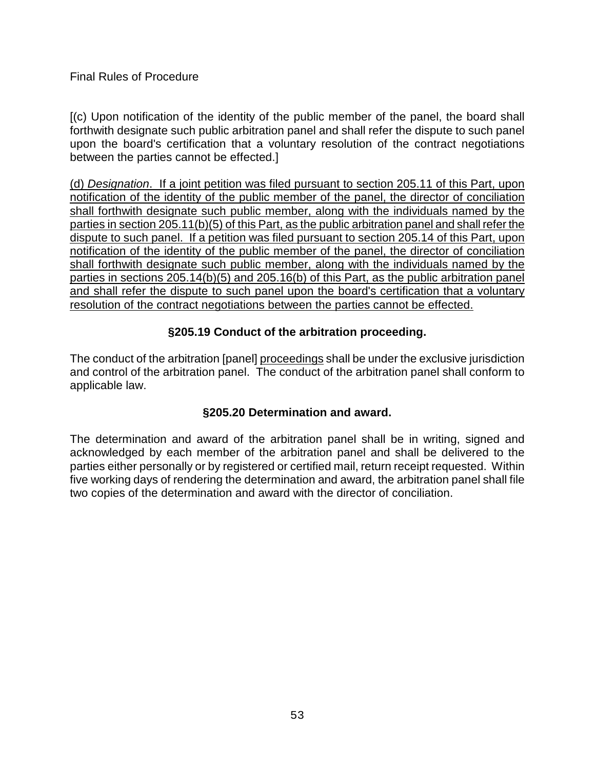[(c) Upon notification of the identity of the public member of the panel, the board shall forthwith designate such public arbitration panel and shall refer the dispute to such panel upon the board's certification that a voluntary resolution of the contract negotiations between the parties cannot be effected.]

<u>(d) *Designation*. If a joint petition was filed pursuant to section 205.11 of this Part, upon notification of the identity of the public member of the panel, the director of conciliation shall forthwith designate such public member, along with the individuals named by the parties in section 205.11(b)(5) of this Part, as the public arbitration panel and shall refer the dispute to such panel. If a petition was filed pursuant to section 205.14 of this Part, upon notification of the identity of the public member of the panel, the director of conciliation shall forthwith designate such public member, along with the individuals named by the parties in sections 205.14(b)(5) and 205.16(b) of this Part, as the public arbitration panel and shall refer the dispute to such panel upon the board's certification that a voluntary resolution of the contract negotiations between the parties cannot be effected.</u>

### §205.19 Conduct of the arbitration proceeding.

The conduct of the arbitration [panel] <u>proceedings</u> shall be under the exclusive jurisdiction and control of the arbitration panel. The conduct of the arbitration panel shall conform to applicable law.

### §205.20 Determination and award.

The determination and award of the arbitration panel shall be in writing, signed and acknowledged by each member of the arbitration panel and shall be delivered to the parties either personally or by registered or certified mail, return receipt requested. Within five working days of rendering the determination and award, the arbitration panel shall file two copies of the determination and award with the director of conciliation.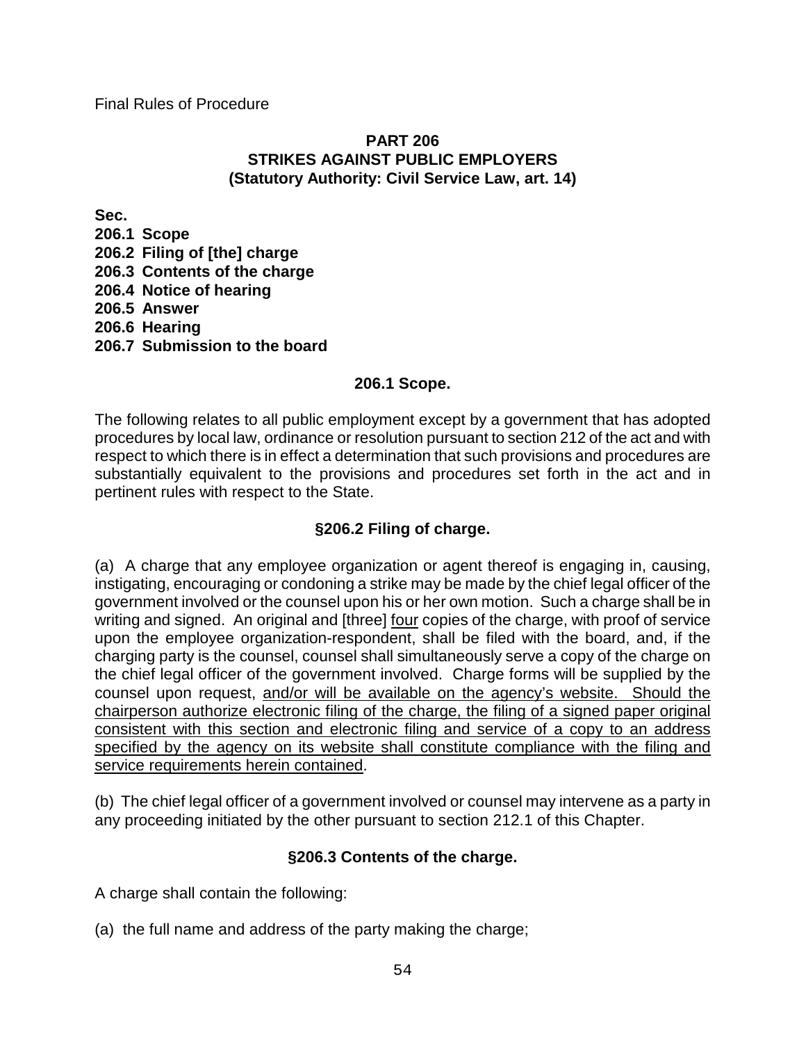Final Rules of Procedure

## PART 206
## STRIKES AGAINST PUBLIC EMPLOYERS
### (Statutory Authority: Civil Service Law, art. 14)

**Sec.**
**206.1 Scope**
**206.2 Filing of [the] charge**
**206.3 Contents of the charge**
**206.4 Notice of hearing**
**206.5 Answer**
**206.6 Hearing**
**206.7 Submission to the board**

### 206.1 Scope.

The following relates to all public employment except by a government that has adopted procedures by local law, ordinance or resolution pursuant to section 212 of the act and with respect to which there is in effect a determination that such provisions and procedures are substantially equivalent to the provisions and procedures set forth in the act and in pertinent rules with respect to the State.

### §206.2 Filing of charge.

(a) A charge that any employee organization or agent thereof is engaging in, causing, instigating, encouraging or condoning a strike may be made by the chief legal officer of the government involved or the counsel upon his or her own motion. Such a charge shall be in writing and signed. An original and [three] <u>four</u> copies of the charge, with proof of service upon the employee organization-respondent, shall be filed with the board, and, if the charging party is the counsel, counsel shall simultaneously serve a copy of the charge on the chief legal officer of the government involved. Charge forms will be supplied by the counsel upon request, <u>and/or will be available on the agency's website. Should the chairperson authorize electronic filing of the charge, the filing of a signed paper original consistent with this section and electronic filing and service of a copy to an address specified by the agency on its website shall constitute compliance with the filing and service requirements herein contained</u>.

(b) The chief legal officer of a government involved or counsel may intervene as a party in any proceeding initiated by the other pursuant to section 212.1 of this Chapter.

### §206.3 Contents of the charge.

A charge shall contain the following:

(a) the full name and address of the party making the charge;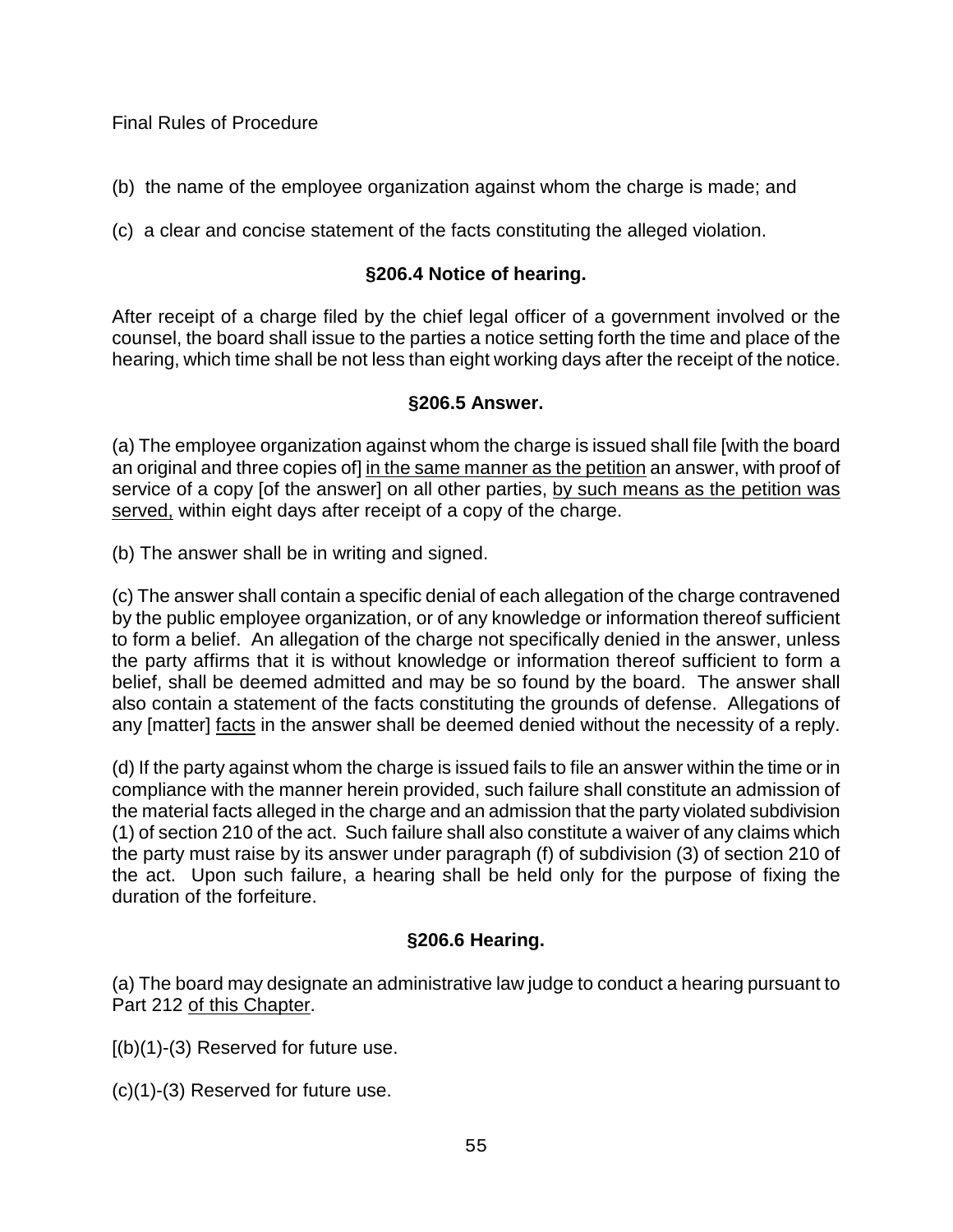(b) the name of the employee organization against whom the charge is made; and

(c) a clear and concise statement of the facts constituting the alleged violation.

### §206.4 Notice of hearing.

After receipt of a charge filed by the chief legal officer of a government involved or the counsel, the board shall issue to the parties a notice setting forth the time and place of the hearing, which time shall be not less than eight working days after the receipt of the notice.

### §206.5 Answer.

(a) The employee organization against whom the charge is issued shall file [with the board an original and three copies of] <u>in the same manner as the petition</u> an answer, with proof of service of a copy [of the answer] on all other parties, <u>by such means as the petition was served,</u> within eight days after receipt of a copy of the charge.

(b) The answer shall be in writing and signed.

(c) The answer shall contain a specific denial of each allegation of the charge contravened by the public employee organization, or of any knowledge or information thereof sufficient to form a belief. An allegation of the charge not specifically denied in the answer, unless the party affirms that it is without knowledge or information thereof sufficient to form a belief, shall be deemed admitted and may be so found by the board. The answer shall also contain a statement of the facts constituting the grounds of defense. Allegations of any [matter] <u>facts</u> in the answer shall be deemed denied without the necessity of a reply.

(d) If the party against whom the charge is issued fails to file an answer within the time or in compliance with the manner herein provided, such failure shall constitute an admission of the material facts alleged in the charge and an admission that the party violated subdivision (1) of section 210 of the act. Such failure shall also constitute a waiver of any claims which the party must raise by its answer under paragraph (f) of subdivision (3) of section 210 of the act. Upon such failure, a hearing shall be held only for the purpose of fixing the duration of the forfeiture.

### §206.6 Hearing.

(a) The board may designate an administrative law judge to conduct a hearing pursuant to Part 212 <u>of this Chapter</u>.

[(b)(1)-(3) Reserved for future use.

(c)(1)-(3) Reserved for future use.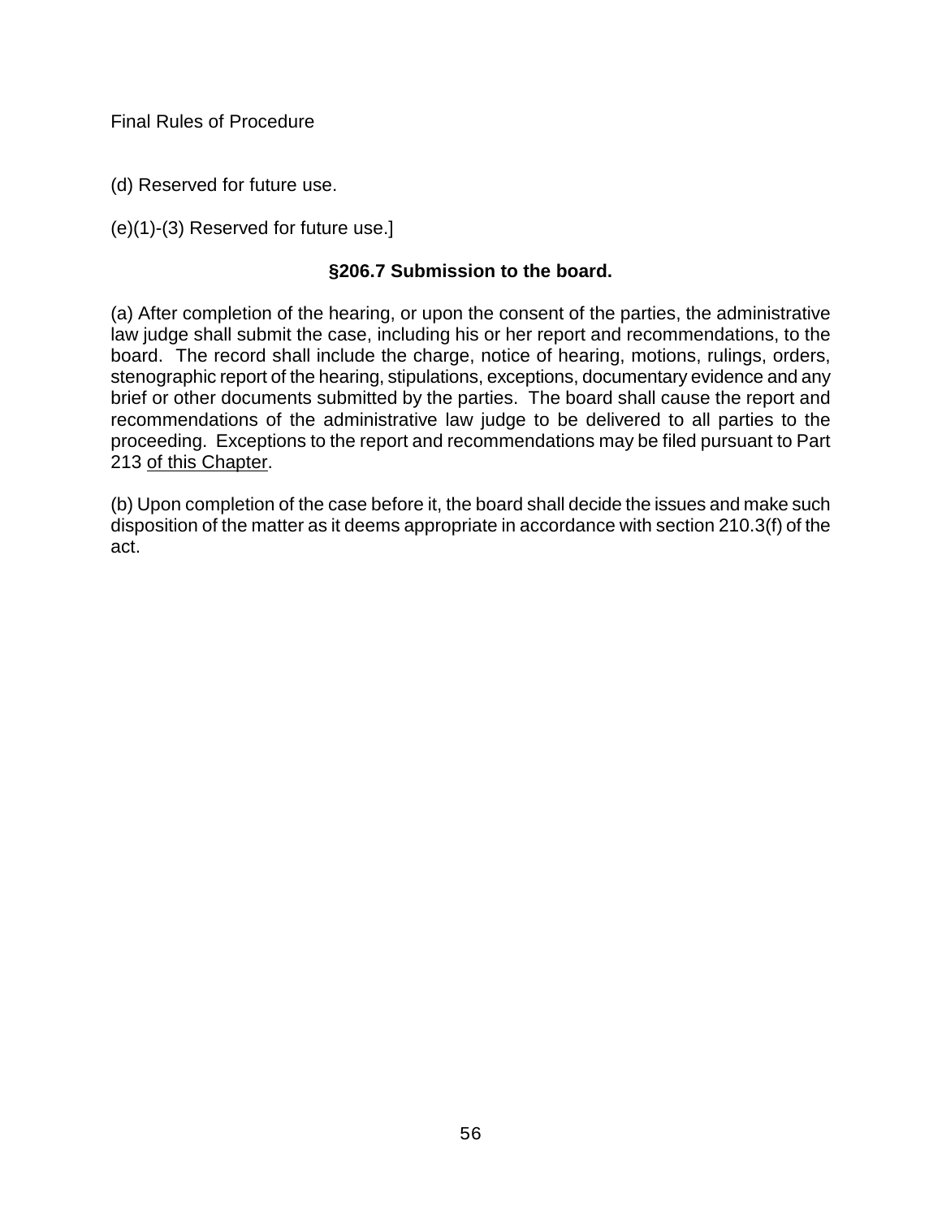(d) Reserved for future use.

(e)(1)-(3) Reserved for future use.]

### §206.7 Submission to the board.

(a) After completion of the hearing, or upon the consent of the parties, the administrative law judge shall submit the case, including his or her report and recommendations, to the board. The record shall include the charge, notice of hearing, motions, rulings, orders, stenographic report of the hearing, stipulations, exceptions, documentary evidence and any brief or other documents submitted by the parties. The board shall cause the report and recommendations of the administrative law judge to be delivered to all parties to the proceeding. Exceptions to the report and recommendations may be filed pursuant to Part 213 <u>of this Chapter</u>.

(b) Upon completion of the case before it, the board shall decide the issues and make such disposition of the matter as it deems appropriate in accordance with section 210.3(f) of the act.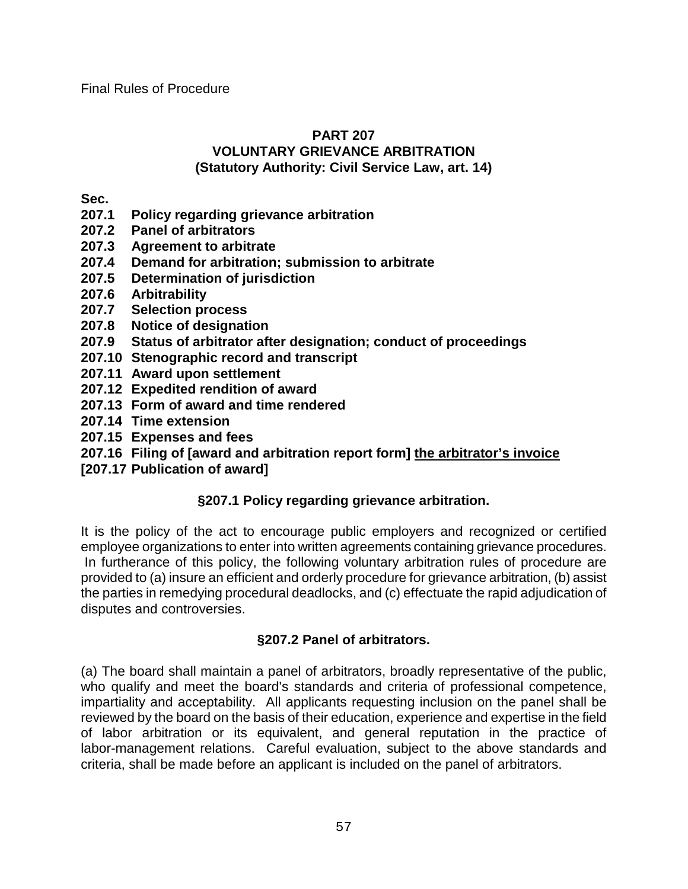Final Rules of Procedure

## PART 207
## VOLUNTARY GRIEVANCE ARBITRATION
### (Statutory Authority: Civil Service Law, art. 14)

**Sec.**
**207.1 Policy regarding grievance arbitration**
**207.2 Panel of arbitrators**
**207.3 Agreement to arbitrate**
**207.4 Demand for arbitration; submission to arbitrate**
**207.5 Determination of jurisdiction**
**207.6 Arbitrability**
**207.7 Selection process**
**207.8 Notice of designation**
**207.9 Status of arbitrator after designation; conduct of proceedings**
**207.10 Stenographic record and transcript**
**207.11 Award upon settlement**
**207.12 Expedited rendition of award**
**207.13 Form of award and time rendered**
**207.14 Time extension**
**207.15 Expenses and fees**
**207.16 Filing of [award and arbitration report form] <u>the arbitrator's invoice</u>**
**[207.17 Publication of award]**

### §207.1 Policy regarding grievance arbitration.

It is the policy of the act to encourage public employers and recognized or certified employee organizations to enter into written agreements containing grievance procedures. In furtherance of this policy, the following voluntary arbitration rules of procedure are provided to (a) insure an efficient and orderly procedure for grievance arbitration, (b) assist the parties in remedying procedural deadlocks, and (c) effectuate the rapid adjudication of disputes and controversies.

### §207.2 Panel of arbitrators.

(a) The board shall maintain a panel of arbitrators, broadly representative of the public, who qualify and meet the board's standards and criteria of professional competence, impartiality and acceptability. All applicants requesting inclusion on the panel shall be reviewed by the board on the basis of their education, experience and expertise in the field of labor arbitration or its equivalent, and general reputation in the practice of labor-management relations. Careful evaluation, subject to the above standards and criteria, shall be made before an applicant is included on the panel of arbitrators.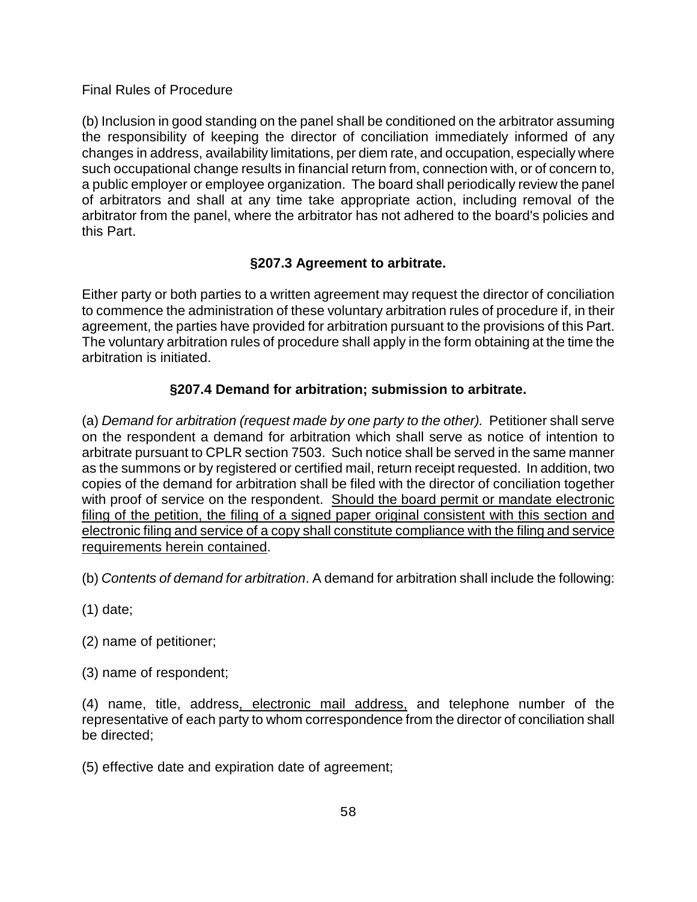Final Rules of Procedure

(b) Inclusion in good standing on the panel shall be conditioned on the arbitrator assuming the responsibility of keeping the director of conciliation immediately informed of any changes in address, availability limitations, per diem rate, and occupation, especially where such occupational change results in financial return from, connection with, or of concern to, a public employer or employee organization. The board shall periodically review the panel of arbitrators and shall at any time take appropriate action, including removal of the arbitrator from the panel, where the arbitrator has not adhered to the board's policies and this Part.

### §207.3 Agreement to arbitrate.

Either party or both parties to a written agreement may request the director of conciliation to commence the administration of these voluntary arbitration rules of procedure if, in their agreement, the parties have provided for arbitration pursuant to the provisions of this Part. The voluntary arbitration rules of procedure shall apply in the form obtaining at the time the arbitration is initiated.

### §207.4 Demand for arbitration; submission to arbitrate.

(a) *Demand for arbitration (request made by one party to the other).* Petitioner shall serve on the respondent a demand for arbitration which shall serve as notice of intention to arbitrate pursuant to CPLR section 7503. Such notice shall be served in the same manner as the summons or by registered or certified mail, return receipt requested. In addition, two copies of the demand for arbitration shall be filed with the director of conciliation together with proof of service on the respondent. <u>Should the board permit or mandate electronic filing of the petition, the filing of a signed paper original consistent with this section and electronic filing and service of a copy shall constitute compliance with the filing and service requirements herein contained</u>.

(b) *Contents of demand for arbitration*. A demand for arbitration shall include the following:

(1) date;

(2) name of petitioner;

(3) name of respondent;

(4) name, title, address<u>, electronic mail address,</u> and telephone number of the representative of each party to whom correspondence from the director of conciliation shall be directed;

(5) effective date and expiration date of agreement;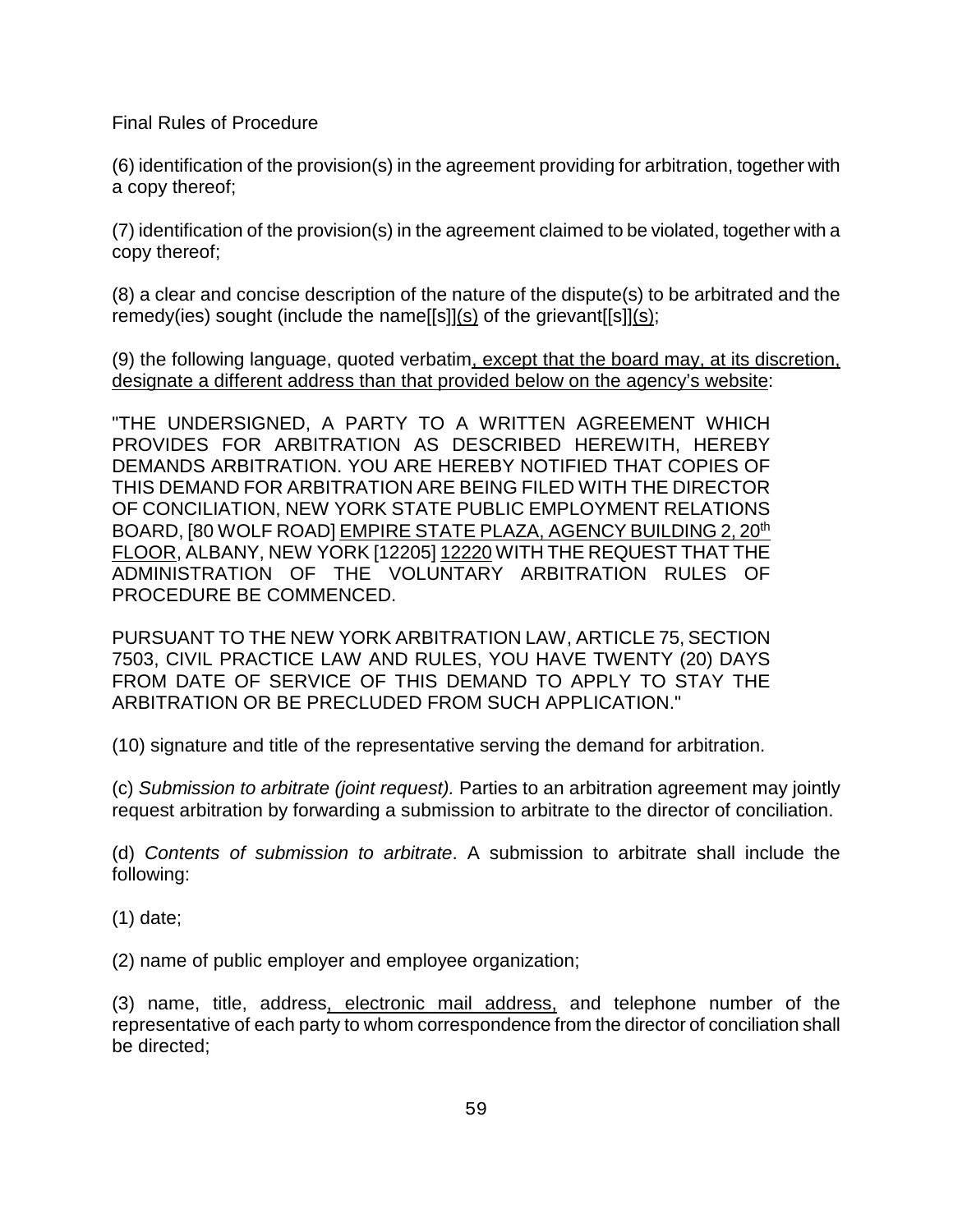Final Rules of Procedure

(6) identification of the provision(s) in the agreement providing for arbitration, together with a copy thereof;

(7) identification of the provision(s) in the agreement claimed to be violated, together with a copy thereof;

(8) a clear and concise description of the nature of the dispute(s) to be arbitrated and the remedy(ies) sought (include the name[[s]]<u>(s)</u> of the grievant[[s]]<u>(s)</u>;

(9) the following language, quoted verbatim<u>, except that the board may, at its discretion, designate a different address than that provided below on the agency's website</u>:

"THE UNDERSIGNED, A PARTY TO A WRITTEN AGREEMENT WHICH PROVIDES FOR ARBITRATION AS DESCRIBED HEREWITH, HEREBY DEMANDS ARBITRATION. YOU ARE HEREBY NOTIFIED THAT COPIES OF THIS DEMAND FOR ARBITRATION ARE BEING FILED WITH THE DIRECTOR OF CONCILIATION, NEW YORK STATE PUBLIC EMPLOYMENT RELATIONS BOARD, [80 WOLF ROAD] <u>EMPIRE STATE PLAZA, AGENCY BUILDING 2, 20th FLOOR</u>, ALBANY, NEW YORK [12205] <u>12220</u> WITH THE REQUEST THAT THE ADMINISTRATION OF THE VOLUNTARY ARBITRATION RULES OF PROCEDURE BE COMMENCED.

PURSUANT TO THE NEW YORK ARBITRATION LAW, ARTICLE 75, SECTION 7503, CIVIL PRACTICE LAW AND RULES, YOU HAVE TWENTY (20) DAYS FROM DATE OF SERVICE OF THIS DEMAND TO APPLY TO STAY THE ARBITRATION OR BE PRECLUDED FROM SUCH APPLICATION."

(10) signature and title of the representative serving the demand for arbitration.

(c) *Submission to arbitrate (joint request).* Parties to an arbitration agreement may jointly request arbitration by forwarding a submission to arbitrate to the director of conciliation.

(d) *Contents of submission to arbitrate*. A submission to arbitrate shall include the following:

(1) date;

(2) name of public employer and employee organization;

(3) name, title, address<u>, electronic mail address,</u> and telephone number of the representative of each party to whom correspondence from the director of conciliation shall be directed;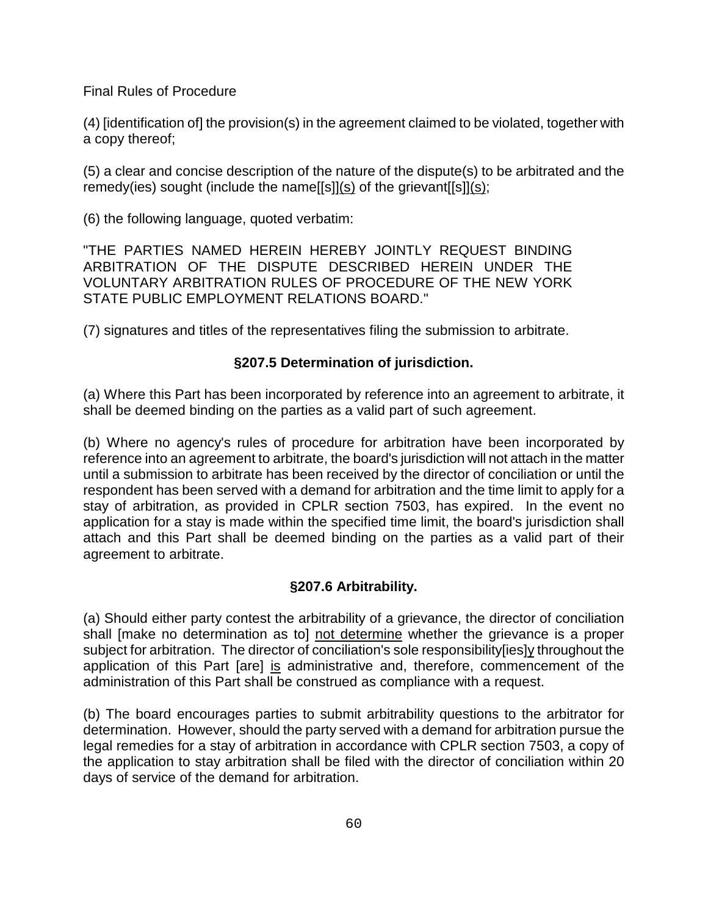(4) [identification of] the provision(s) in the agreement claimed to be violated, together with a copy thereof;

(5) a clear and concise description of the nature of the dispute(s) to be arbitrated and the remedy(ies) sought (include the name[[s]]<u>(s)</u> of the grievant[[s]]<u>(s)</u>;

(6) the following language, quoted verbatim:

"THE PARTIES NAMED HEREIN HEREBY JOINTLY REQUEST BINDING ARBITRATION OF THE DISPUTE DESCRIBED HEREIN UNDER THE VOLUNTARY ARBITRATION RULES OF PROCEDURE OF THE NEW YORK STATE PUBLIC EMPLOYMENT RELATIONS BOARD."

(7) signatures and titles of the representatives filing the submission to arbitrate.

### §207.5 Determination of jurisdiction.

(a) Where this Part has been incorporated by reference into an agreement to arbitrate, it shall be deemed binding on the parties as a valid part of such agreement.

(b) Where no agency's rules of procedure for arbitration have been incorporated by reference into an agreement to arbitrate, the board's jurisdiction will not attach in the matter until a submission to arbitrate has been received by the director of conciliation or until the respondent has been served with a demand for arbitration and the time limit to apply for a stay of arbitration, as provided in CPLR section 7503, has expired. In the event no application for a stay is made within the specified time limit, the board's jurisdiction shall attach and this Part shall be deemed binding on the parties as a valid part of their agreement to arbitrate.

### §207.6 Arbitrability.

(a) Should either party contest the arbitrability of a grievance, the director of conciliation shall [make no determination as to] <u>not determine</u> whether the grievance is a proper subject for arbitration. The director of conciliation's sole responsibility[ies]<u>y</u> throughout the application of this Part [are] <u>is</u> administrative and, therefore, commencement of the administration of this Part shall be construed as compliance with a request.

(b) The board encourages parties to submit arbitrability questions to the arbitrator for determination. However, should the party served with a demand for arbitration pursue the legal remedies for a stay of arbitration in accordance with CPLR section 7503, a copy of the application to stay arbitration shall be filed with the director of conciliation within 20 days of service of the demand for arbitration.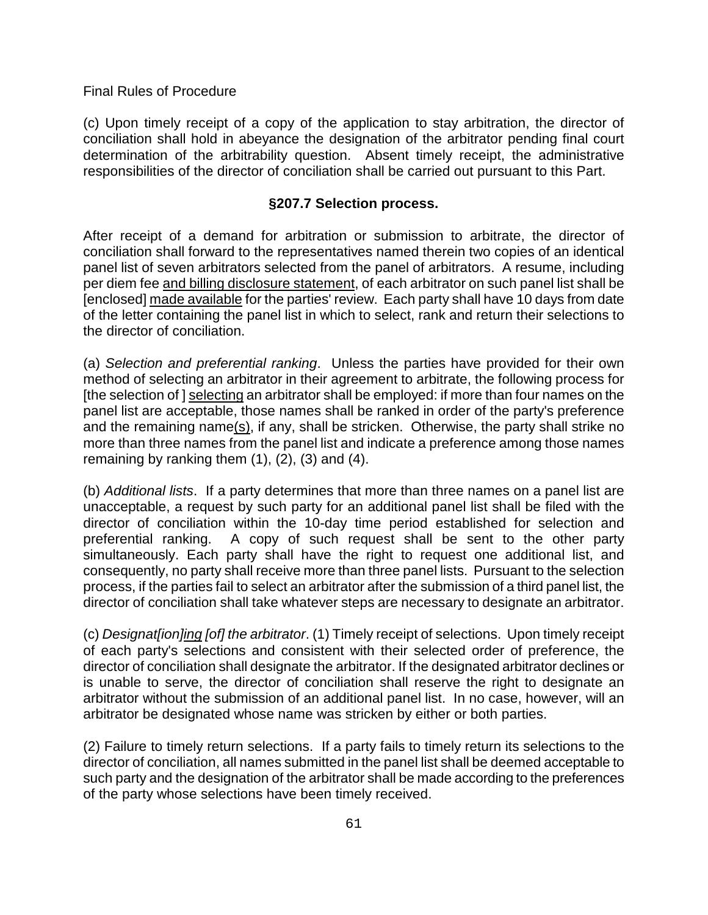Final Rules of Procedure

(c) Upon timely receipt of a copy of the application to stay arbitration, the director of conciliation shall hold in abeyance the designation of the arbitrator pending final court determination of the arbitrability question. Absent timely receipt, the administrative responsibilities of the director of conciliation shall be carried out pursuant to this Part.

**§207.7 Selection process.**

After receipt of a demand for arbitration or submission to arbitrate, the director of conciliation shall forward to the representatives named therein two copies of an identical panel list of seven arbitrators selected from the panel of arbitrators. A resume, including per diem fee <u>and billing disclosure statement</u>, of each arbitrator on such panel list shall be [enclosed] <u>made available</u> for the parties' review. Each party shall have 10 days from date of the letter containing the panel list in which to select, rank and return their selections to the director of conciliation.

(a) *Selection and preferential ranking*. Unless the parties have provided for their own method of selecting an arbitrator in their agreement to arbitrate, the following process for [the selection of ] <u>selecting</u> an arbitrator shall be employed: if more than four names on the panel list are acceptable, those names shall be ranked in order of the party's preference and the remaining name<u>(s)</u>, if any, shall be stricken. Otherwise, the party shall strike no more than three names from the panel list and indicate a preference among those names remaining by ranking them (1), (2), (3) and (4).

(b) *Additional lists*. If a party determines that more than three names on a panel list are unacceptable, a request by such party for an additional panel list shall be filed with the director of conciliation within the 10-day time period established for selection and preferential ranking. A copy of such request shall be sent to the other party simultaneously. Each party shall have the right to request one additional list, and consequently, no party shall receive more than three panel lists. Pursuant to the selection process, if the parties fail to select an arbitrator after the submission of a third panel list, the director of conciliation shall take whatever steps are necessary to designate an arbitrator.

(c) *Designat[ion]<u>ing</u> [of] the arbitrator*. (1) Timely receipt of selections. Upon timely receipt of each party's selections and consistent with their selected order of preference, the director of conciliation shall designate the arbitrator. If the designated arbitrator declines or is unable to serve, the director of conciliation shall reserve the right to designate an arbitrator without the submission of an additional panel list. In no case, however, will an arbitrator be designated whose name was stricken by either or both parties.

(2) Failure to timely return selections. If a party fails to timely return its selections to the director of conciliation, all names submitted in the panel list shall be deemed acceptable to such party and the designation of the arbitrator shall be made according to the preferences of the party whose selections have been timely received.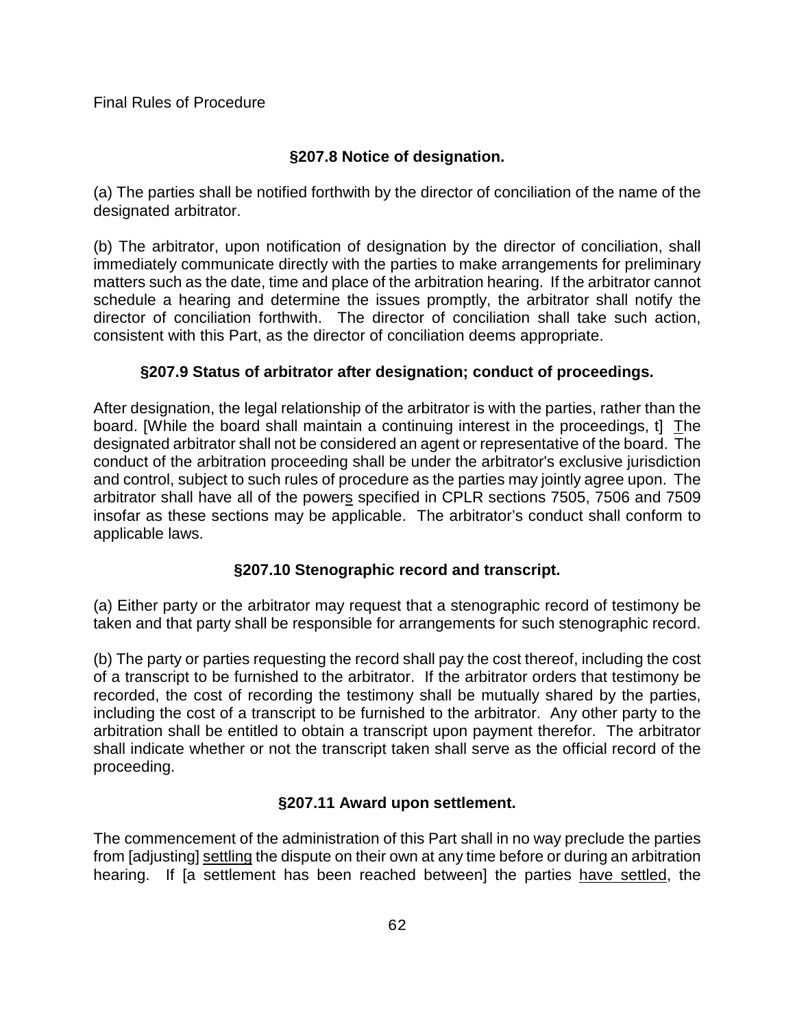### §207.8 Notice of designation.

(a) The parties shall be notified forthwith by the director of conciliation of the name of the designated arbitrator.

(b) The arbitrator, upon notification of designation by the director of conciliation, shall immediately communicate directly with the parties to make arrangements for preliminary matters such as the date, time and place of the arbitration hearing. If the arbitrator cannot schedule a hearing and determine the issues promptly, the arbitrator shall notify the director of conciliation forthwith. The director of conciliation shall take such action, consistent with this Part, as the director of conciliation deems appropriate.

### §207.9 Status of arbitrator after designation; conduct of proceedings.

After designation, the legal relationship of the arbitrator is with the parties, rather than the board. [While the board shall maintain a continuing interest in the proceedings, t] <u>T</u>he designated arbitrator shall not be considered an agent or representative of the board. The conduct of the arbitration proceeding shall be under the arbitrator's exclusive jurisdiction and control, subject to such rules of procedure as the parties may jointly agree upon. The arbitrator shall have all of the power<u>s</u> specified in CPLR sections 7505, 7506 and 7509 insofar as these sections may be applicable. The arbitrator's conduct shall conform to applicable laws.

### §207.10 Stenographic record and transcript.

(a) Either party or the arbitrator may request that a stenographic record of testimony be taken and that party shall be responsible for arrangements for such stenographic record.

(b) The party or parties requesting the record shall pay the cost thereof, including the cost of a transcript to be furnished to the arbitrator. If the arbitrator orders that testimony be recorded, the cost of recording the testimony shall be mutually shared by the parties, including the cost of a transcript to be furnished to the arbitrator. Any other party to the arbitration shall be entitled to obtain a transcript upon payment therefor. The arbitrator shall indicate whether or not the transcript taken shall serve as the official record of the proceeding.

### §207.11 Award upon settlement.

The commencement of the administration of this Part shall in no way preclude the parties from [adjusting] <u>settling</u> the dispute on their own at any time before or during an arbitration hearing. If [a settlement has been reached between] the parties <u>have settled</u>, the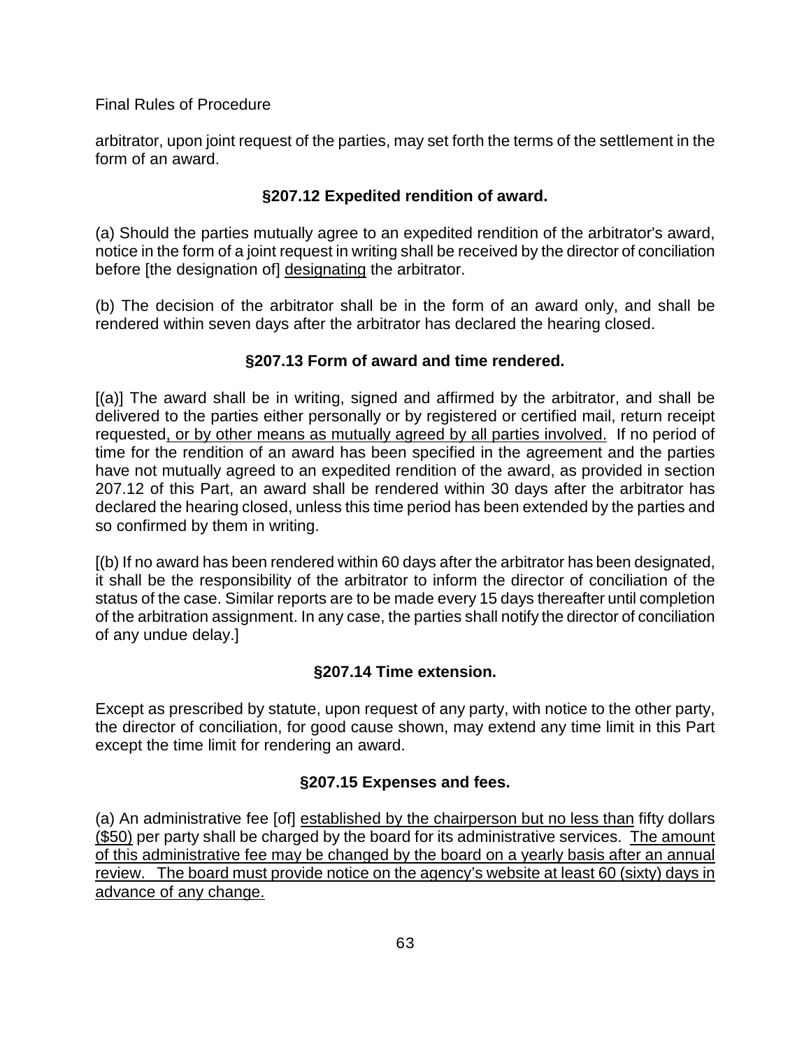arbitrator, upon joint request of the parties, may set forth the terms of the settlement in the form of an award.

### §207.12 Expedited rendition of award.

(a) Should the parties mutually agree to an expedited rendition of the arbitrator's award, notice in the form of a joint request in writing shall be received by the director of conciliation before [the designation of] <u>designating</u> the arbitrator.

(b) The decision of the arbitrator shall be in the form of an award only, and shall be rendered within seven days after the arbitrator has declared the hearing closed.

### §207.13 Form of award and time rendered.

[(a)] The award shall be in writing, signed and affirmed by the arbitrator, and shall be delivered to the parties either personally or by registered or certified mail, return receipt requested<u>, or by other means as mutually agreed by all parties involved.</u> If no period of time for the rendition of an award has been specified in the agreement and the parties have not mutually agreed to an expedited rendition of the award, as provided in section 207.12 of this Part, an award shall be rendered within 30 days after the arbitrator has declared the hearing closed, unless this time period has been extended by the parties and so confirmed by them in writing.

[(b) If no award has been rendered within 60 days after the arbitrator has been designated, it shall be the responsibility of the arbitrator to inform the director of conciliation of the status of the case. Similar reports are to be made every 15 days thereafter until completion of the arbitration assignment. In any case, the parties shall notify the director of conciliation of any undue delay.]

### §207.14 Time extension.

Except as prescribed by statute, upon request of any party, with notice to the other party, the director of conciliation, for good cause shown, may extend any time limit in this Part except the time limit for rendering an award.

### §207.15 Expenses and fees.

(a) An administrative fee [of] <u>established by the chairperson but no less than</u> fifty dollars <u>($50)</u> per party shall be charged by the board for its administrative services. <u>The amount of this administrative fee may be changed by the board on a yearly basis after an annual review. The board must provide notice on the agency's website at least 60 (sixty) days in advance of any change.</u>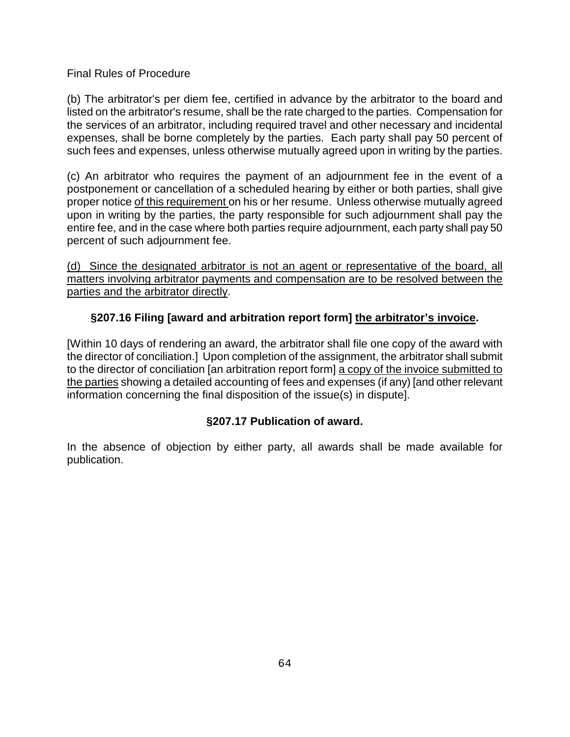(b) The arbitrator's per diem fee, certified in advance by the arbitrator to the board and listed on the arbitrator's resume, shall be the rate charged to the parties. Compensation for the services of an arbitrator, including required travel and other necessary and incidental expenses, shall be borne completely by the parties. Each party shall pay 50 percent of such fees and expenses, unless otherwise mutually agreed upon in writing by the parties.

(c) An arbitrator who requires the payment of an adjournment fee in the event of a postponement or cancellation of a scheduled hearing by either or both parties, shall give proper notice <u>of this requirement</u> on his or her resume. Unless otherwise mutually agreed upon in writing by the parties, the party responsible for such adjournment shall pay the entire fee, and in the case where both parties require adjournment, each party shall pay 50 percent of such adjournment fee.

<u>(d) Since the designated arbitrator is not an agent or representative of the board, all matters involving arbitrator payments and compensation are to be resolved between the parties and the arbitrator directly</u>.

### §207.16 Filing [award and arbitration report form] <u>the arbitrator's invoice</u>.

[Within 10 days of rendering an award, the arbitrator shall file one copy of the award with the director of conciliation.] Upon completion of the assignment, the arbitrator shall submit to the director of conciliation [an arbitration report form] <u>a copy of the invoice submitted to the parties</u> showing a detailed accounting of fees and expenses (if any) [and other relevant information concerning the final disposition of the issue(s) in dispute].

### §207.17 Publication of award.

In the absence of objection by either party, all awards shall be made available for publication.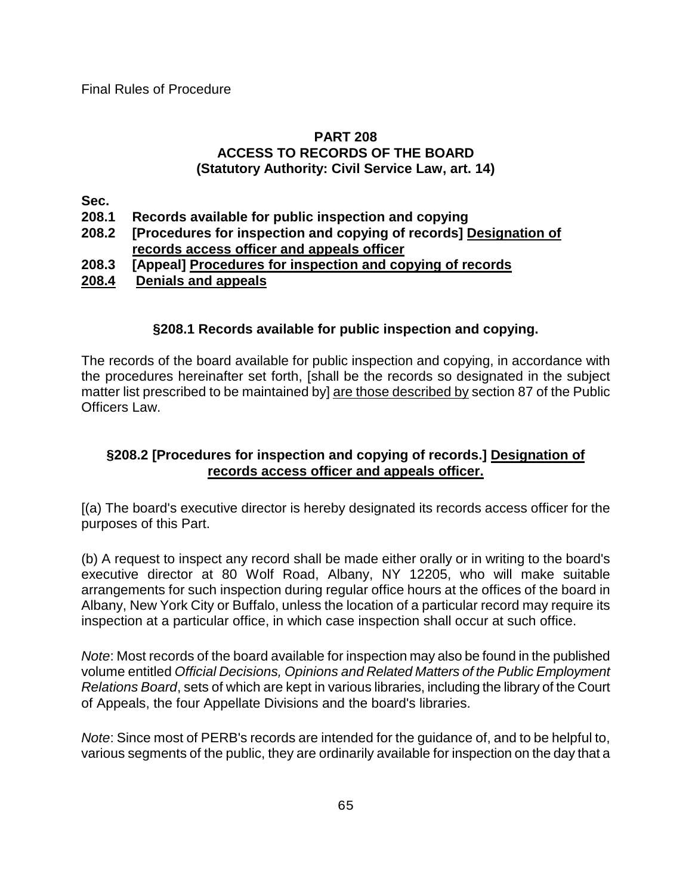Final Rules of Procedure

## PART 208
## ACCESS TO RECORDS OF THE BOARD
## (Statutory Authority: Civil Service Law, art. 14)

**Sec.**

**208.1 Records available for public inspection and copying**

**208.2 [Procedures for inspection and copying of records] <u>Designation of records access officer and appeals officer</u>**

**208.3 [Appeal] <u>Procedures for inspection and copying of records</u>**

**<u>208.4</u> <u>Denials and appeals</u>**

### §208.1 Records available for public inspection and copying.

The records of the board available for public inspection and copying, in accordance with the procedures hereinafter set forth, [shall be the records so designated in the subject matter list prescribed to be maintained by] <u>are those described by</u> section 87 of the Public Officers Law.

### §208.2 [Procedures for inspection and copying of records.] <u>Designation of records access officer and appeals officer.</u>

[(a) The board's executive director is hereby designated its records access officer for the purposes of this Part.

(b) A request to inspect any record shall be made either orally or in writing to the board's executive director at 80 Wolf Road, Albany, NY 12205, who will make suitable arrangements for such inspection during regular office hours at the offices of the board in Albany, New York City or Buffalo, unless the location of a particular record may require its inspection at a particular office, in which case inspection shall occur at such office.

*Note*: Most records of the board available for inspection may also be found in the published volume entitled *Official Decisions, Opinions and Related Matters of the Public Employment Relations Board*, sets of which are kept in various libraries, including the library of the Court of Appeals, the four Appellate Divisions and the board's libraries.

*Note*: Since most of PERB's records are intended for the guidance of, and to be helpful to, various segments of the public, they are ordinarily available for inspection on the day that a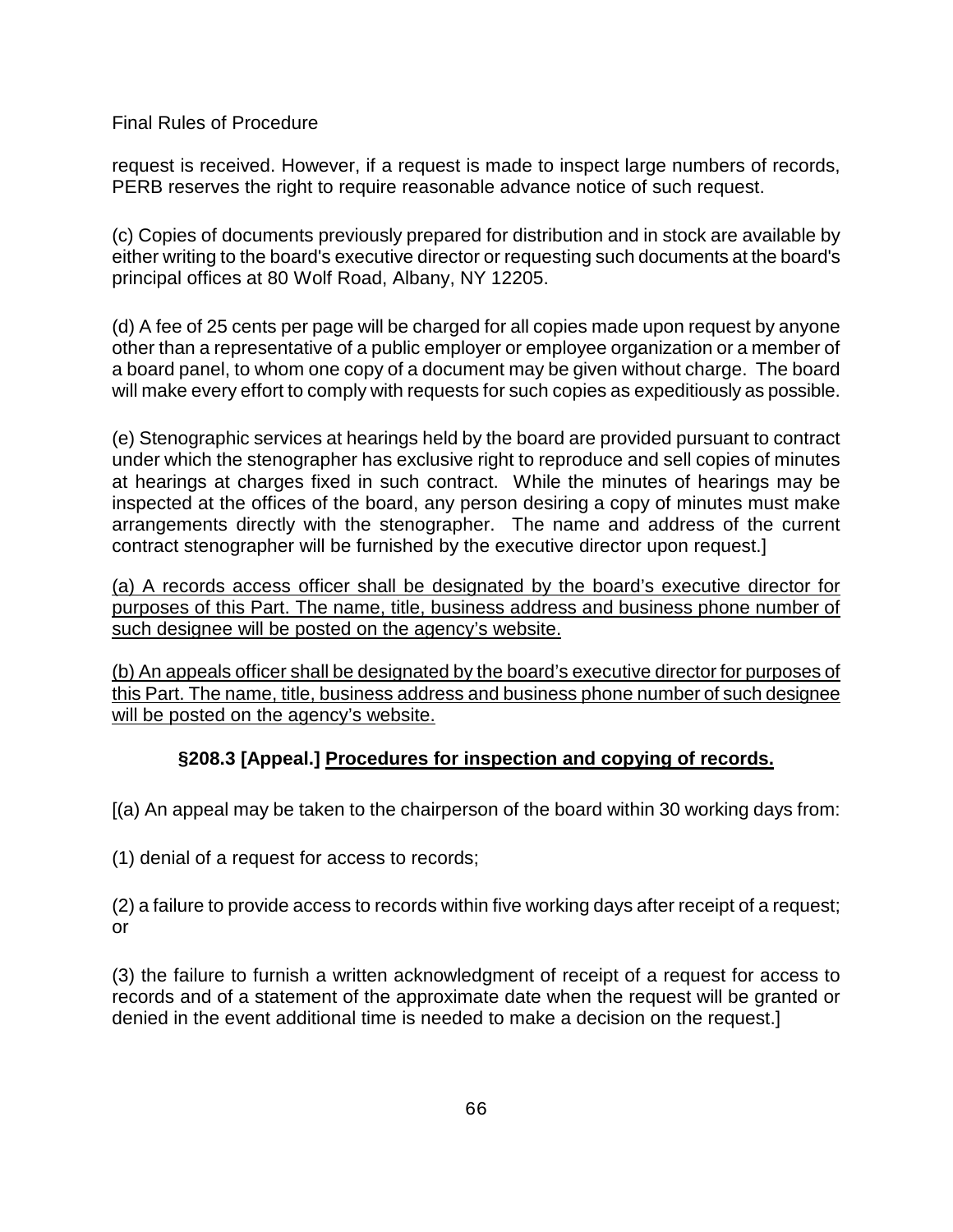request is received. However, if a request is made to inspect large numbers of records, PERB reserves the right to require reasonable advance notice of such request.

(c) Copies of documents previously prepared for distribution and in stock are available by either writing to the board's executive director or requesting such documents at the board's principal offices at 80 Wolf Road, Albany, NY 12205.

(d) A fee of 25 cents per page will be charged for all copies made upon request by anyone other than a representative of a public employer or employee organization or a member of a board panel, to whom one copy of a document may be given without charge. The board will make every effort to comply with requests for such copies as expeditiously as possible.

(e) Stenographic services at hearings held by the board are provided pursuant to contract under which the stenographer has exclusive right to reproduce and sell copies of minutes at hearings at charges fixed in such contract. While the minutes of hearings may be inspected at the offices of the board, any person desiring a copy of minutes must make arrangements directly with the stenographer. The name and address of the current contract stenographer will be furnished by the executive director upon request.]

<u>(a) A records access officer shall be designated by the board's executive director for purposes of this Part. The name, title, business address and business phone number of such designee will be posted on the agency's website.</u>

<u>(b) An appeals officer shall be designated by the board's executive director for purposes of this Part. The name, title, business address and business phone number of such designee will be posted on the agency's website.</u>

### §208.3 [Appeal.] <u>Procedures for inspection and copying of records.</u>

[(a) An appeal may be taken to the chairperson of the board within 30 working days from:

(1) denial of a request for access to records;

(2) a failure to provide access to records within five working days after receipt of a request; or

(3) the failure to furnish a written acknowledgment of receipt of a request for access to records and of a statement of the approximate date when the request will be granted or denied in the event additional time is needed to make a decision on the request.]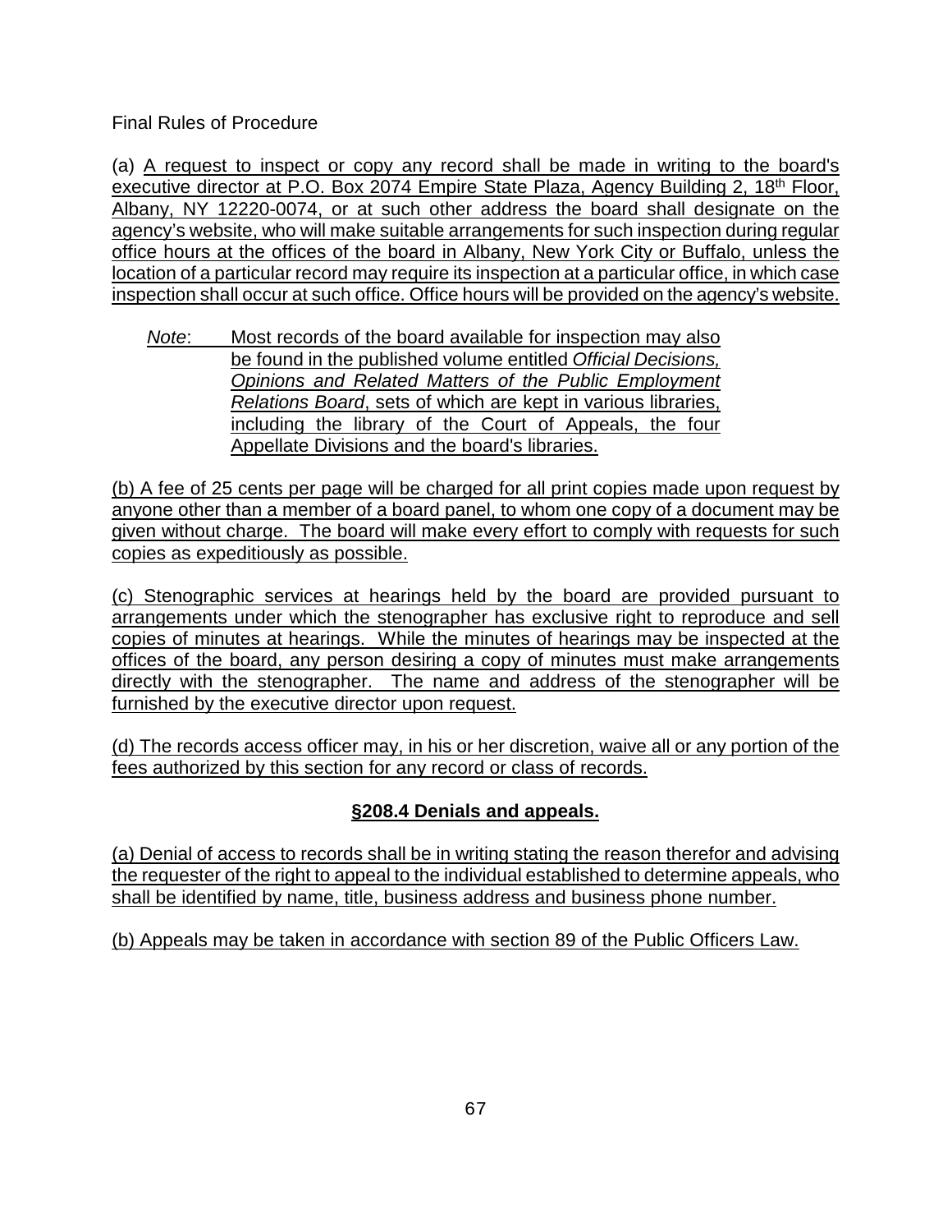Final Rules of Procedure

(a) A request to inspect or copy any record shall be made in writing to the board's executive director at P.O. Box 2074 Empire State Plaza, Agency Building 2, 18th Floor, Albany, NY 12220-0074, or at such other address the board shall designate on the agency's website, who will make suitable arrangements for such inspection during regular office hours at the offices of the board in Albany, New York City or Buffalo, unless the location of a particular record may require its inspection at a particular office, in which case inspection shall occur at such office. Office hours will be provided on the agency's website.

> *Note*: Most records of the board available for inspection may also be found in the published volume entitled *Official Decisions, Opinions and Related Matters of the Public Employment Relations Board*, sets of which are kept in various libraries, including the library of the Court of Appeals, the four Appellate Divisions and the board's libraries.

(b) A fee of 25 cents per page will be charged for all print copies made upon request by anyone other than a member of a board panel, to whom one copy of a document may be given without charge. The board will make every effort to comply with requests for such copies as expeditiously as possible.

(c) Stenographic services at hearings held by the board are provided pursuant to arrangements under which the stenographer has exclusive right to reproduce and sell copies of minutes at hearings. While the minutes of hearings may be inspected at the offices of the board, any person desiring a copy of minutes must make arrangements directly with the stenographer. The name and address of the stenographer will be furnished by the executive director upon request.

(d) The records access officer may, in his or her discretion, waive all or any portion of the fees authorized by this section for any record or class of records.

## §208.4 Denials and appeals.

(a) Denial of access to records shall be in writing stating the reason therefor and advising the requester of the right to appeal to the individual established to determine appeals, who shall be identified by name, title, business address and business phone number.

(b) Appeals may be taken in accordance with section 89 of the Public Officers Law.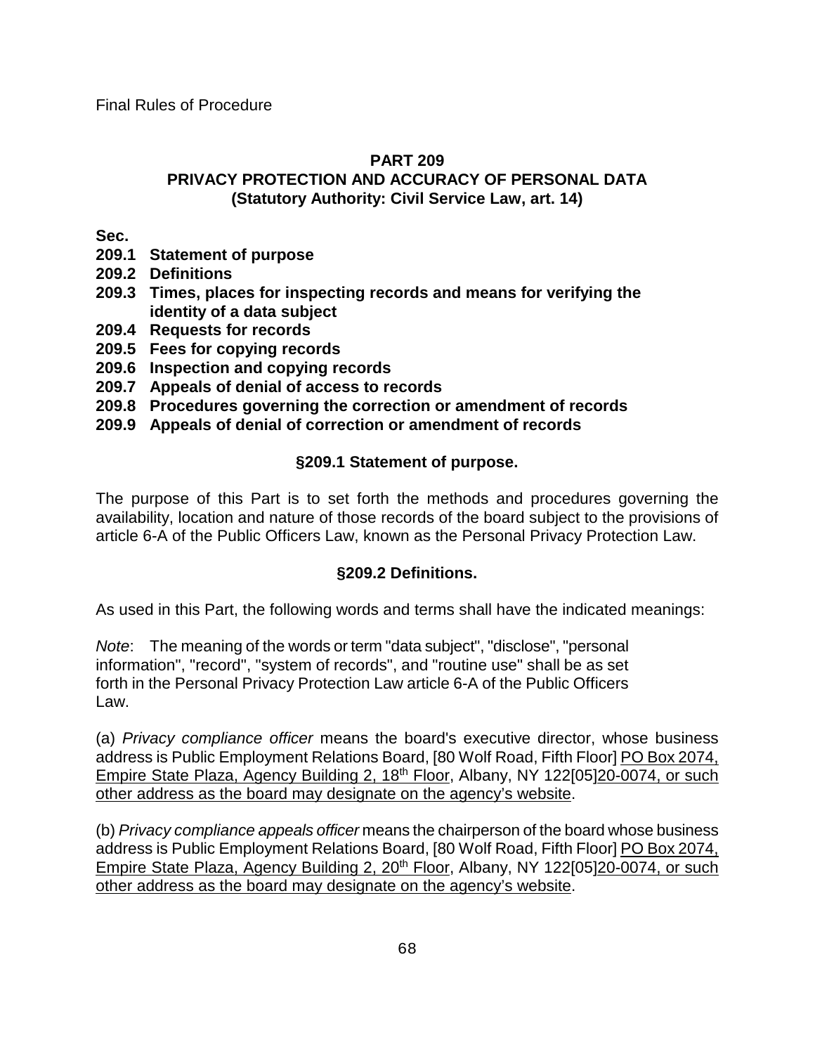Final Rules of Procedure

## PART 209
## PRIVACY PROTECTION AND ACCURACY OF PERSONAL DATA
**(Statutory Authority: Civil Service Law, art. 14)**

**Sec.**
**209.1 Statement of purpose**
**209.2 Definitions**
**209.3 Times, places for inspecting records and means for verifying the identity of a data subject**
**209.4 Requests for records**
**209.5 Fees for copying records**
**209.6 Inspection and copying records**
**209.7 Appeals of denial of access to records**
**209.8 Procedures governing the correction or amendment of records**
**209.9 Appeals of denial of correction or amendment of records**

### §209.1 Statement of purpose.

The purpose of this Part is to set forth the methods and procedures governing the availability, location and nature of those records of the board subject to the provisions of article 6-A of the Public Officers Law, known as the Personal Privacy Protection Law.

### §209.2 Definitions.

As used in this Part, the following words and terms shall have the indicated meanings:

*Note*: The meaning of the words or term "data subject", "disclose", "personal information", "record", "system of records", and "routine use" shall be as set forth in the Personal Privacy Protection Law article 6-A of the Public Officers Law.

(a) *Privacy compliance officer* means the board's executive director, whose business address is Public Employment Relations Board, [80 Wolf Road, Fifth Floor] PO Box 2074, Empire State Plaza, Agency Building 2, 18th Floor, Albany, NY 122[05]20-0074, or such other address as the board may designate on the agency's website.

(b) *Privacy compliance appeals officer* means the chairperson of the board whose business address is Public Employment Relations Board, [80 Wolf Road, Fifth Floor] PO Box 2074, Empire State Plaza, Agency Building 2, 20th Floor, Albany, NY 122[05]20-0074, or such other address as the board may designate on the agency's website.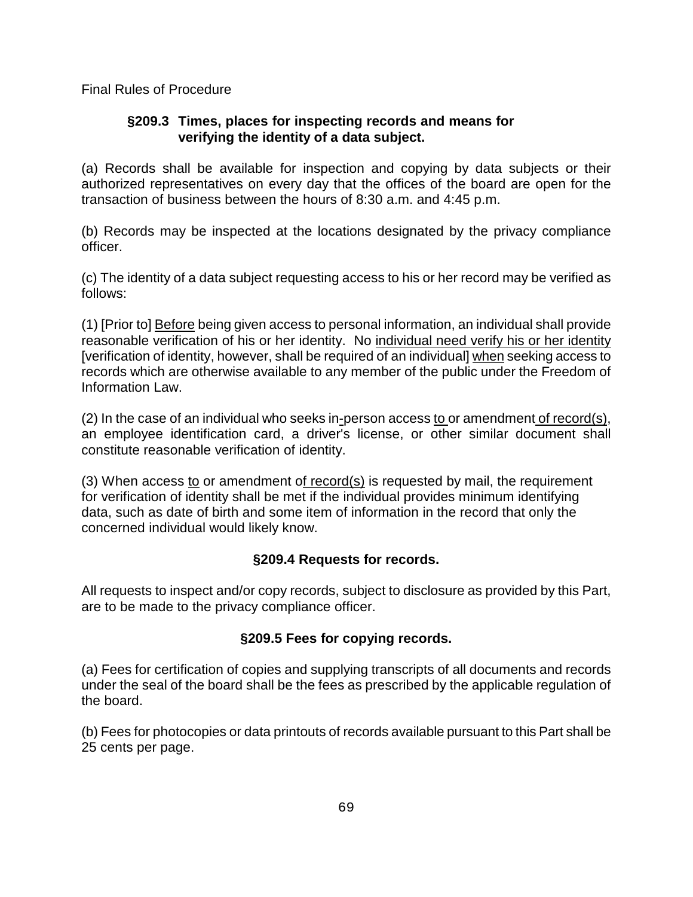Final Rules of Procedure

### §209.3 Times, places for inspecting records and means for verifying the identity of a data subject.

(a) Records shall be available for inspection and copying by data subjects or their authorized representatives on every day that the offices of the board are open for the transaction of business between the hours of 8:30 a.m. and 4:45 p.m.

(b) Records may be inspected at the locations designated by the privacy compliance officer.

(c) The identity of a data subject requesting access to his or her record may be verified as follows:

(1) [Prior to] Before being given access to personal information, an individual shall provide reasonable verification of his or her identity. No individual need verify his or her identity [verification of identity, however, shall be required of an individual] when seeking access to records which are otherwise available to any member of the public under the Freedom of Information Law.

(2) In the case of an individual who seeks in-person access to or amendment of record(s), an employee identification card, a driver's license, or other similar document shall constitute reasonable verification of identity.

(3) When access to or amendment of record(s) is requested by mail, the requirement for verification of identity shall be met if the individual provides minimum identifying data, such as date of birth and some item of information in the record that only the concerned individual would likely know.

### §209.4 Requests for records.

All requests to inspect and/or copy records, subject to disclosure as provided by this Part, are to be made to the privacy compliance officer.

### §209.5 Fees for copying records.

(a) Fees for certification of copies and supplying transcripts of all documents and records under the seal of the board shall be the fees as prescribed by the applicable regulation of the board.

(b) Fees for photocopies or data printouts of records available pursuant to this Part shall be 25 cents per page.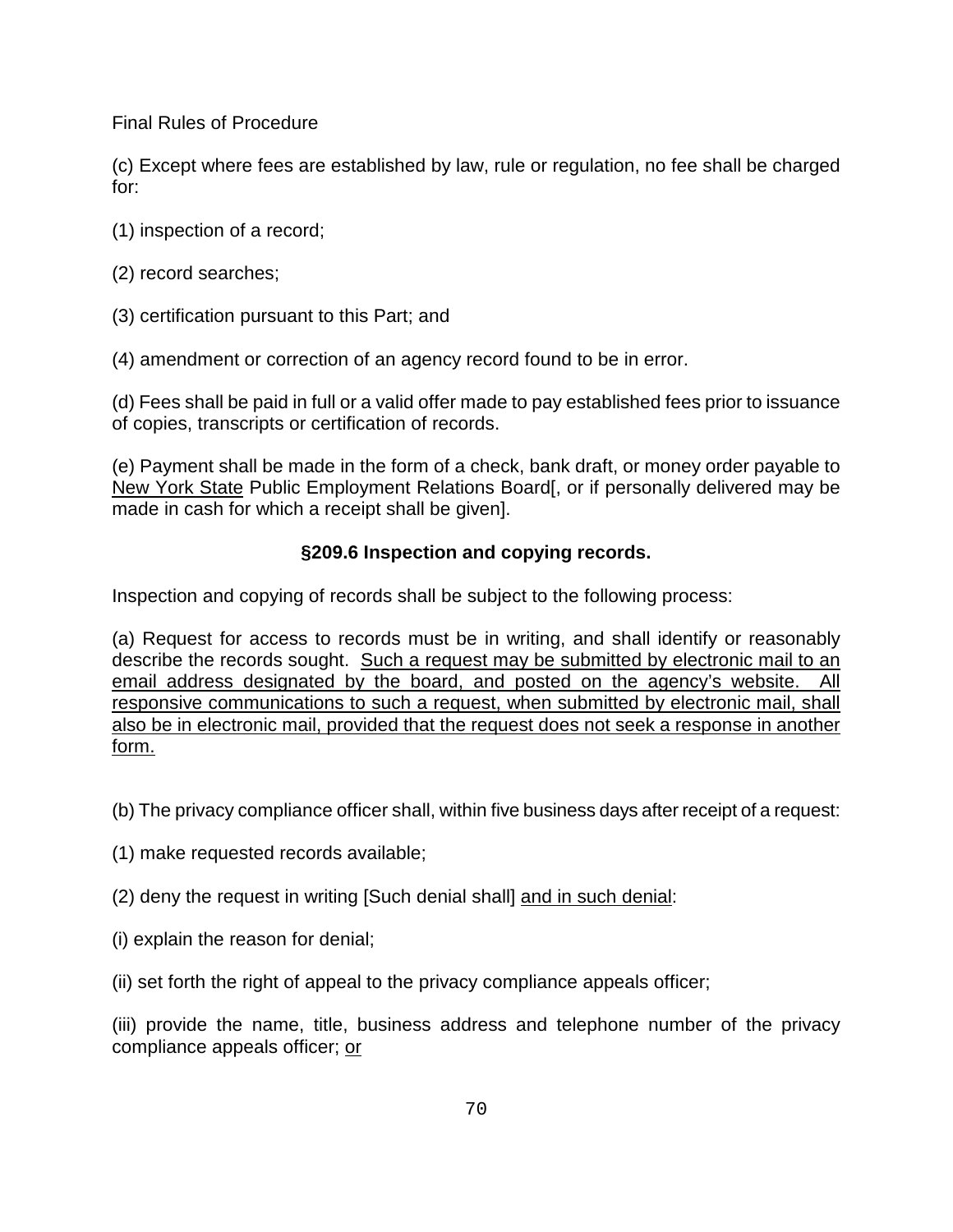(c) Except where fees are established by law, rule or regulation, no fee shall be charged for:

(1) inspection of a record;

(2) record searches;

(3) certification pursuant to this Part; and

(4) amendment or correction of an agency record found to be in error.

(d) Fees shall be paid in full or a valid offer made to pay established fees prior to issuance of copies, transcripts or certification of records.

(e) Payment shall be made in the form of a check, bank draft, or money order payable to <u>New York State</u> Public Employment Relations Board[, or if personally delivered may be made in cash for which a receipt shall be given].

### §209.6 Inspection and copying records.

Inspection and copying of records shall be subject to the following process:

(a) Request for access to records must be in writing, and shall identify or reasonably describe the records sought. <u>Such a request may be submitted by electronic mail to an email address designated by the board, and posted on the agency's website. All responsive communications to such a request, when submitted by electronic mail, shall also be in electronic mail, provided that the request does not seek a response in another form.</u>

(b) The privacy compliance officer shall, within five business days after receipt of a request:

(1) make requested records available;

(2) deny the request in writing [Such denial shall] <u>and in such denial</u>:

(i) explain the reason for denial;

(ii) set forth the right of appeal to the privacy compliance appeals officer;

(iii) provide the name, title, business address and telephone number of the privacy compliance appeals officer; <u>or</u>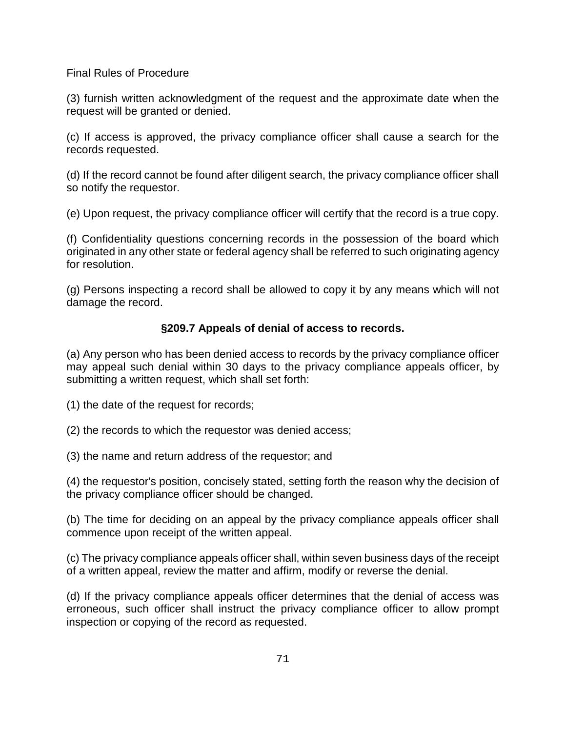(3) furnish written acknowledgment of the request and the approximate date when the request will be granted or denied.

(c) If access is approved, the privacy compliance officer shall cause a search for the records requested.

(d) If the record cannot be found after diligent search, the privacy compliance officer shall so notify the requestor.

(e) Upon request, the privacy compliance officer will certify that the record is a true copy.

(f) Confidentiality questions concerning records in the possession of the board which originated in any other state or federal agency shall be referred to such originating agency for resolution.

(g) Persons inspecting a record shall be allowed to copy it by any means which will not damage the record.

### §209.7 Appeals of denial of access to records.

(a) Any person who has been denied access to records by the privacy compliance officer may appeal such denial within 30 days to the privacy compliance appeals officer, by submitting a written request, which shall set forth:

(1) the date of the request for records;

(2) the records to which the requestor was denied access;

(3) the name and return address of the requestor; and

(4) the requestor's position, concisely stated, setting forth the reason why the decision of the privacy compliance officer should be changed.

(b) The time for deciding on an appeal by the privacy compliance appeals officer shall commence upon receipt of the written appeal.

(c) The privacy compliance appeals officer shall, within seven business days of the receipt of a written appeal, review the matter and affirm, modify or reverse the denial.

(d) If the privacy compliance appeals officer determines that the denial of access was erroneous, such officer shall instruct the privacy compliance officer to allow prompt inspection or copying of the record as requested.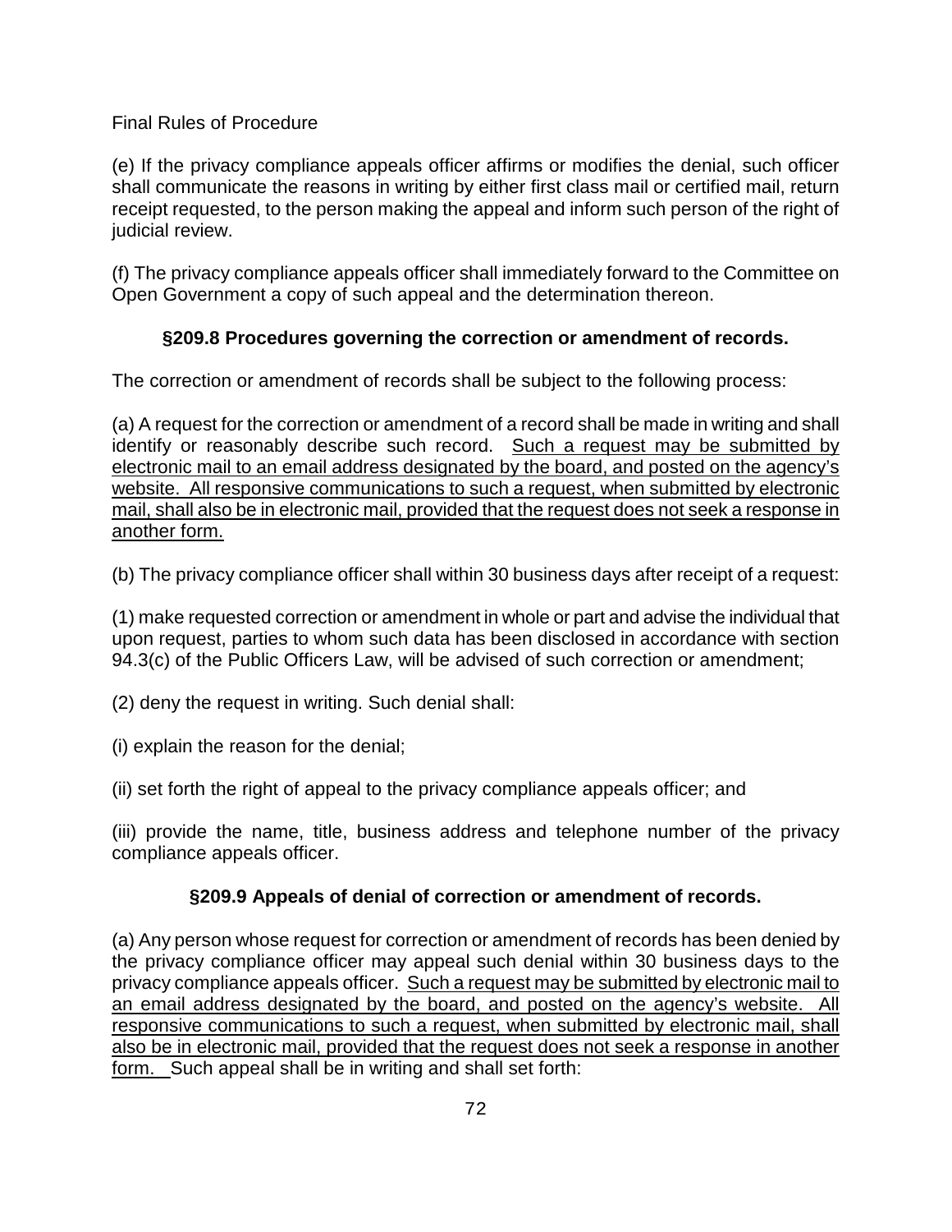Final Rules of Procedure

(e) If the privacy compliance appeals officer affirms or modifies the denial, such officer shall communicate the reasons in writing by either first class mail or certified mail, return receipt requested, to the person making the appeal and inform such person of the right of judicial review.

(f) The privacy compliance appeals officer shall immediately forward to the Committee on Open Government a copy of such appeal and the determination thereon.

### §209.8 Procedures governing the correction or amendment of records.

The correction or amendment of records shall be subject to the following process:

(a) A request for the correction or amendment of a record shall be made in writing and shall identify or reasonably describe such record. <u>Such a request may be submitted by electronic mail to an email address designated by the board, and posted on the agency's website. All responsive communications to such a request, when submitted by electronic mail, shall also be in electronic mail, provided that the request does not seek a response in another form.</u>

(b) The privacy compliance officer shall within 30 business days after receipt of a request:

(1) make requested correction or amendment in whole or part and advise the individual that upon request, parties to whom such data has been disclosed in accordance with section 94.3(c) of the Public Officers Law, will be advised of such correction or amendment;

(2) deny the request in writing. Such denial shall:

(i) explain the reason for the denial;

(ii) set forth the right of appeal to the privacy compliance appeals officer; and

(iii) provide the name, title, business address and telephone number of the privacy compliance appeals officer.

### §209.9 Appeals of denial of correction or amendment of records.

(a) Any person whose request for correction or amendment of records has been denied by the privacy compliance officer may appeal such denial within 30 business days to the privacy compliance appeals officer. <u>Such a request may be submitted by electronic mail to an email address designated by the board, and posted on the agency's website. All responsive communications to such a request, when submitted by electronic mail, shall also be in electronic mail, provided that the request does not seek a response in another form.</u> Such appeal shall be in writing and shall set forth: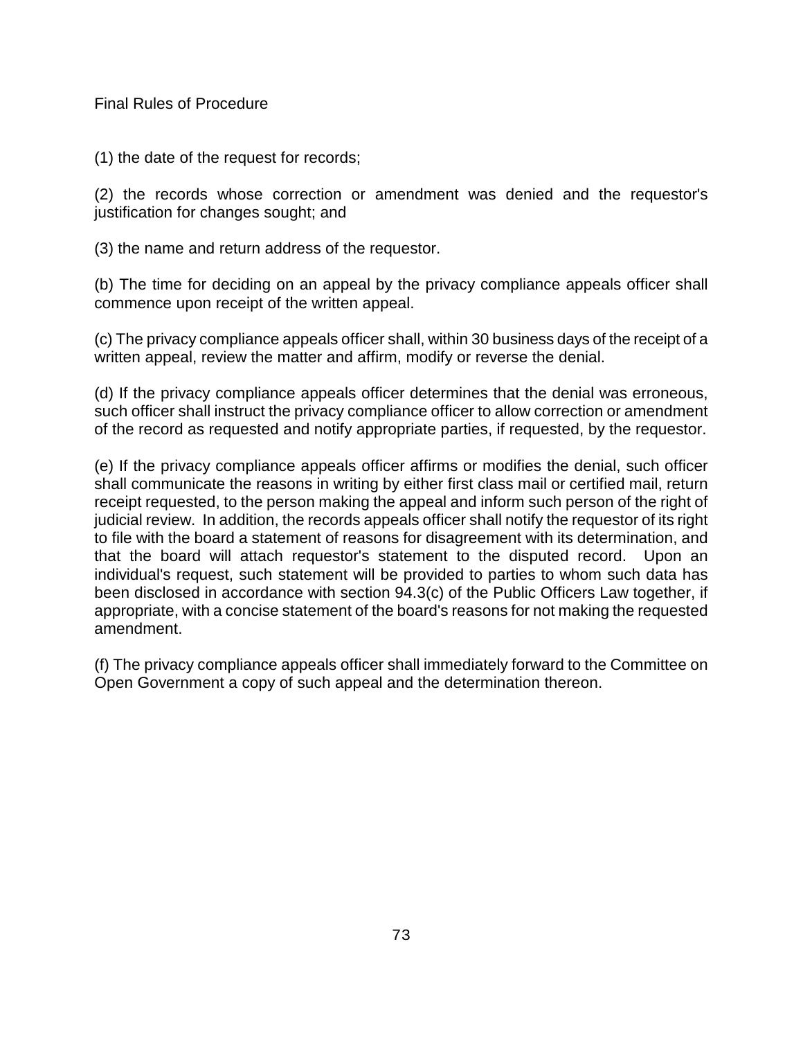(1) the date of the request for records;

(2) the records whose correction or amendment was denied and the requestor's justification for changes sought; and

(3) the name and return address of the requestor.

(b) The time for deciding on an appeal by the privacy compliance appeals officer shall commence upon receipt of the written appeal.

(c) The privacy compliance appeals officer shall, within 30 business days of the receipt of a written appeal, review the matter and affirm, modify or reverse the denial.

(d) If the privacy compliance appeals officer determines that the denial was erroneous, such officer shall instruct the privacy compliance officer to allow correction or amendment of the record as requested and notify appropriate parties, if requested, by the requestor.

(e) If the privacy compliance appeals officer affirms or modifies the denial, such officer shall communicate the reasons in writing by either first class mail or certified mail, return receipt requested, to the person making the appeal and inform such person of the right of judicial review. In addition, the records appeals officer shall notify the requestor of its right to file with the board a statement of reasons for disagreement with its determination, and that the board will attach requestor's statement to the disputed record. Upon an individual's request, such statement will be provided to parties to whom such data has been disclosed in accordance with section 94.3(c) of the Public Officers Law together, if appropriate, with a concise statement of the board's reasons for not making the requested amendment.

(f) The privacy compliance appeals officer shall immediately forward to the Committee on Open Government a copy of such appeal and the determination thereon.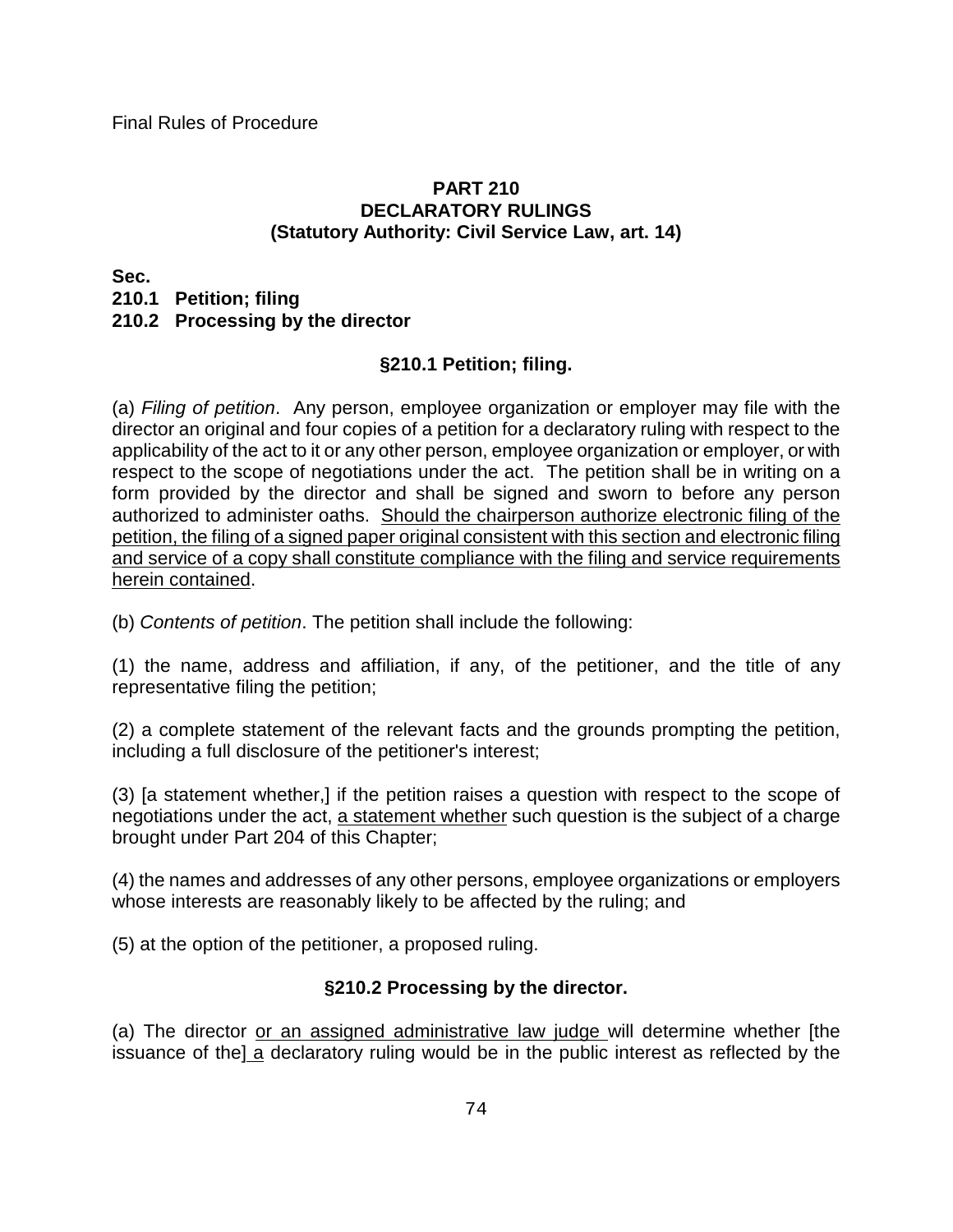# PART 210
## DECLARATORY RULINGS
### (Statutory Authority: Civil Service Law, art. 14)

**Sec.**
**210.1 Petition; filing**
**210.2 Processing by the director**

### §210.1 Petition; filing.

(a) *Filing of petition*. Any person, employee organization or employer may file with the director an original and four copies of a petition for a declaratory ruling with respect to the applicability of the act to it or any other person, employee organization or employer, or with respect to the scope of negotiations under the act. The petition shall be in writing on a form provided by the director and shall be signed and sworn to before any person authorized to administer oaths. <u>Should the chairperson authorize electronic filing of the petition, the filing of a signed paper original consistent with this section and electronic filing and service of a copy shall constitute compliance with the filing and service requirements herein contained</u>.

(b) *Contents of petition*. The petition shall include the following:

(1) the name, address and affiliation, if any, of the petitioner, and the title of any representative filing the petition;

(2) a complete statement of the relevant facts and the grounds prompting the petition, including a full disclosure of the petitioner's interest;

(3) [a statement whether,] if the petition raises a question with respect to the scope of negotiations under the act, <u>a statement whether</u> such question is the subject of a charge brought under Part 204 of this Chapter;

(4) the names and addresses of any other persons, employee organizations or employers whose interests are reasonably likely to be affected by the ruling; and

(5) at the option of the petitioner, a proposed ruling.

### §210.2 Processing by the director.

(a) The director <u>or an assigned administrative law judge</u> will determine whether [the issuance of the] <u>a</u> declaratory ruling would be in the public interest as reflected by the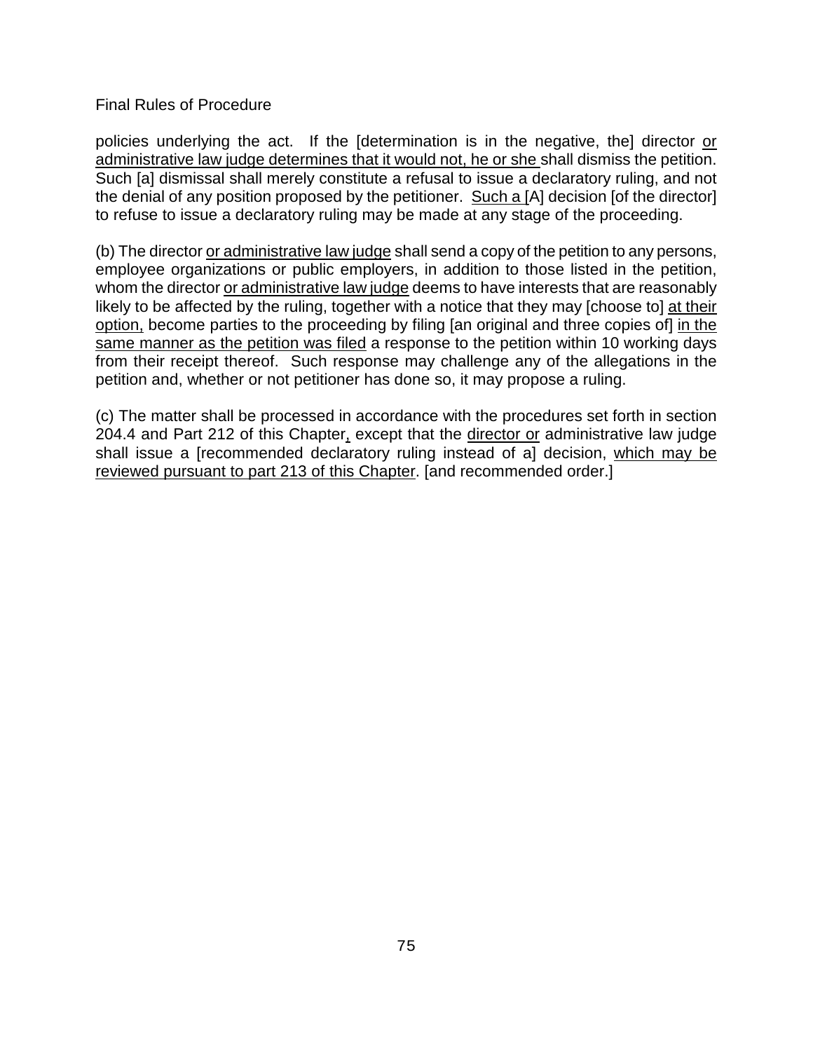policies underlying the act. If the [determination is in the negative, the] director or administrative law judge determines that it would not, he or she shall dismiss the petition. Such [a] dismissal shall merely constitute a refusal to issue a declaratory ruling, and not the denial of any position proposed by the petitioner. Such a [A] decision [of the director] to refuse to issue a declaratory ruling may be made at any stage of the proceeding.

(b) The director or administrative law judge shall send a copy of the petition to any persons, employee organizations or public employers, in addition to those listed in the petition, whom the director or administrative law judge deems to have interests that are reasonably likely to be affected by the ruling, together with a notice that they may [choose to] at their option, become parties to the proceeding by filing [an original and three copies of] in the same manner as the petition was filed a response to the petition within 10 working days from their receipt thereof. Such response may challenge any of the allegations in the petition and, whether or not petitioner has done so, it may propose a ruling.

(c) The matter shall be processed in accordance with the procedures set forth in section 204.4 and Part 212 of this Chapter, except that the director or administrative law judge shall issue a [recommended declaratory ruling instead of a] decision, which may be reviewed pursuant to part 213 of this Chapter. [and recommended order.]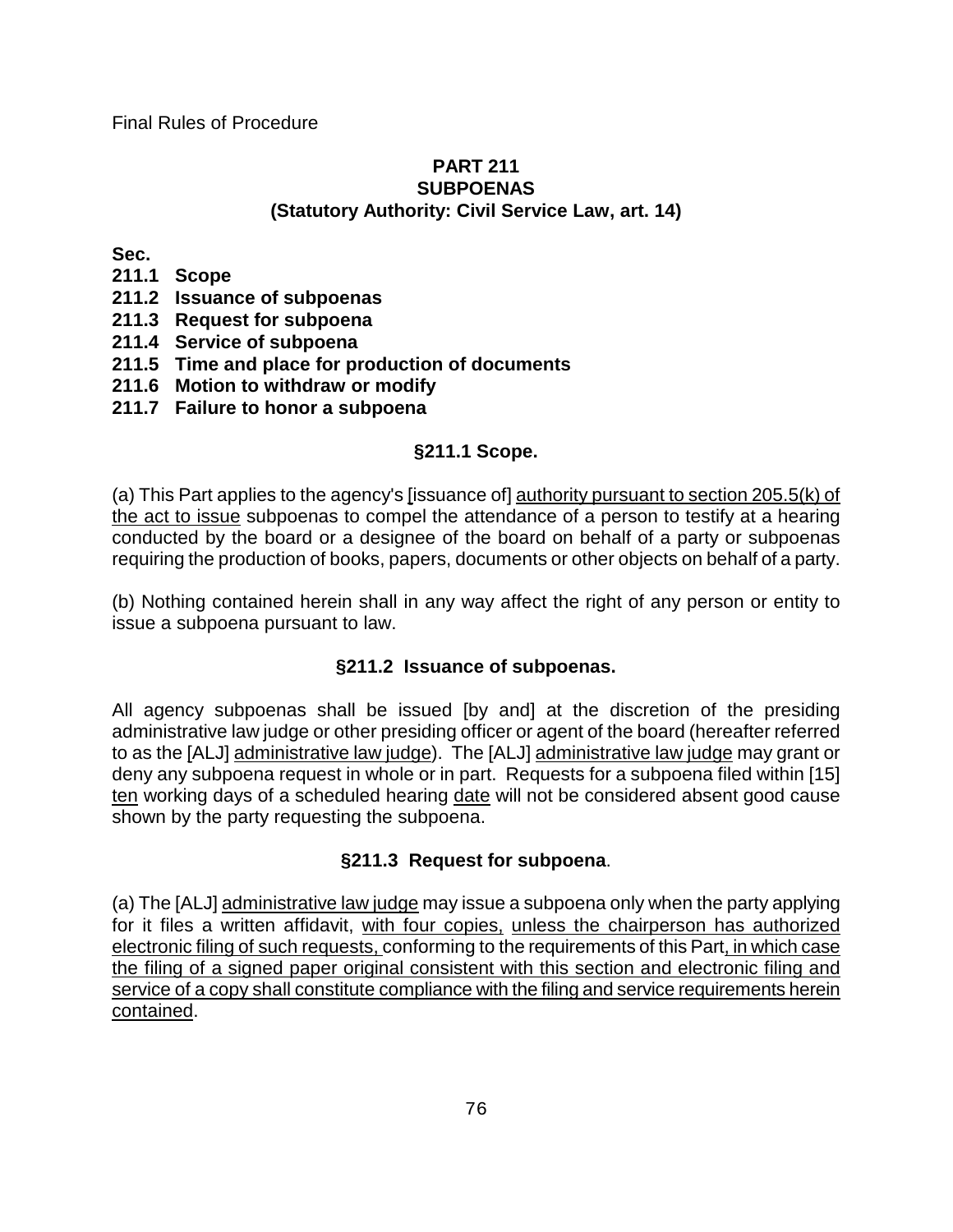Final Rules of Procedure

## PART 211
## SUBPOENAS
### (Statutory Authority: Civil Service Law, art. 14)

**Sec.**
**211.1 Scope**
**211.2 Issuance of subpoenas**
**211.3 Request for subpoena**
**211.4 Service of subpoena**
**211.5 Time and place for production of documents**
**211.6 Motion to withdraw or modify**
**211.7 Failure to honor a subpoena**

### §211.1 Scope.

(a) This Part applies to the agency's [issuance of] <u>authority pursuant to section 205.5(k) of the act to issue</u> subpoenas to compel the attendance of a person to testify at a hearing conducted by the board or a designee of the board on behalf of a party or subpoenas requiring the production of books, papers, documents or other objects on behalf of a party.

(b) Nothing contained herein shall in any way affect the right of any person or entity to issue a subpoena pursuant to law.

### §211.2 Issuance of subpoenas.

All agency subpoenas shall be issued [by and] at the discretion of the presiding administrative law judge or other presiding officer or agent of the board (hereafter referred to as the [ALJ] <u>administrative law judge</u>). The [ALJ] <u>administrative law judge</u> may grant or deny any subpoena request in whole or in part. Requests for a subpoena filed within [15] <u>ten</u> working days of a scheduled hearing <u>date</u> will not be considered absent good cause shown by the party requesting the subpoena.

### §211.3 Request for subpoena.

(a) The [ALJ] <u>administrative law judge</u> may issue a subpoena only when the party applying for it files a written affidavit, <u>with four copies,</u> <u>unless the chairperson has authorized electronic filing of such requests,</u> conforming to the requirements of this Part<u>, in which case the filing of a signed paper original consistent with this section and electronic filing and service of a copy shall constitute compliance with the filing and service requirements herein contained</u>.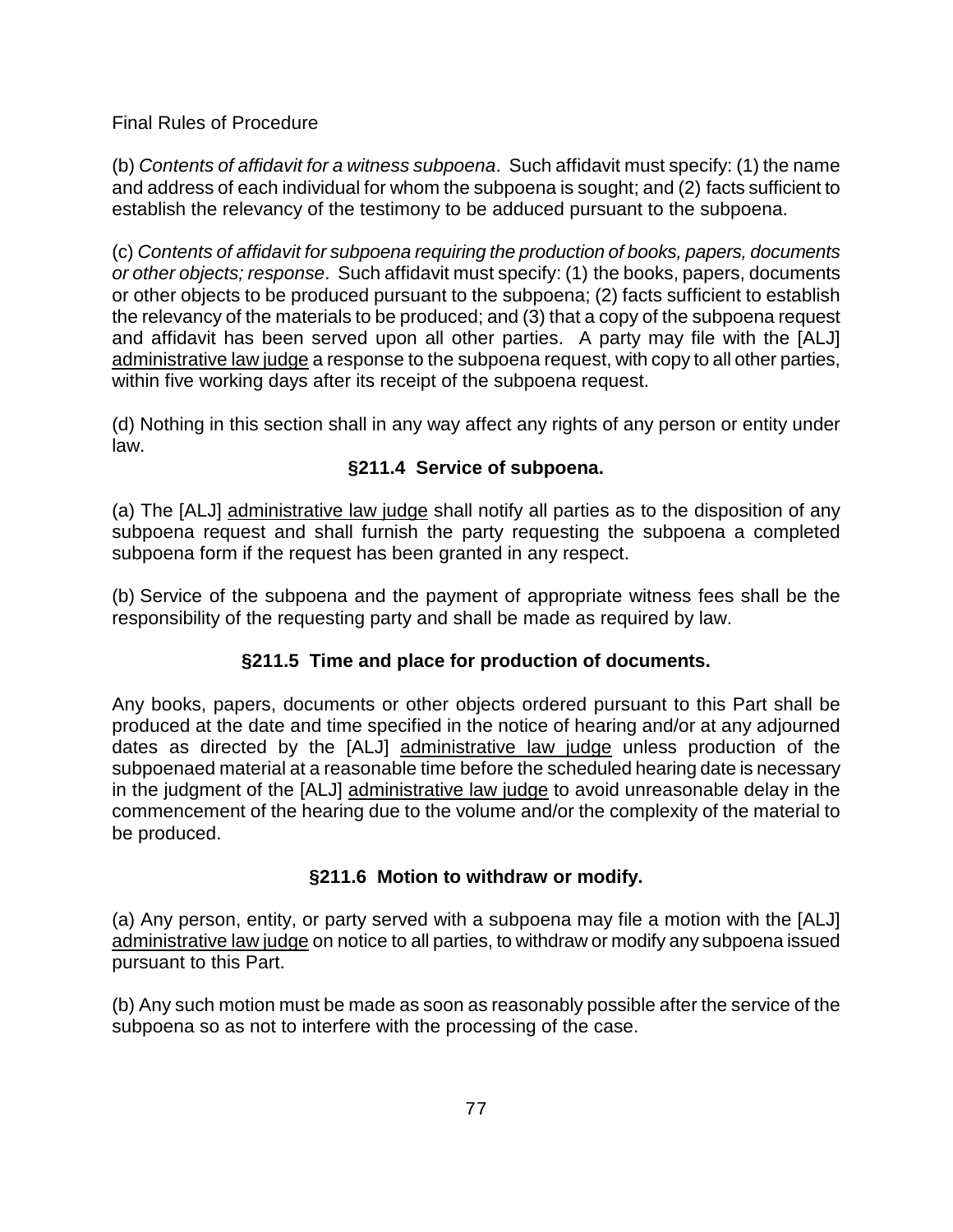(b) *Contents of affidavit for a witness subpoena*. Such affidavit must specify: (1) the name and address of each individual for whom the subpoena is sought; and (2) facts sufficient to establish the relevancy of the testimony to be adduced pursuant to the subpoena.

(c) *Contents of affidavit for subpoena requiring the production of books, papers, documents or other objects; response*. Such affidavit must specify: (1) the books, papers, documents or other objects to be produced pursuant to the subpoena; (2) facts sufficient to establish the relevancy of the materials to be produced; and (3) that a copy of the subpoena request and affidavit has been served upon all other parties. A party may file with the [ALJ] administrative law judge a response to the subpoena request, with copy to all other parties, within five working days after its receipt of the subpoena request.

(d) Nothing in this section shall in any way affect any rights of any person or entity under law.

### §211.4 Service of subpoena.

(a) The [ALJ] administrative law judge shall notify all parties as to the disposition of any subpoena request and shall furnish the party requesting the subpoena a completed subpoena form if the request has been granted in any respect.

(b) Service of the subpoena and the payment of appropriate witness fees shall be the responsibility of the requesting party and shall be made as required by law.

### §211.5 Time and place for production of documents.

Any books, papers, documents or other objects ordered pursuant to this Part shall be produced at the date and time specified in the notice of hearing and/or at any adjourned dates as directed by the [ALJ] administrative law judge unless production of the subpoenaed material at a reasonable time before the scheduled hearing date is necessary in the judgment of the [ALJ] administrative law judge to avoid unreasonable delay in the commencement of the hearing due to the volume and/or the complexity of the material to be produced.

### §211.6 Motion to withdraw or modify.

(a) Any person, entity, or party served with a subpoena may file a motion with the [ALJ] administrative law judge on notice to all parties, to withdraw or modify any subpoena issued pursuant to this Part.

(b) Any such motion must be made as soon as reasonably possible after the service of the subpoena so as not to interfere with the processing of the case.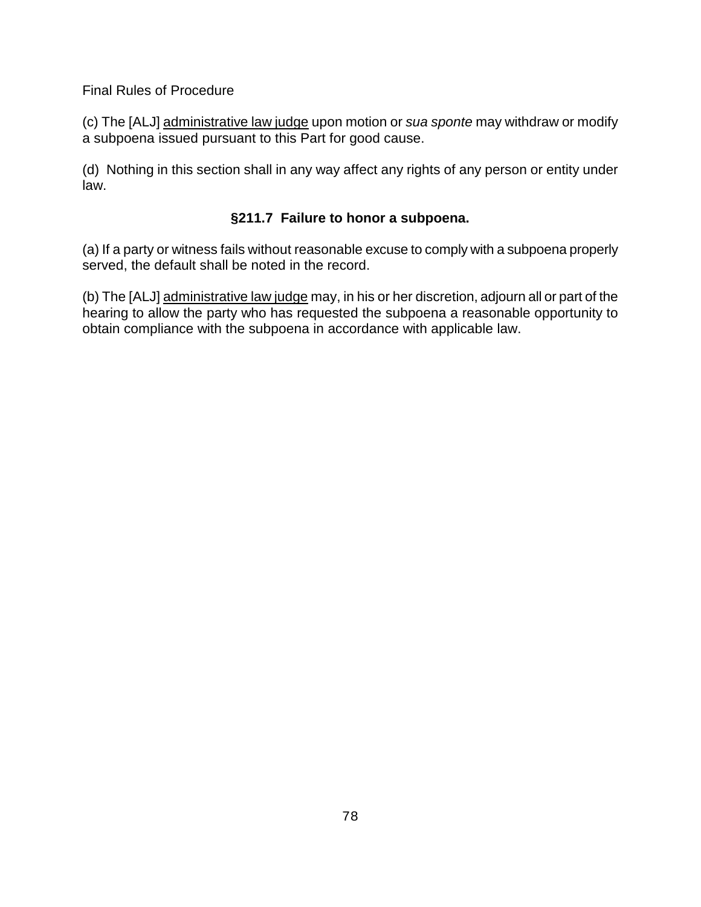(c) The [ALJ] <u>administrative law judge</u> upon motion or *sua sponte* may withdraw or modify a subpoena issued pursuant to this Part for good cause.

(d) Nothing in this section shall in any way affect any rights of any person or entity under law.

### §211.7 Failure to honor a subpoena.

(a) If a party or witness fails without reasonable excuse to comply with a subpoena properly served, the default shall be noted in the record.

(b) The [ALJ] <u>administrative law judge</u> may, in his or her discretion, adjourn all or part of the hearing to allow the party who has requested the subpoena a reasonable opportunity to obtain compliance with the subpoena in accordance with applicable law.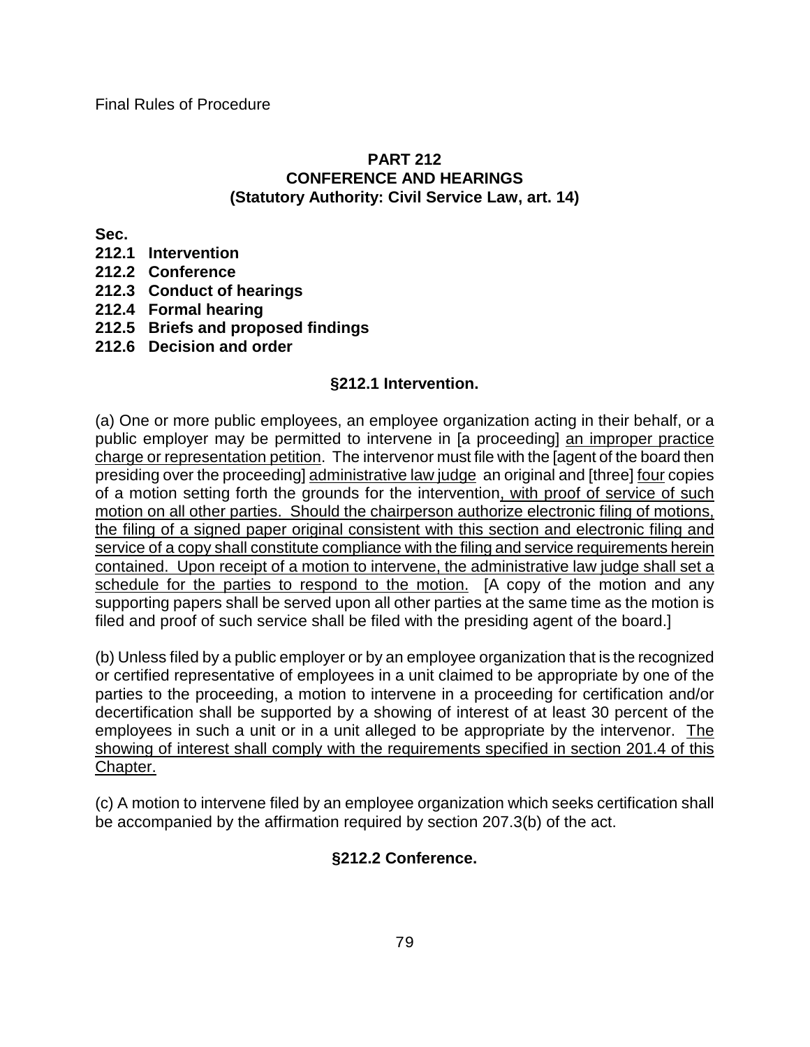Final Rules of Procedure

## PART 212
## CONFERENCE AND HEARINGS
## (Statutory Authority: Civil Service Law, art. 14)

**Sec.**
**212.1 Intervention**
**212.2 Conference**
**212.3 Conduct of hearings**
**212.4 Formal hearing**
**212.5 Briefs and proposed findings**
**212.6 Decision and order**

### §212.1 Intervention.

(a) One or more public employees, an employee organization acting in their behalf, or a public employer may be permitted to intervene in [a proceeding] <u>an improper practice charge or representation petition</u>. The intervenor must file with the [agent of the board then presiding over the proceeding] <u>administrative law judge</u> an original and [three] <u>four</u> copies of a motion setting forth the grounds for the intervention<u>, with proof of service of such motion on all other parties. Should the chairperson authorize electronic filing of motions, the filing of a signed paper original consistent with this section and electronic filing and service of a copy shall constitute compliance with the filing and service requirements herein contained. Upon receipt of a motion to intervene, the administrative law judge shall set a schedule for the parties to respond to the motion.</u> [A copy of the motion and any supporting papers shall be served upon all other parties at the same time as the motion is filed and proof of such service shall be filed with the presiding agent of the board.]

(b) Unless filed by a public employer or by an employee organization that is the recognized or certified representative of employees in a unit claimed to be appropriate by one of the parties to the proceeding, a motion to intervene in a proceeding for certification and/or decertification shall be supported by a showing of interest of at least 30 percent of the employees in such a unit or in a unit alleged to be appropriate by the intervenor. <u>The showing of interest shall comply with the requirements specified in section 201.4 of this Chapter.</u>

(c) A motion to intervene filed by an employee organization which seeks certification shall be accompanied by the affirmation required by section 207.3(b) of the act.

### §212.2 Conference.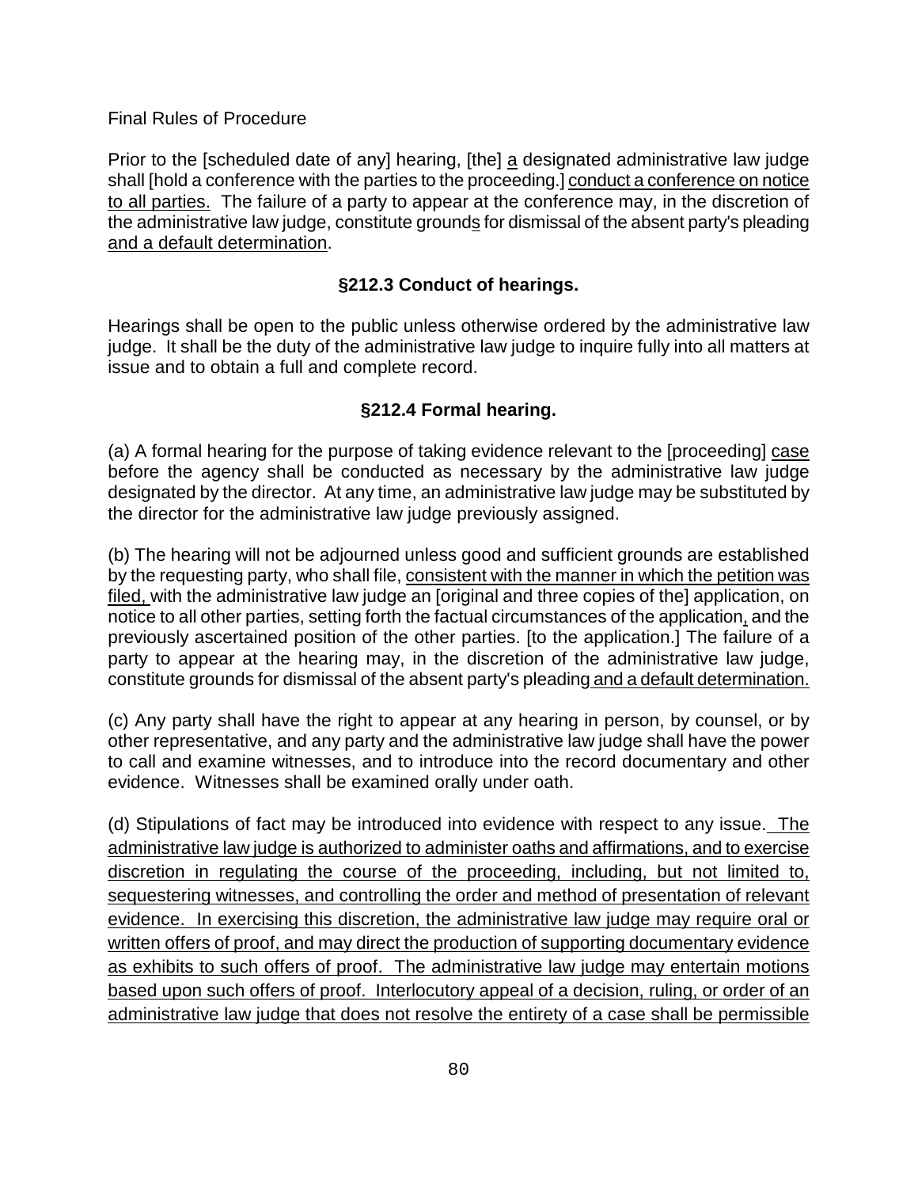Final Rules of Procedure

Prior to the [scheduled date of any] hearing, [the] a designated administrative law judge shall [hold a conference with the parties to the proceeding.] conduct a conference on notice to all parties. The failure of a party to appear at the conference may, in the discretion of the administrative law judge, constitute grounds for dismissal of the absent party's pleading and a default determination.

### §212.3 Conduct of hearings.

Hearings shall be open to the public unless otherwise ordered by the administrative law judge. It shall be the duty of the administrative law judge to inquire fully into all matters at issue and to obtain a full and complete record.

### §212.4 Formal hearing.

(a) A formal hearing for the purpose of taking evidence relevant to the [proceeding] case before the agency shall be conducted as necessary by the administrative law judge designated by the director. At any time, an administrative law judge may be substituted by the director for the administrative law judge previously assigned.

(b) The hearing will not be adjourned unless good and sufficient grounds are established by the requesting party, who shall file, consistent with the manner in which the petition was filed, with the administrative law judge an [original and three copies of the] application, on notice to all other parties, setting forth the factual circumstances of the application, and the previously ascertained position of the other parties. [to the application.] The failure of a party to appear at the hearing may, in the discretion of the administrative law judge, constitute grounds for dismissal of the absent party's pleading and a default determination.

(c) Any party shall have the right to appear at any hearing in person, by counsel, or by other representative, and any party and the administrative law judge shall have the power to call and examine witnesses, and to introduce into the record documentary and other evidence. Witnesses shall be examined orally under oath.

(d) Stipulations of fact may be introduced into evidence with respect to any issue. The administrative law judge is authorized to administer oaths and affirmations, and to exercise discretion in regulating the course of the proceeding, including, but not limited to, sequestering witnesses, and controlling the order and method of presentation of relevant evidence. In exercising this discretion, the administrative law judge may require oral or written offers of proof, and may direct the production of supporting documentary evidence as exhibits to such offers of proof. The administrative law judge may entertain motions based upon such offers of proof. Interlocutory appeal of a decision, ruling, or order of an administrative law judge that does not resolve the entirety of a case shall be permissible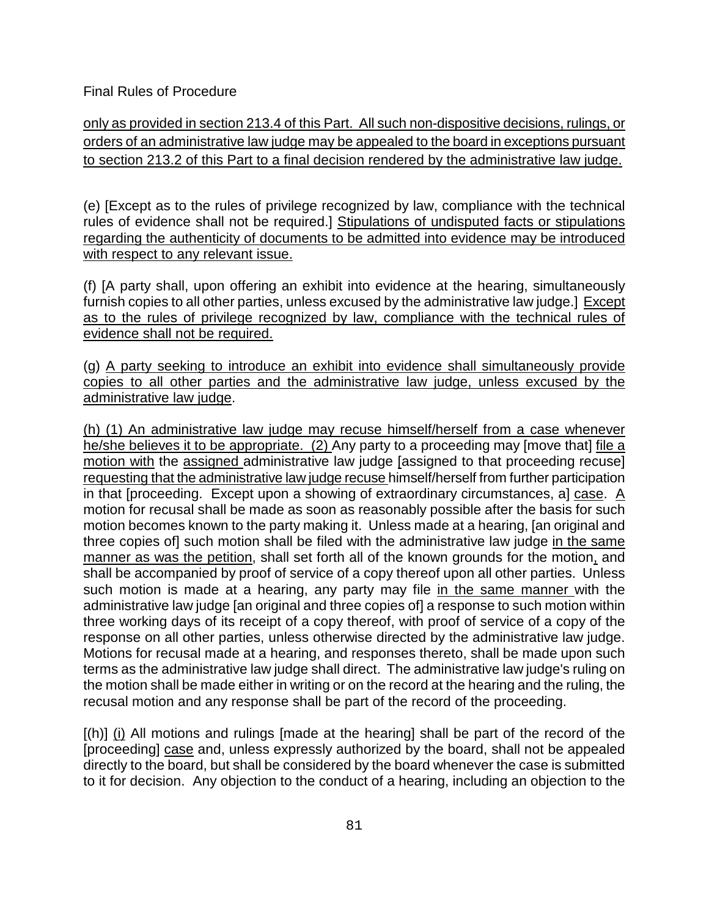<u>only as provided in section 213.4 of this Part. All such non-dispositive decisions, rulings, or orders of an administrative law judge may be appealed to the board in exceptions pursuant to section 213.2 of this Part to a final decision rendered by the administrative law judge.</u>

(e) [Except as to the rules of privilege recognized by law, compliance with the technical rules of evidence shall not be required.] <u>Stipulations of undisputed facts or stipulations regarding the authenticity of documents to be admitted into evidence may be introduced with respect to any relevant issue.</u>

(f) [A party shall, upon offering an exhibit into evidence at the hearing, simultaneously furnish copies to all other parties, unless excused by the administrative law judge.] <u>Except as to the rules of privilege recognized by law, compliance with the technical rules of evidence shall not be required.</u>

(g) <u>A party seeking to introduce an exhibit into evidence shall simultaneously provide copies to all other parties and the administrative law judge, unless excused by the administrative law judge</u>.

<u>(h) (1) An administrative law judge may recuse himself/herself from a case whenever he/she believes it to be appropriate. (2)</u> Any party to a proceeding may [move that] <u>file a motion with</u> the <u>assigned</u> administrative law judge [assigned to that proceeding recuse] <u>requesting that the administrative law judge recuse</u> himself/herself from further participation in that [proceeding. Except upon a showing of extraordinary circumstances, a] <u>case</u>. <u>A</u> motion for recusal shall be made as soon as reasonably possible after the basis for such motion becomes known to the party making it. Unless made at a hearing, [an original and three copies of] such motion shall be filed with the administrative law judge <u>in the same manner as was the petition</u>, shall set forth all of the known grounds for the motion<u>,</u> and shall be accompanied by proof of service of a copy thereof upon all other parties. Unless such motion is made at a hearing, any party may file <u>in the same manner</u> with the administrative law judge [an original and three copies of] a response to such motion within three working days of its receipt of a copy thereof, with proof of service of a copy of the response on all other parties, unless otherwise directed by the administrative law judge. Motions for recusal made at a hearing, and responses thereto, shall be made upon such terms as the administrative law judge shall direct. The administrative law judge's ruling on the motion shall be made either in writing or on the record at the hearing and the ruling, the recusal motion and any response shall be part of the record of the proceeding.

[(h)] <u>(i)</u> All motions and rulings [made at the hearing] shall be part of the record of the [proceeding] <u>case</u> and, unless expressly authorized by the board, shall not be appealed directly to the board, but shall be considered by the board whenever the case is submitted to it for decision. Any objection to the conduct of a hearing, including an objection to the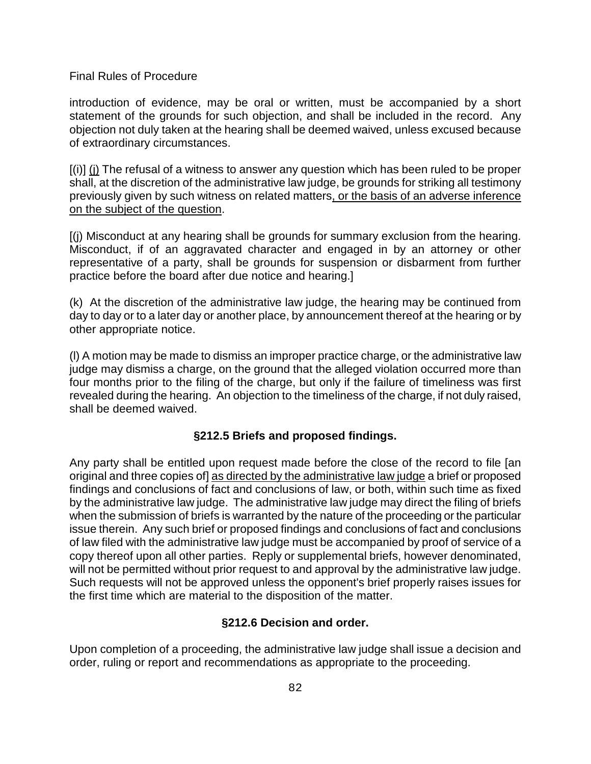introduction of evidence, may be oral or written, must be accompanied by a short statement of the grounds for such objection, and shall be included in the record. Any objection not duly taken at the hearing shall be deemed waived, unless excused because of extraordinary circumstances.

[(i)] <u>(j)</u> The refusal of a witness to answer any question which has been ruled to be proper shall, at the discretion of the administrative law judge, be grounds for striking all testimony previously given by such witness on related matters<u>, or the basis of an adverse inference on the subject of the question</u>.

[(j) Misconduct at any hearing shall be grounds for summary exclusion from the hearing. Misconduct, if of an aggravated character and engaged in by an attorney or other representative of a party, shall be grounds for suspension or disbarment from further practice before the board after due notice and hearing.]

(k) At the discretion of the administrative law judge, the hearing may be continued from day to day or to a later day or another place, by announcement thereof at the hearing or by other appropriate notice.

(l) A motion may be made to dismiss an improper practice charge, or the administrative law judge may dismiss a charge, on the ground that the alleged violation occurred more than four months prior to the filing of the charge, but only if the failure of timeliness was first revealed during the hearing. An objection to the timeliness of the charge, if not duly raised, shall be deemed waived.

### §212.5 Briefs and proposed findings.

Any party shall be entitled upon request made before the close of the record to file [an original and three copies of] <u>as directed by the administrative law judge</u> a brief or proposed findings and conclusions of fact and conclusions of law, or both, within such time as fixed by the administrative law judge. The administrative law judge may direct the filing of briefs when the submission of briefs is warranted by the nature of the proceeding or the particular issue therein. Any such brief or proposed findings and conclusions of fact and conclusions of law filed with the administrative law judge must be accompanied by proof of service of a copy thereof upon all other parties. Reply or supplemental briefs, however denominated, will not be permitted without prior request to and approval by the administrative law judge. Such requests will not be approved unless the opponent's brief properly raises issues for the first time which are material to the disposition of the matter.

### §212.6 Decision and order.

Upon completion of a proceeding, the administrative law judge shall issue a decision and order, ruling or report and recommendations as appropriate to the proceeding.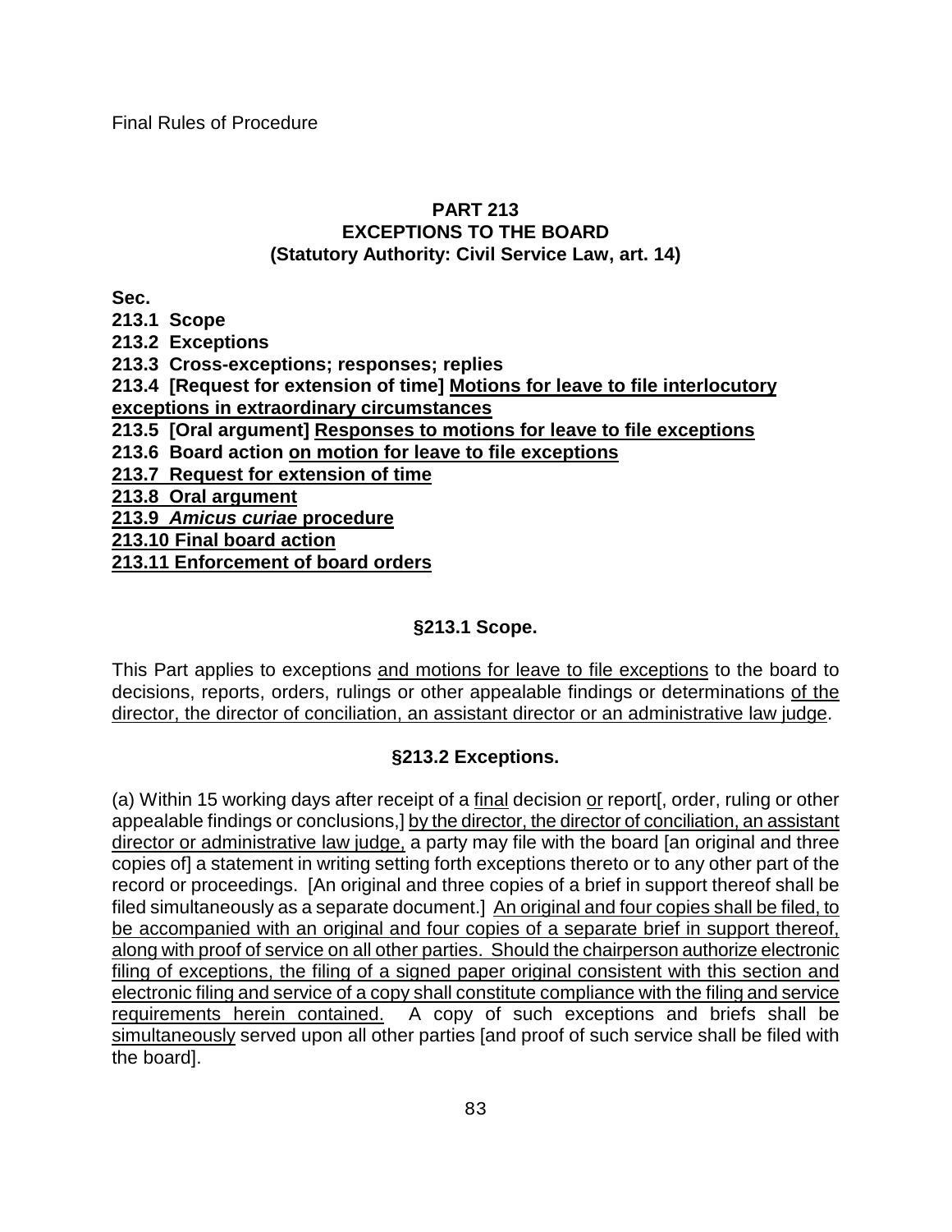## PART 213
## EXCEPTIONS TO THE BOARD
## (Statutory Authority: Civil Service Law, art. 14)

**Sec.**

**213.1 Scope**

**213.2 Exceptions**

**213.3 Cross-exceptions; responses; replies**

**213.4 [Request for extension of time] Motions for leave to file interlocutory exceptions in extraordinary circumstances**

**213.5 [Oral argument] Responses to motions for leave to file exceptions**

**213.6 Board action on motion for leave to file exceptions**

**213.7 Request for extension of time**

**213.8 Oral argument**

**213.9 *Amicus curiae* procedure**

**213.10 Final board action**

**213.11 Enforcement of board orders**

### §213.1 Scope.

This Part applies to exceptions and motions for leave to file exceptions to the board to decisions, reports, orders, rulings or other appealable findings or determinations of the director, the director of conciliation, an assistant director or an administrative law judge.

### §213.2 Exceptions.

(a) Within 15 working days after receipt of a final decision or report[, order, ruling or other appealable findings or conclusions,] by the director, the director of conciliation, an assistant director or administrative law judge, a party may file with the board [an original and three copies of] a statement in writing setting forth exceptions thereto or to any other part of the record or proceedings. [An original and three copies of a brief in support thereof shall be filed simultaneously as a separate document.] An original and four copies shall be filed, to be accompanied with an original and four copies of a separate brief in support thereof, along with proof of service on all other parties. Should the chairperson authorize electronic filing of exceptions, the filing of a signed paper original consistent with this section and electronic filing and service of a copy shall constitute compliance with the filing and service requirements herein contained. A copy of such exceptions and briefs shall be simultaneously served upon all other parties [and proof of such service shall be filed with the board].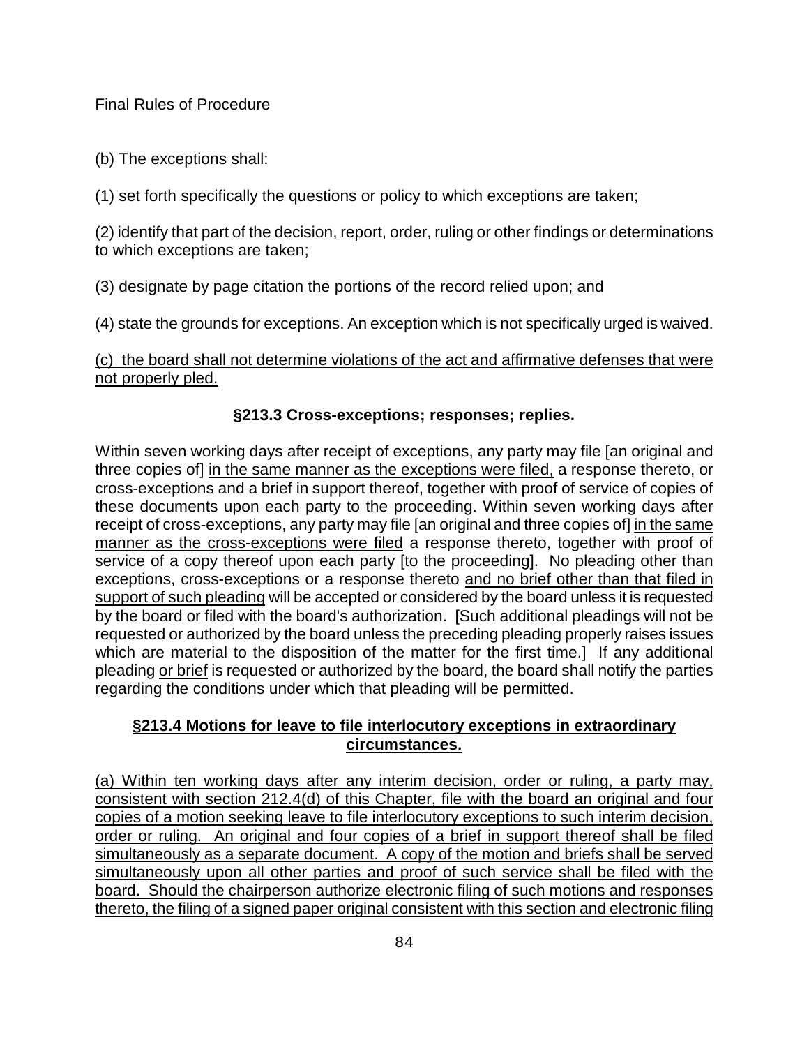(b) The exceptions shall:

(1) set forth specifically the questions or policy to which exceptions are taken;

(2) identify that part of the decision, report, order, ruling or other findings or determinations to which exceptions are taken;

(3) designate by page citation the portions of the record relied upon; and

(4) state the grounds for exceptions. An exception which is not specifically urged is waived.

<u>(c) the board shall not determine violations of the act and affirmative defenses that were not properly pled.</u>

### §213.3 Cross-exceptions; responses; replies.

Within seven working days after receipt of exceptions, any party may file [an original and three copies of] <u>in the same manner as the exceptions were filed,</u> a response thereto, or cross-exceptions and a brief in support thereof, together with proof of service of copies of these documents upon each party to the proceeding. Within seven working days after receipt of cross-exceptions, any party may file [an original and three copies of] <u>in the same manner as the cross-exceptions were filed</u> a response thereto, together with proof of service of a copy thereof upon each party [to the proceeding]. No pleading other than exceptions, cross-exceptions or a response thereto <u>and no brief other than that filed in support of such pleading</u> will be accepted or considered by the board unless it is requested by the board or filed with the board's authorization. [Such additional pleadings will not be requested or authorized by the board unless the preceding pleading properly raises issues which are material to the disposition of the matter for the first time.] If any additional pleading <u>or brief</u> is requested or authorized by the board, the board shall notify the parties regarding the conditions under which that pleading will be permitted.

### <u>§213.4 Motions for leave to file interlocutory exceptions in extraordinary circumstances.</u>

<u>(a) Within ten working days after any interim decision, order or ruling, a party may, consistent with section 212.4(d) of this Chapter, file with the board an original and four copies of a motion seeking leave to file interlocutory exceptions to such interim decision, order or ruling. An original and four copies of a brief in support thereof shall be filed simultaneously as a separate document. A copy of the motion and briefs shall be served simultaneously upon all other parties and proof of such service shall be filed with the board. Should the chairperson authorize electronic filing of such motions and responses thereto, the filing of a signed paper original consistent with this section and electronic filing</u>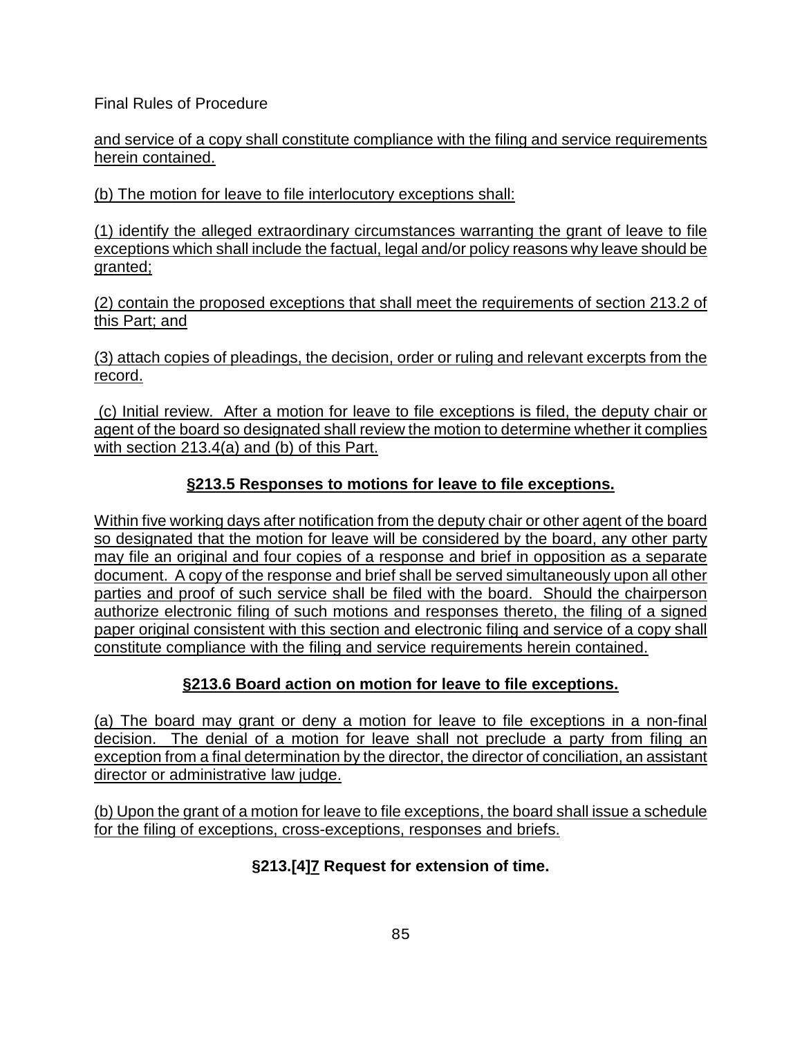and service of a copy shall constitute compliance with the filing and service requirements herein contained.

(b) The motion for leave to file interlocutory exceptions shall:

(1) identify the alleged extraordinary circumstances warranting the grant of leave to file exceptions which shall include the factual, legal and/or policy reasons why leave should be granted;

(2) contain the proposed exceptions that shall meet the requirements of section 213.2 of this Part; and

(3) attach copies of pleadings, the decision, order or ruling and relevant excerpts from the record.

(c) Initial review. After a motion for leave to file exceptions is filed, the deputy chair or agent of the board so designated shall review the motion to determine whether it complies with section 213.4(a) and (b) of this Part.

### §213.5 Responses to motions for leave to file exceptions.

Within five working days after notification from the deputy chair or other agent of the board so designated that the motion for leave will be considered by the board, any other party may file an original and four copies of a response and brief in opposition as a separate document. A copy of the response and brief shall be served simultaneously upon all other parties and proof of such service shall be filed with the board. Should the chairperson authorize electronic filing of such motions and responses thereto, the filing of a signed paper original consistent with this section and electronic filing and service of a copy shall constitute compliance with the filing and service requirements herein contained.

### §213.6 Board action on motion for leave to file exceptions.

(a) The board may grant or deny a motion for leave to file exceptions in a non-final decision. The denial of a motion for leave shall not preclude a party from filing an exception from a final determination by the director, the director of conciliation, an assistant director or administrative law judge.

(b) Upon the grant of a motion for leave to file exceptions, the board shall issue a schedule for the filing of exceptions, cross-exceptions, responses and briefs.

### §213.[4]7 Request for extension of time.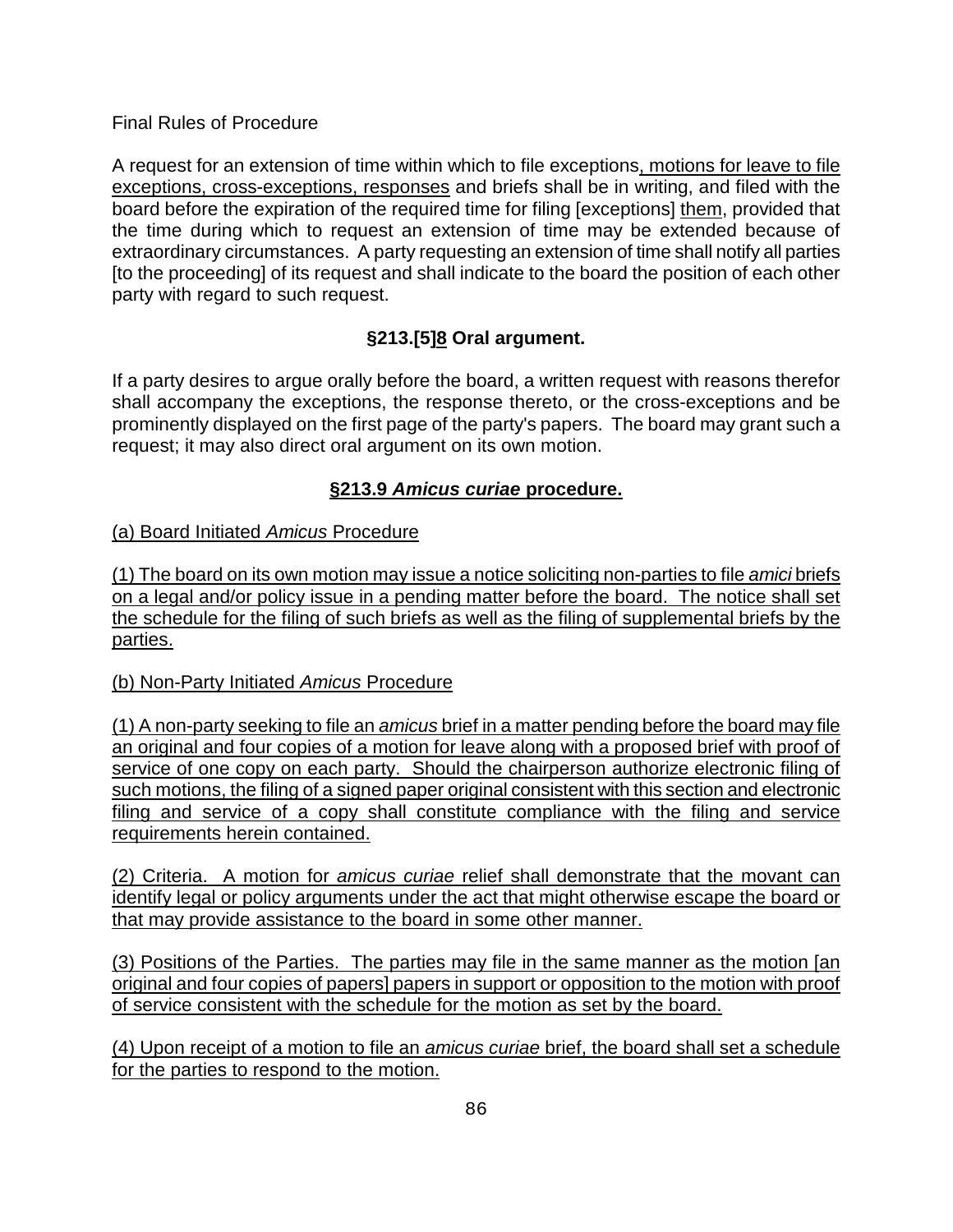Final Rules of Procedure

A request for an extension of time within which to file exceptions, motions for leave to file exceptions, cross-exceptions, responses and briefs shall be in writing, and filed with the board before the expiration of the required time for filing [exceptions] them, provided that the time during which to request an extension of time may be extended because of extraordinary circumstances. A party requesting an extension of time shall notify all parties [to the proceeding] of its request and shall indicate to the board the position of each other party with regard to such request.

### §213.[5]8 Oral argument.

If a party desires to argue orally before the board, a written request with reasons therefor shall accompany the exceptions, the response thereto, or the cross-exceptions and be prominently displayed on the first page of the party's papers. The board may grant such a request; it may also direct oral argument on its own motion.

### §213.9 *Amicus curiae* procedure.

(a) Board Initiated *Amicus* Procedure

(1) The board on its own motion may issue a notice soliciting non-parties to file *amici* briefs on a legal and/or policy issue in a pending matter before the board. The notice shall set the schedule for the filing of such briefs as well as the filing of supplemental briefs by the parties.

(b) Non-Party Initiated *Amicus* Procedure

(1) A non-party seeking to file an *amicus* brief in a matter pending before the board may file an original and four copies of a motion for leave along with a proposed brief with proof of service of one copy on each party. Should the chairperson authorize electronic filing of such motions, the filing of a signed paper original consistent with this section and electronic filing and service of a copy shall constitute compliance with the filing and service requirements herein contained.

(2) Criteria. A motion for *amicus curiae* relief shall demonstrate that the movant can identify legal or policy arguments under the act that might otherwise escape the board or that may provide assistance to the board in some other manner.

(3) Positions of the Parties. The parties may file in the same manner as the motion [an original and four copies of papers] papers in support or opposition to the motion with proof of service consistent with the schedule for the motion as set by the board.

(4) Upon receipt of a motion to file an *amicus curiae* brief, the board shall set a schedule for the parties to respond to the motion.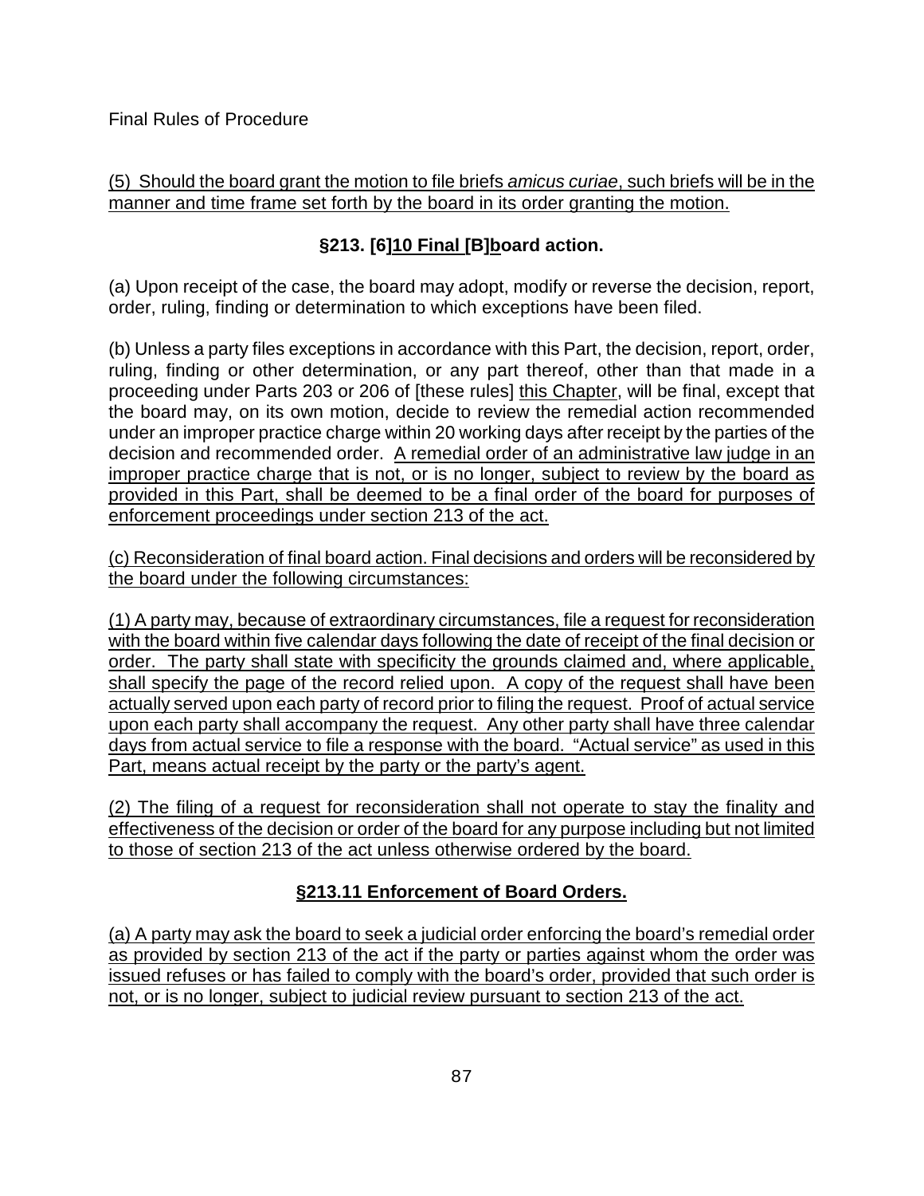(5) Should the board grant the motion to file briefs *amicus curiae*, such briefs will be in the manner and time frame set forth by the board in its order granting the motion.

## §213. [6]10 Final [B]board action.

(a) Upon receipt of the case, the board may adopt, modify or reverse the decision, report, order, ruling, finding or determination to which exceptions have been filed.

(b) Unless a party files exceptions in accordance with this Part, the decision, report, order, ruling, finding or other determination, or any part thereof, other than that made in a proceeding under Parts 203 or 206 of [these rules] this Chapter, will be final, except that the board may, on its own motion, decide to review the remedial action recommended under an improper practice charge within 20 working days after receipt by the parties of the decision and recommended order. A remedial order of an administrative law judge in an improper practice charge that is not, or is no longer, subject to review by the board as provided in this Part, shall be deemed to be a final order of the board for purposes of enforcement proceedings under section 213 of the act.

(c) Reconsideration of final board action. Final decisions and orders will be reconsidered by the board under the following circumstances:

(1) A party may, because of extraordinary circumstances, file a request for reconsideration with the board within five calendar days following the date of receipt of the final decision or order. The party shall state with specificity the grounds claimed and, where applicable, shall specify the page of the record relied upon. A copy of the request shall have been actually served upon each party of record prior to filing the request. Proof of actual service upon each party shall accompany the request. Any other party shall have three calendar days from actual service to file a response with the board. "Actual service" as used in this Part, means actual receipt by the party or the party's agent.

(2) The filing of a request for reconsideration shall not operate to stay the finality and effectiveness of the decision or order of the board for any purpose including but not limited to those of section 213 of the act unless otherwise ordered by the board.

## §213.11 Enforcement of Board Orders.

(a) A party may ask the board to seek a judicial order enforcing the board's remedial order as provided by section 213 of the act if the party or parties against whom the order was issued refuses or has failed to comply with the board's order, provided that such order is not, or is no longer, subject to judicial review pursuant to section 213 of the act.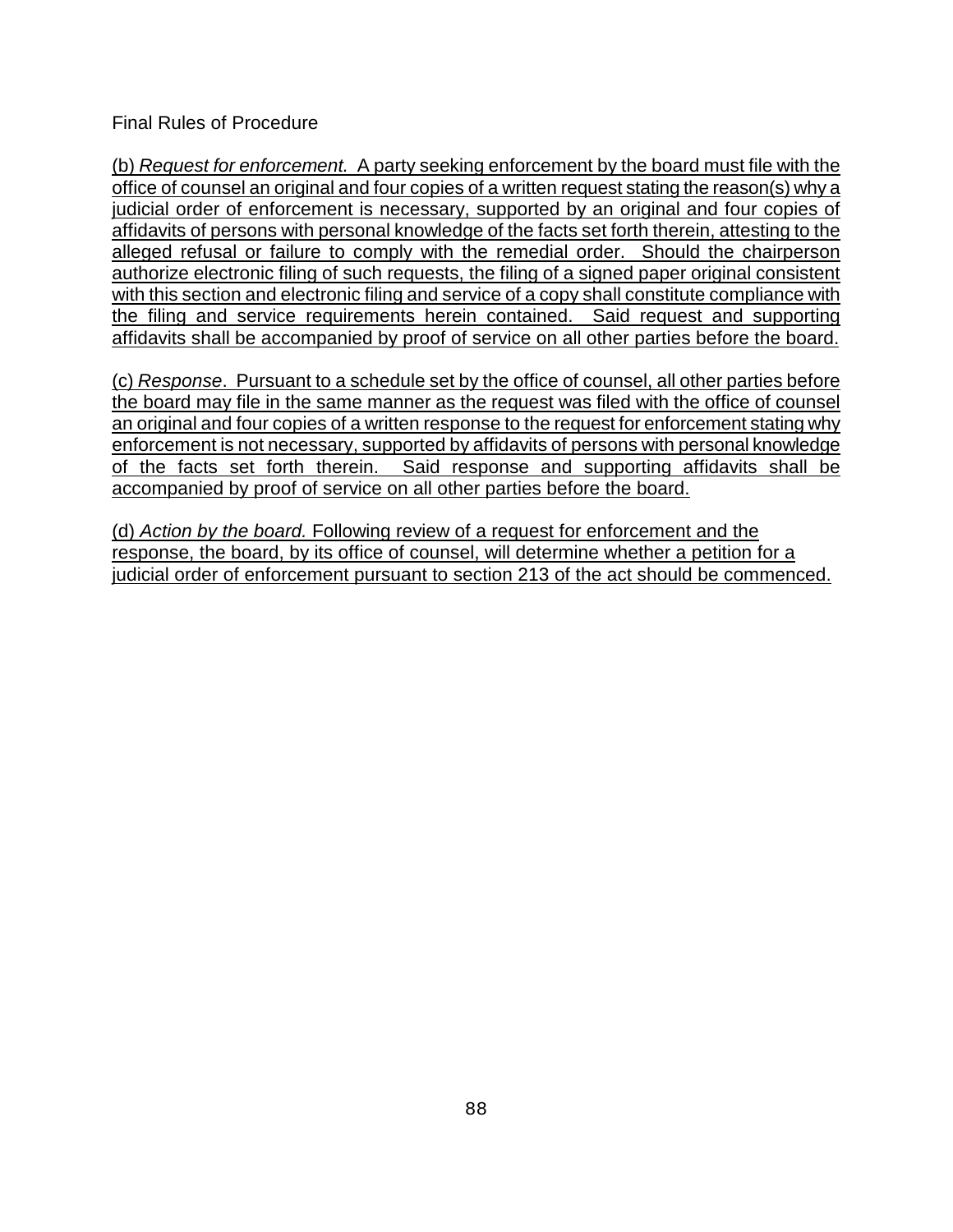(b) *Request for enforcement.* A party seeking enforcement by the board must file with the office of counsel an original and four copies of a written request stating the reason(s) why a judicial order of enforcement is necessary, supported by an original and four copies of affidavits of persons with personal knowledge of the facts set forth therein, attesting to the alleged refusal or failure to comply with the remedial order. Should the chairperson authorize electronic filing of such requests, the filing of a signed paper original consistent with this section and electronic filing and service of a copy shall constitute compliance with the filing and service requirements herein contained. Said request and supporting affidavits shall be accompanied by proof of service on all other parties before the board.

(c) *Response*. Pursuant to a schedule set by the office of counsel, all other parties before the board may file in the same manner as the request was filed with the office of counsel an original and four copies of a written response to the request for enforcement stating why enforcement is not necessary, supported by affidavits of persons with personal knowledge of the facts set forth therein. Said response and supporting affidavits shall be accompanied by proof of service on all other parties before the board.

(d) *Action by the board.* Following review of a request for enforcement and the response, the board, by its office of counsel, will determine whether a petition for a judicial order of enforcement pursuant to section 213 of the act should be commenced.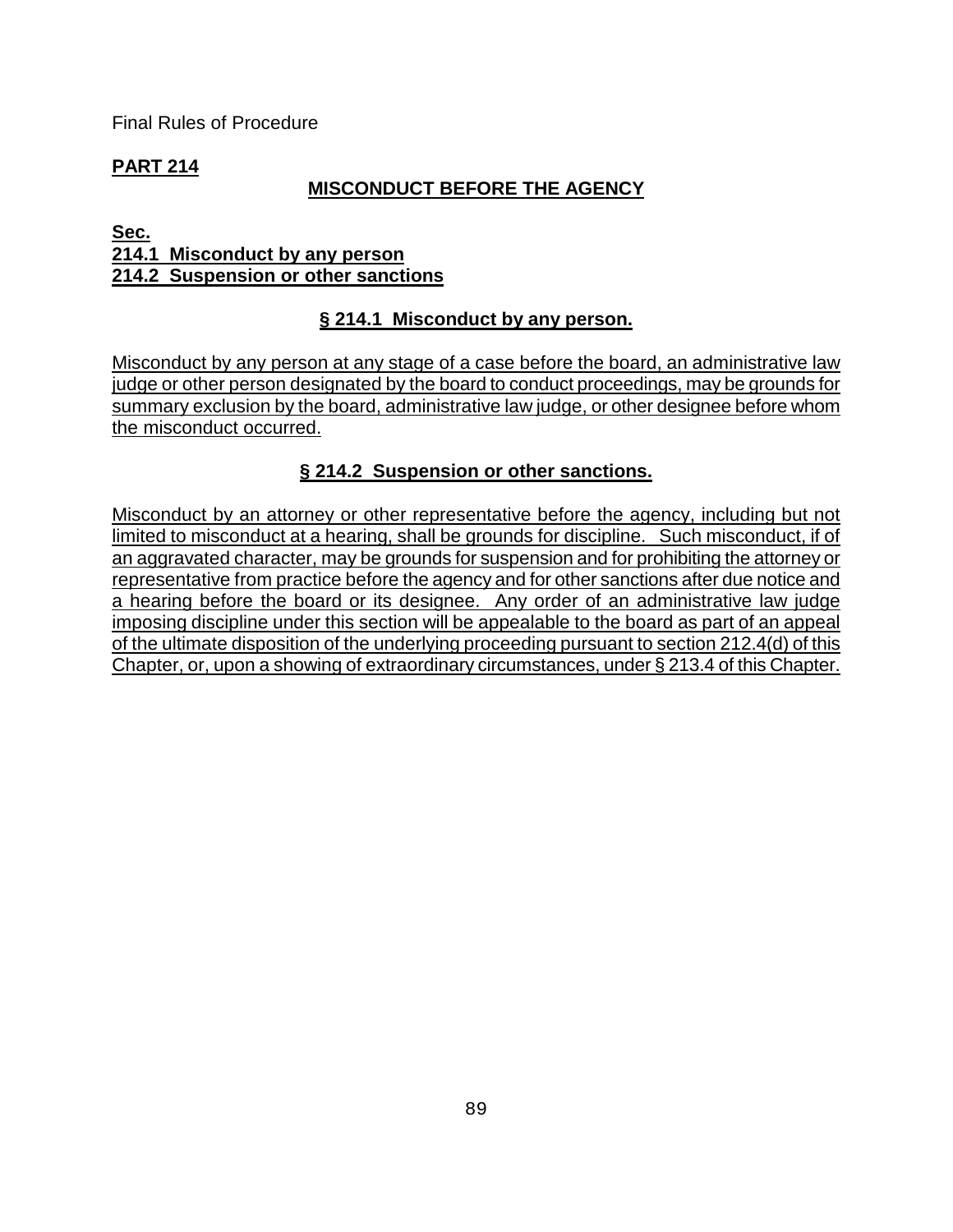Final Rules of Procedure

**PART 214**

## MISCONDUCT BEFORE THE AGENCY

**Sec.**
**214.1 Misconduct by any person**
**214.2 Suspension or other sanctions**

### § 214.1 Misconduct by any person.

Misconduct by any person at any stage of a case before the board, an administrative law judge or other person designated by the board to conduct proceedings, may be grounds for summary exclusion by the board, administrative law judge, or other designee before whom the misconduct occurred.

### § 214.2 Suspension or other sanctions.

Misconduct by an attorney or other representative before the agency, including but not limited to misconduct at a hearing, shall be grounds for discipline. Such misconduct, if of an aggravated character, may be grounds for suspension and for prohibiting the attorney or representative from practice before the agency and for other sanctions after due notice and a hearing before the board or its designee. Any order of an administrative law judge imposing discipline under this section will be appealable to the board as part of an appeal of the ultimate disposition of the underlying proceeding pursuant to section 212.4(d) of this Chapter, or, upon a showing of extraordinary circumstances, under § 213.4 of this Chapter.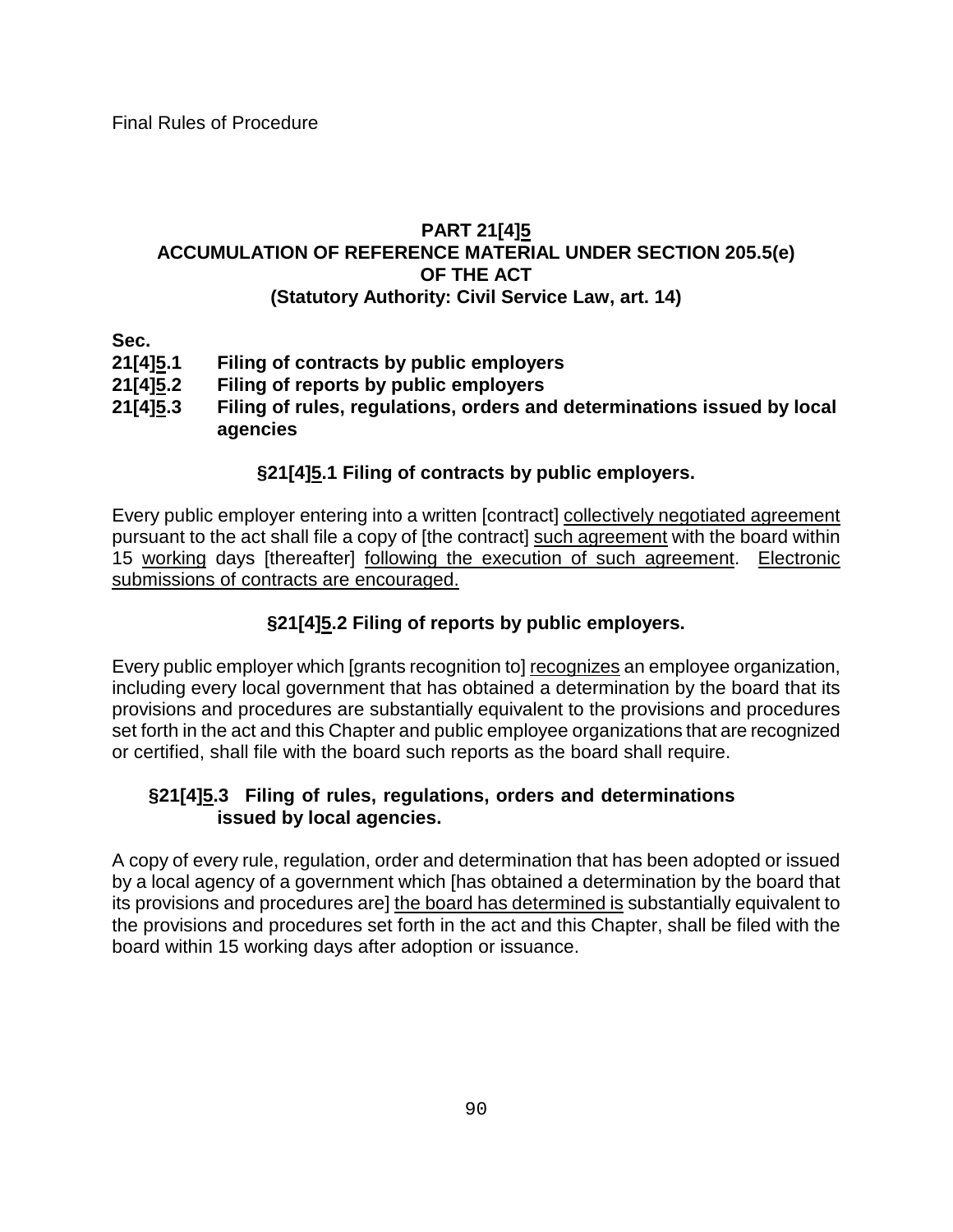Final Rules of Procedure

## PART 21[4]5
## ACCUMULATION OF REFERENCE MATERIAL UNDER SECTION 205.5(e) OF THE ACT
## (Statutory Authority: Civil Service Law, art. 14)

**Sec.**

**21[4]5.1 Filing of contracts by public employers**

**21[4]5.2 Filing of reports by public employers**

**21[4]5.3 Filing of rules, regulations, orders and determinations issued by local agencies**

### §21[4]5.1 Filing of contracts by public employers.

Every public employer entering into a written [contract] collectively negotiated agreement pursuant to the act shall file a copy of [the contract] such agreement with the board within 15 working days [thereafter] following the execution of such agreement. Electronic submissions of contracts are encouraged.

### §21[4]5.2 Filing of reports by public employers.

Every public employer which [grants recognition to] recognizes an employee organization, including every local government that has obtained a determination by the board that its provisions and procedures are substantially equivalent to the provisions and procedures set forth in the act and this Chapter and public employee organizations that are recognized or certified, shall file with the board such reports as the board shall require.

### §21[4]5.3 Filing of rules, regulations, orders and determinations issued by local agencies.

A copy of every rule, regulation, order and determination that has been adopted or issued by a local agency of a government which [has obtained a determination by the board that its provisions and procedures are] the board has determined is substantially equivalent to the provisions and procedures set forth in the act and this Chapter, shall be filed with the board within 15 working days after adoption or issuance.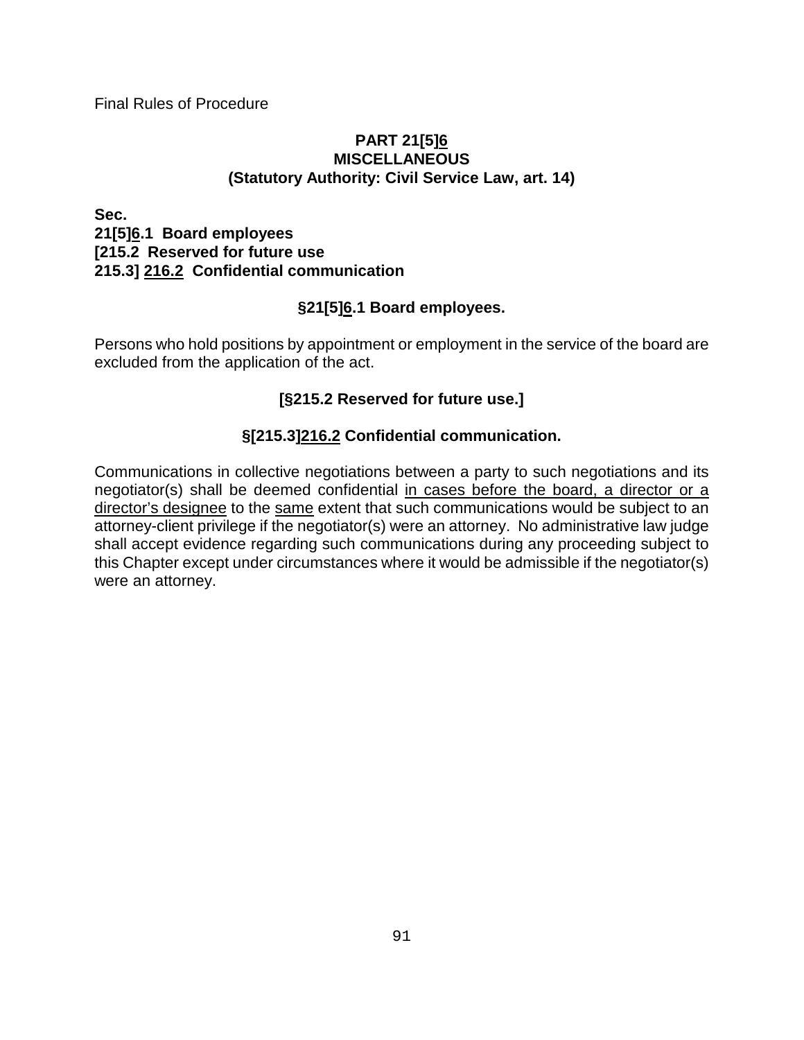Final Rules of Procedure

## PART 21[5]<u>6</u>
## MISCELLANEOUS
## (Statutory Authority: Civil Service Law, art. 14)

**Sec.**
**21[5]<u>6</u>.1 Board employees**
**[215.2 Reserved for future use**
**215.3] <u>216.2</u> Confidential communication**

### §21[5]<u>6</u>.1 Board employees.

Persons who hold positions by appointment or employment in the service of the board are excluded from the application of the act.

### [§215.2 Reserved for future use.]

### §[215.3]<u>216.2</u> Confidential communication.

Communications in collective negotiations between a party to such negotiations and its negotiator(s) shall be deemed confidential <u>in cases before the board, a director or a director's designee</u> to the <u>same</u> extent that such communications would be subject to an attorney-client privilege if the negotiator(s) were an attorney. No administrative law judge shall accept evidence regarding such communications during any proceeding subject to this Chapter except under circumstances where it would be admissible if the negotiator(s) were an attorney.